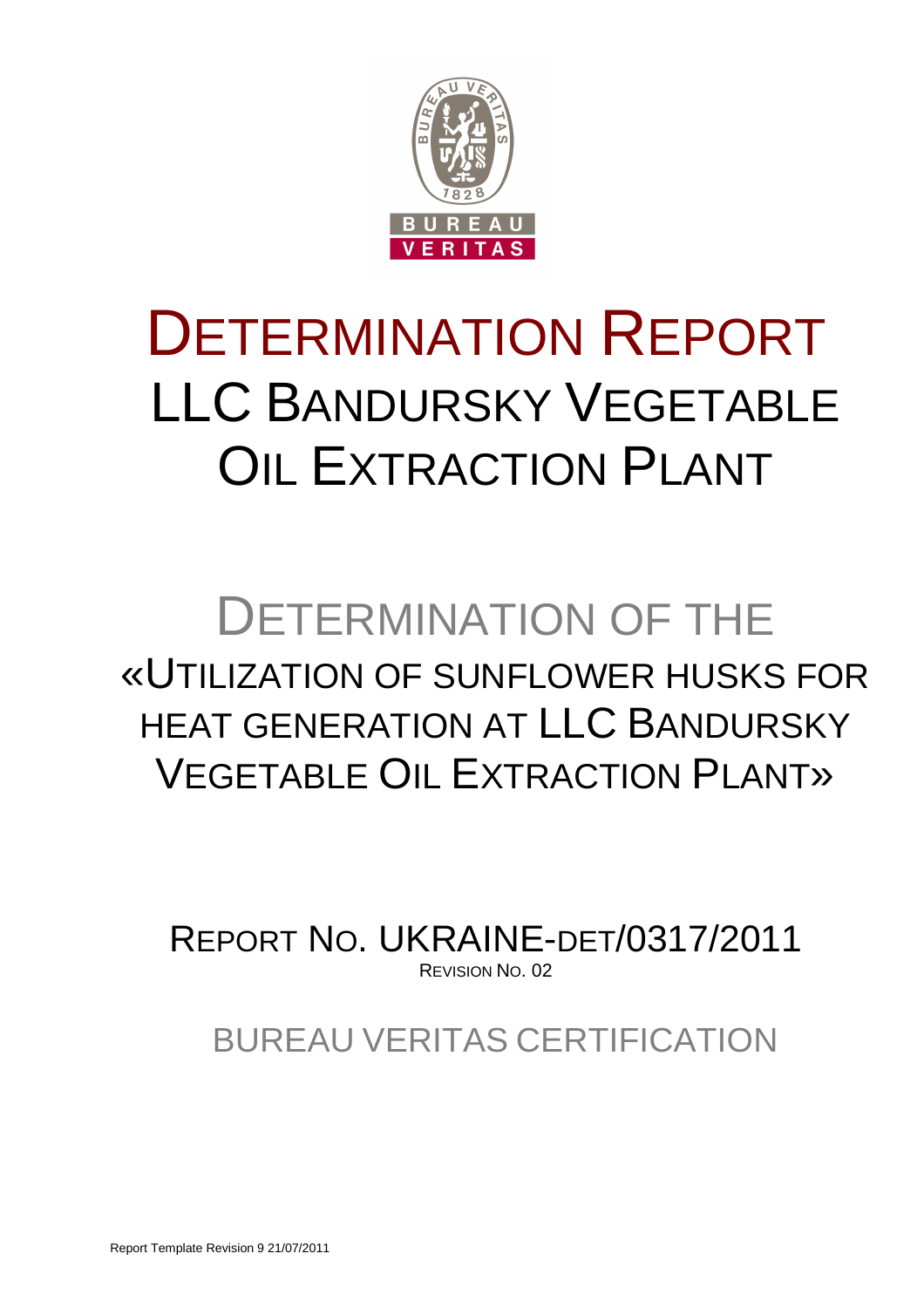# DETERMINATION REPORT

# LLC BANDURSKY VEGETABLE OIL EXTRACTION PLANT

## DETERMINATION OF THE

## «UTILIZATION OF SUNFLOWER HUSKS FOR HEAT GENERATION AT LLC BANDURSKY VEGETABLE OIL EXTRACTION PLANT»

REPORT NO. UKRAINE-DET/0317/2011

REVISION NO. 02

BUREAU VERITAS CERTIFICATION

Report Template Revision 9 21/07/2011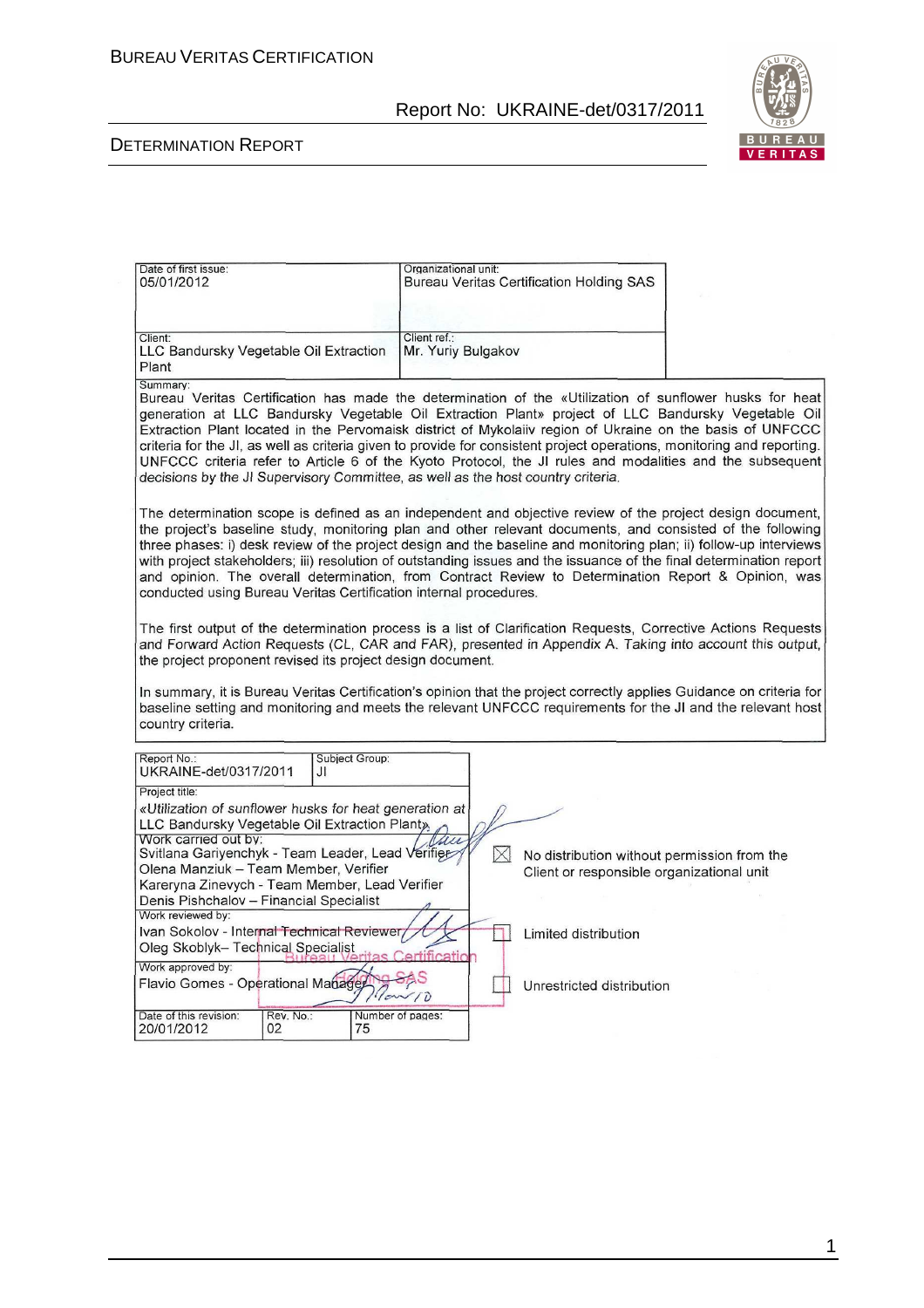| Date of first issue: 05/01/2012 | Organizational unit: Bureau Veritas Certification Holding SAS |
|---|---|
| Client: LLC Bandursky Vegetable Oil Extraction Plant | Client ref.: Mr. Yuriy Bulgakov |

Summary:

Bureau Veritas Certification has made the determination of the «Utilization of sunflower husks for heat generation at LLC Bandursky Vegetable Oil Extraction Plant» project of LLC Bandursky Vegetable Oil Extraction Plant located in the Pervomaisk district of Mykolaiiv region of Ukraine on the basis of UNFCCC criteria for the JI, as well as criteria given to provide for consistent project operations, monitoring and reporting. UNFCCC criteria refer to Article 6 of the Kyoto Protocol, the JI rules and modalities and the subsequent decisions by the JI Supervisory Committee, as well as the host country criteria.

The determination scope is defined as an independent and objective review of the project design document, the project's baseline study, monitoring plan and other relevant documents, and consisted of the following three phases: i) desk review of the project design and the baseline and monitoring plan; ii) follow-up interviews with project stakeholders; iii) resolution of outstanding issues and the issuance of the final determination report and opinion. The overall determination, from Contract Review to Determination Report & Opinion, was conducted using Bureau Veritas Certification internal procedures.

The first output of the determination process is a list of Clarification Requests, Corrective Actions Requests and Forward Action Requests (CL, CAR and FAR), presented in Appendix A. Taking into account this output, the project proponent revised its project design document.

In summary, it is Bureau Veritas Certification's opinion that the project correctly applies Guidance on criteria for baseline setting and monitoring and meets the relevant UNFCCC requirements for the JI and the relevant host country criteria.

| Report No.: UKRAINE-det/0317/2011 | Subject Group: JI |
|---|---|

Project title:

*«Utilization of sunflower husks for heat generation at LLC Bandursky Vegetable Oil Extraction Plant»*

Work carried out by:

Svitlana Gariyenchyk - Team Leader, Lead Verifier
Olena Manziuk – Team Member, Verifier
Kareryna Zinevych - Team Member, Lead Verifier
Denis Pishchalov – Financial Specialist

Work reviewed by:

Ivan Sokolov - Internal Technical Reviewer
Oleg Skoblyk– Technical Specialist

Work approved by:

Flavio Gomes - Operational Manager

| Date of this revision: 20/01/2012 | Rev. No.: 02 | Number of pages: 75 |
|---|---|---|

☒ No distribution without permission from the Client or responsible organizational unit

☐ Limited distribution

☐ Unrestricted distribution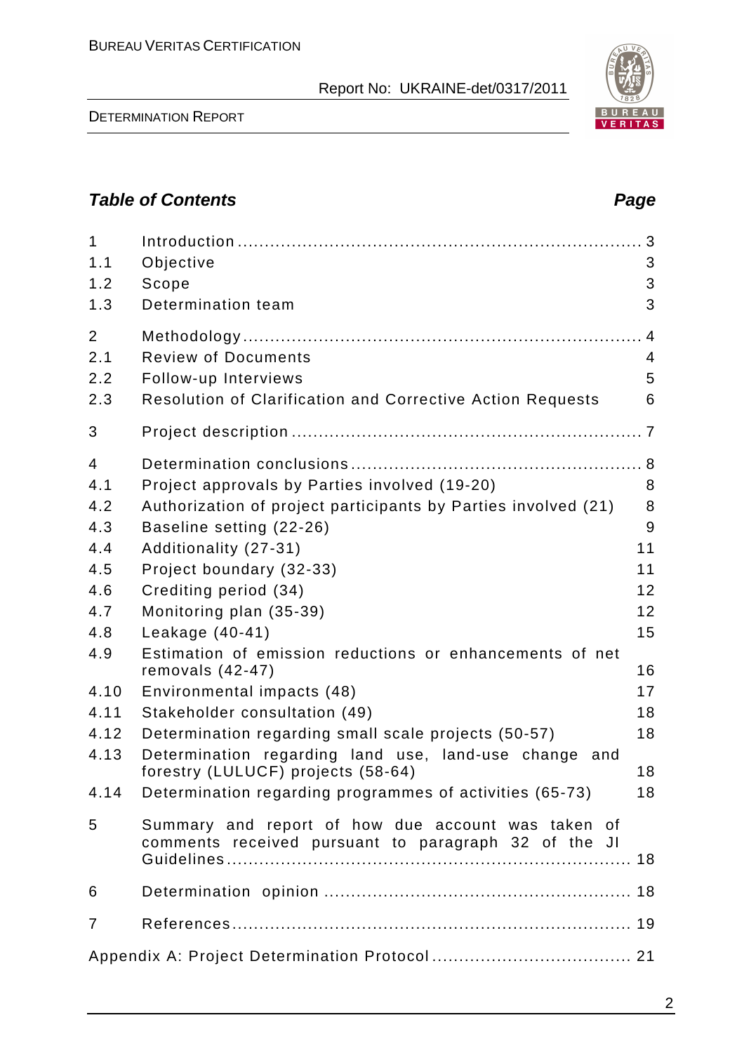## Table of Contents

| | | Page |
|---|---|---|
| 1 | Introduction | 3 |
| 1.1 | Objective | 3 |
| 1.2 | Scope | 3 |
| 1.3 | Determination team | 3 |
| 2 | Methodology | 4 |
| 2.1 | Review of Documents | 4 |
| 2.2 | Follow-up Interviews | 5 |
| 2.3 | Resolution of Clarification and Corrective Action Requests | 6 |
| 3 | Project description | 7 |
| 4 | Determination conclusions | 8 |
| 4.1 | Project approvals by Parties involved (19-20) | 8 |
| 4.2 | Authorization of project participants by Parties involved (21) | 8 |
| 4.3 | Baseline setting (22-26) | 9 |
| 4.4 | Additionality (27-31) | 11 |
| 4.5 | Project boundary (32-33) | 11 |
| 4.6 | Crediting period (34) | 12 |
| 4.7 | Monitoring plan (35-39) | 12 |
| 4.8 | Leakage (40-41) | 15 |
| 4.9 | Estimation of emission reductions or enhancements of net removals (42-47) | 16 |
| 4.10 | Environmental impacts (48) | 17 |
| 4.11 | Stakeholder consultation (49) | 18 |
| 4.12 | Determination regarding small scale projects (50-57) | 18 |
| 4.13 | Determination regarding land use, land-use change and forestry (LULUCF) projects (58-64) | 18 |
| 4.14 | Determination regarding programmes of activities (65-73) | 18 |
| 5 | Summary and report of how due account was taken of comments received pursuant to paragraph 32 of the JI Guidelines | 18 |
| 6 | Determination opinion | 18 |
| 7 | References | 19 |
| | Appendix A: Project Determination Protocol | 21 |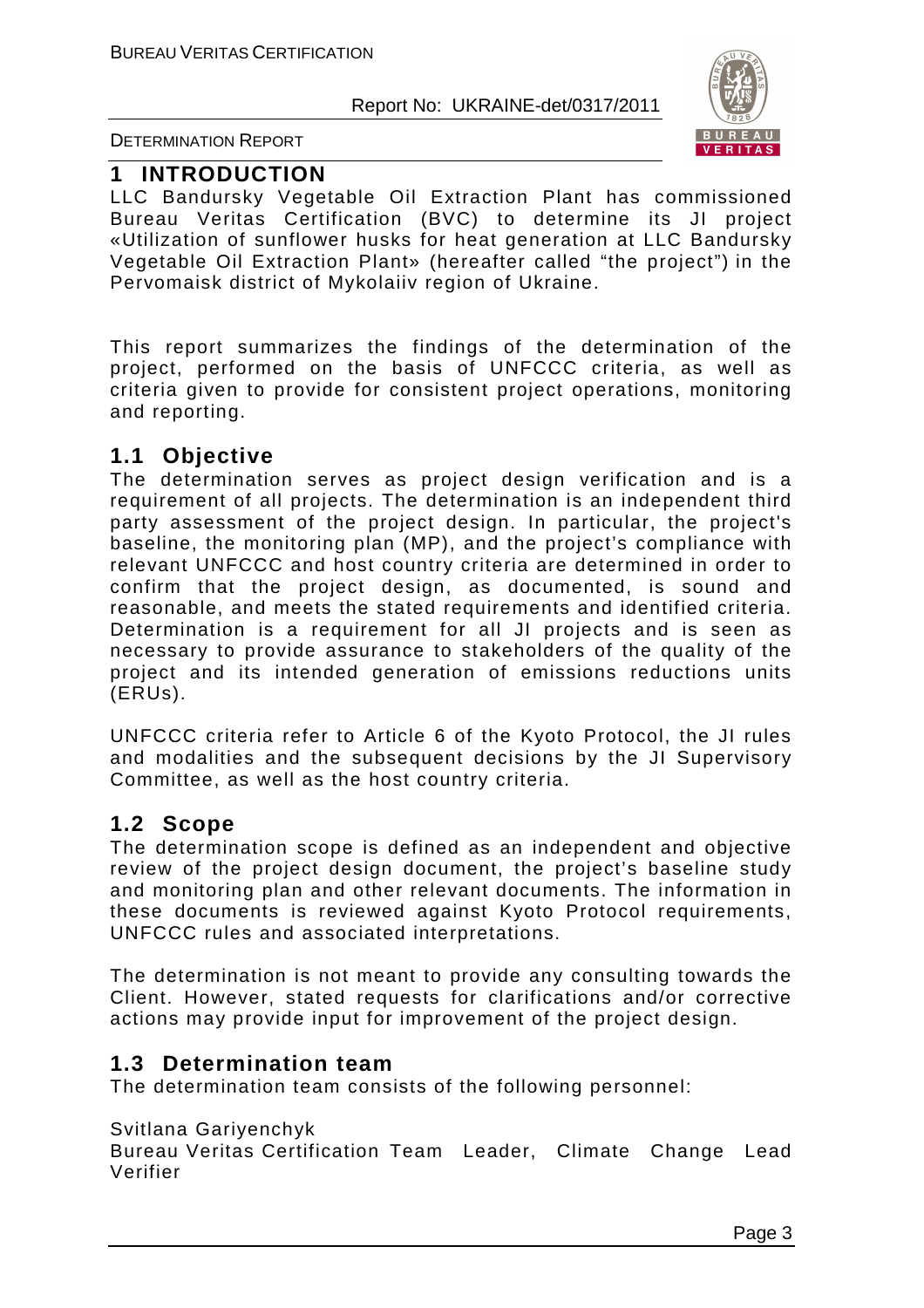# 1 INTRODUCTION

LLC Bandursky Vegetable Oil Extraction Plant has commissioned Bureau Veritas Certification (BVC) to determine its JI project «Utilization of sunflower husks for heat generation at LLC Bandursky Vegetable Oil Extraction Plant» (hereafter called "the project") in the Pervomaisk district of Mykolaiiv region of Ukraine.

This report summarizes the findings of the determination of the project, performed on the basis of UNFCCC criteria, as well as criteria given to provide for consistent project operations, monitoring and reporting.

## 1.1 Objective

The determination serves as project design verification and is a requirement of all projects. The determination is an independent third party assessment of the project design. In particular, the project's baseline, the monitoring plan (MP), and the project's compliance with relevant UNFCCC and host country criteria are determined in order to confirm that the project design, as documented, is sound and reasonable, and meets the stated requirements and identified criteria. Determination is a requirement for all JI projects and is seen as necessary to provide assurance to stakeholders of the quality of the project and its intended generation of emissions reductions units (ERUs).

UNFCCC criteria refer to Article 6 of the Kyoto Protocol, the JI rules and modalities and the subsequent decisions by the JI Supervisory Committee, as well as the host country criteria.

## 1.2 Scope

The determination scope is defined as an independent and objective review of the project design document, the project's baseline study and monitoring plan and other relevant documents. The information in these documents is reviewed against Kyoto Protocol requirements, UNFCCC rules and associated interpretations.

The determination is not meant to provide any consulting towards the Client. However, stated requests for clarifications and/or corrective actions may provide input for improvement of the project design.

## 1.3 Determination team

The determination team consists of the following personnel:

Svitlana Gariyenchyk
Bureau Veritas Certification Team Leader, Climate Change Lead Verifier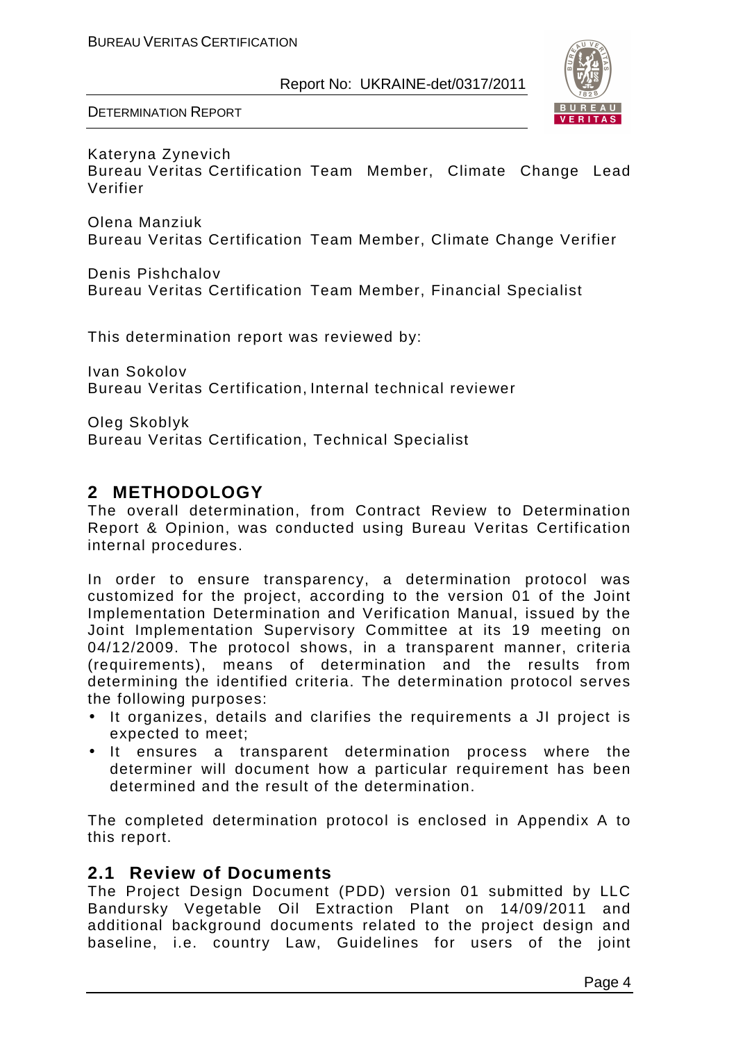Kateryna Zynevich
Bureau Veritas Certification Team Member, Climate Change Lead Verifier

Olena Manziuk
Bureau Veritas Certification Team Member, Climate Change Verifier

Denis Pishchalov
Bureau Veritas Certification Team Member, Financial Specialist

This determination report was reviewed by:

Ivan Sokolov
Bureau Veritas Certification, Internal technical reviewer

Oleg Skoblyk
Bureau Veritas Certification, Technical Specialist

## 2 METHODOLOGY

The overall determination, from Contract Review to Determination Report & Opinion, was conducted using Bureau Veritas Certification internal procedures.

In order to ensure transparency, a determination protocol was customized for the project, according to the version 01 of the Joint Implementation Determination and Verification Manual, issued by the Joint Implementation Supervisory Committee at its 19 meeting on 04/12/2009. The protocol shows, in a transparent manner, criteria (requirements), means of determination and the results from determining the identified criteria. The determination protocol serves the following purposes:

- It organizes, details and clarifies the requirements a JI project is expected to meet;
- It ensures a transparent determination process where the determiner will document how a particular requirement has been determined and the result of the determination.

The completed determination protocol is enclosed in Appendix A to this report.

### 2.1 Review of Documents

The Project Design Document (PDD) version 01 submitted by LLC Bandursky Vegetable Oil Extraction Plant on 14/09/2011 and additional background documents related to the project design and baseline, i.e. country Law, Guidelines for users of the joint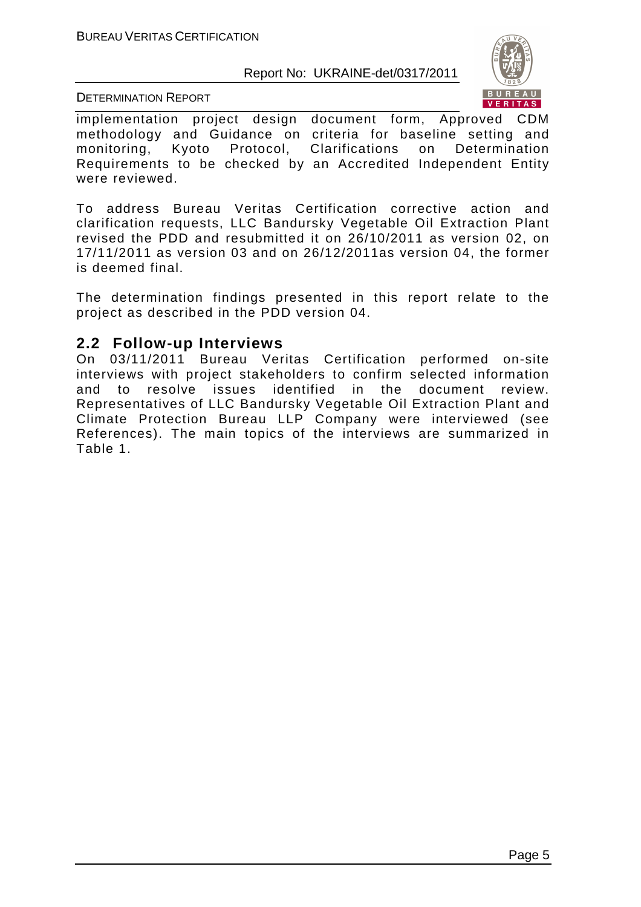implementation project design document form, Approved CDM methodology and Guidance on criteria for baseline setting and monitoring, Kyoto Protocol, Clarifications on Determination Requirements to be checked by an Accredited Independent Entity were reviewed.

To address Bureau Veritas Certification corrective action and clarification requests, LLC Bandursky Vegetable Oil Extraction Plant revised the PDD and resubmitted it on 26/10/2011 as version 02, on 17/11/2011 as version 03 and on 26/12/2011as version 04, the former is deemed final.

The determination findings presented in this report relate to the project as described in the PDD version 04.

## 2.2 Follow-up Interviews

On 03/11/2011 Bureau Veritas Certification performed on-site interviews with project stakeholders to confirm selected information and to resolve issues identified in the document review. Representatives of LLC Bandursky Vegetable Oil Extraction Plant and Climate Protection Bureau LLP Company were interviewed (see References). The main topics of the interviews are summarized in Table 1.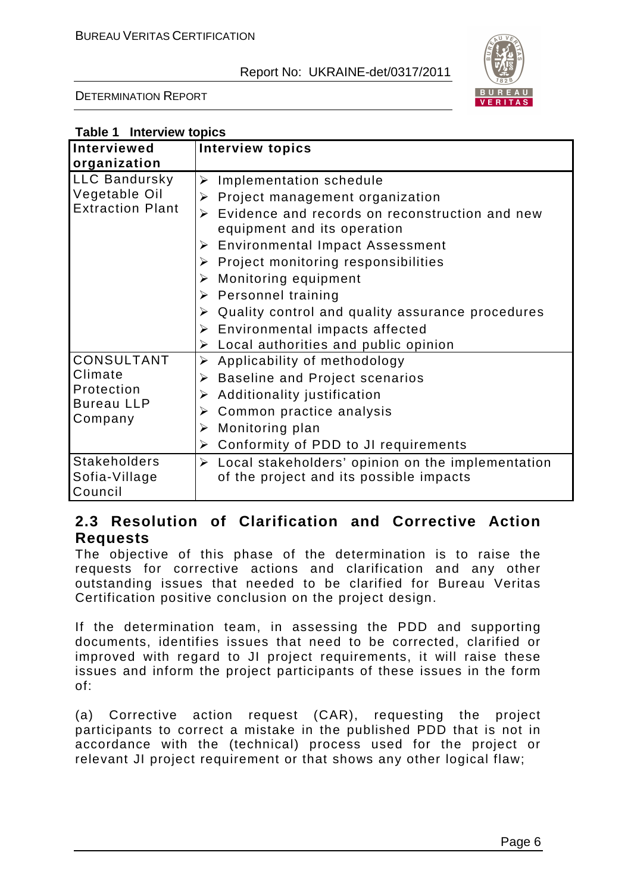**Table 1 Interview topics**

| Interviewed organization | Interview topics |
|---|---|
| LLC Bandursky Vegetable Oil Extraction Plant | ➢ Implementation schedule<br>➢ Project management organization<br>➢ Evidence and records on reconstruction and new equipment and its operation<br>➢ Environmental Impact Assessment<br>➢ Project monitoring responsibilities<br>➢ Monitoring equipment<br>➢ Personnel training<br>➢ Quality control and quality assurance procedures<br>➢ Environmental impacts affected<br>➢ Local authorities and public opinion |
| CONSULTANT Climate Protection Bureau LLP Company | ➢ Applicability of methodology<br>➢ Baseline and Project scenarios<br>➢ Additionality justification<br>➢ Common practice analysis<br>➢ Monitoring plan<br>➢ Conformity of PDD to JI requirements |
| Stakeholders Sofia-Village Council | ➢ Local stakeholders' opinion on the implementation of the project and its possible impacts |

## 2.3 Resolution of Clarification and Corrective Action Requests

The objective of this phase of the determination is to raise the requests for corrective actions and clarification and any other outstanding issues that needed to be clarified for Bureau Veritas Certification positive conclusion on the project design.

If the determination team, in assessing the PDD and supporting documents, identifies issues that need to be corrected, clarified or improved with regard to JI project requirements, it will raise these issues and inform the project participants of these issues in the form of:

(a) Corrective action request (CAR), requesting the project participants to correct a mistake in the published PDD that is not in accordance with the (technical) process used for the project or relevant JI project requirement or that shows any other logical flaw;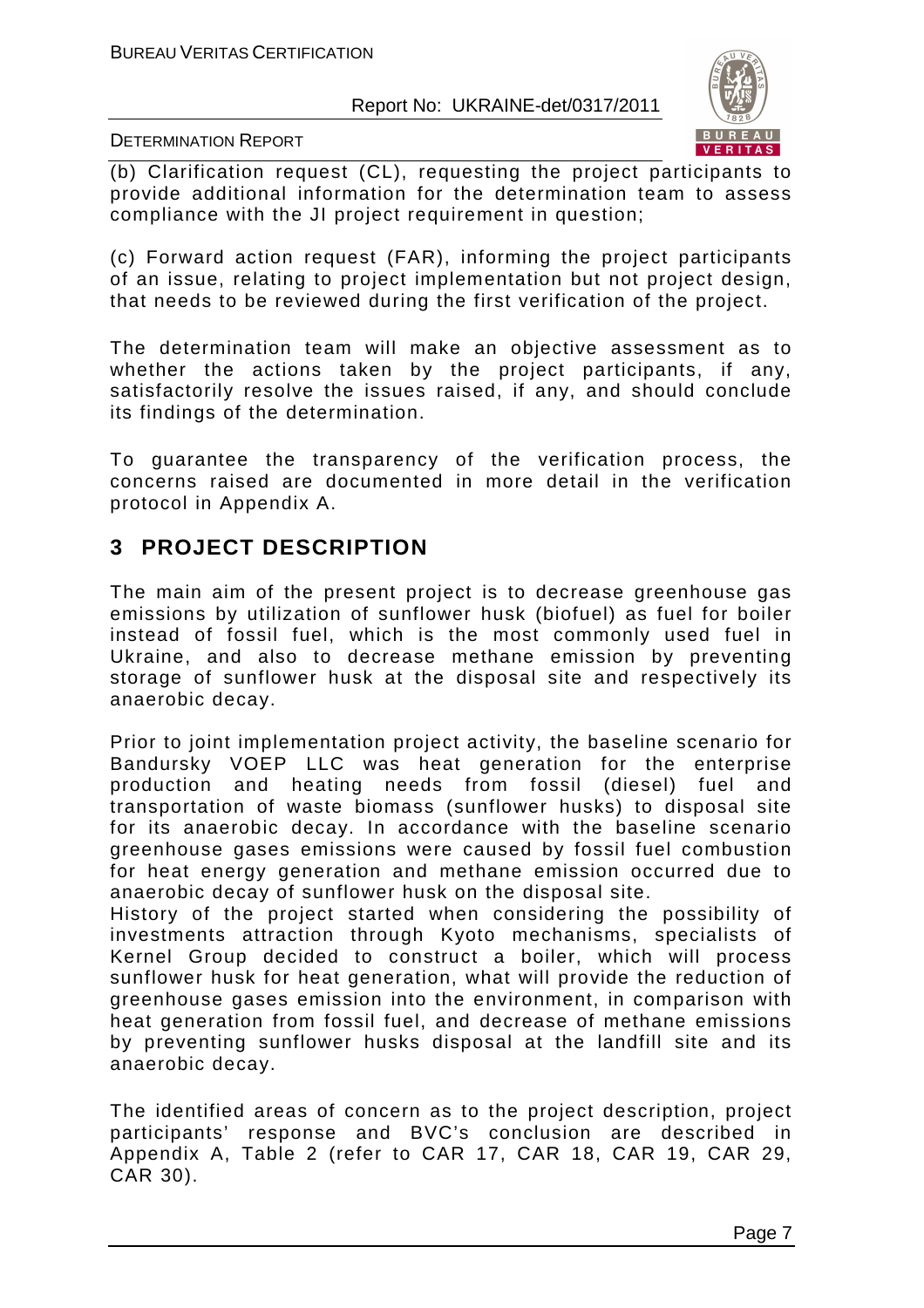(b) Clarification request (CL), requesting the project participants to provide additional information for the determination team to assess compliance with the JI project requirement in question;

(c) Forward action request (FAR), informing the project participants of an issue, relating to project implementation but not project design, that needs to be reviewed during the first verification of the project.

The determination team will make an objective assessment as to whether the actions taken by the project participants, if any, satisfactorily resolve the issues raised, if any, and should conclude its findings of the determination.

To guarantee the transparency of the verification process, the concerns raised are documented in more detail in the verification protocol in Appendix A.

## 3 PROJECT DESCRIPTION

The main aim of the present project is to decrease greenhouse gas emissions by utilization of sunflower husk (biofuel) as fuel for boiler instead of fossil fuel, which is the most commonly used fuel in Ukraine, and also to decrease methane emission by preventing storage of sunflower husk at the disposal site and respectively its anaerobic decay.

Prior to joint implementation project activity, the baseline scenario for Bandursky VOEP LLC was heat generation for the enterprise production and heating needs from fossil (diesel) fuel and transportation of waste biomass (sunflower husks) to disposal site for its anaerobic decay. In accordance with the baseline scenario greenhouse gases emissions were caused by fossil fuel combustion for heat energy generation and methane emission occurred due to anaerobic decay of sunflower husk on the disposal site.
History of the project started when considering the possibility of investments attraction through Kyoto mechanisms, specialists of Kernel Group decided to construct a boiler, which will process sunflower husk for heat generation, what will provide the reduction of greenhouse gases emission into the environment, in comparison with heat generation from fossil fuel, and decrease of methane emissions by preventing sunflower husks disposal at the landfill site and its anaerobic decay.

The identified areas of concern as to the project description, project participants' response and BVC's conclusion are described in Appendix A, Table 2 (refer to CAR 17, CAR 18, CAR 19, CAR 29, CAR 30).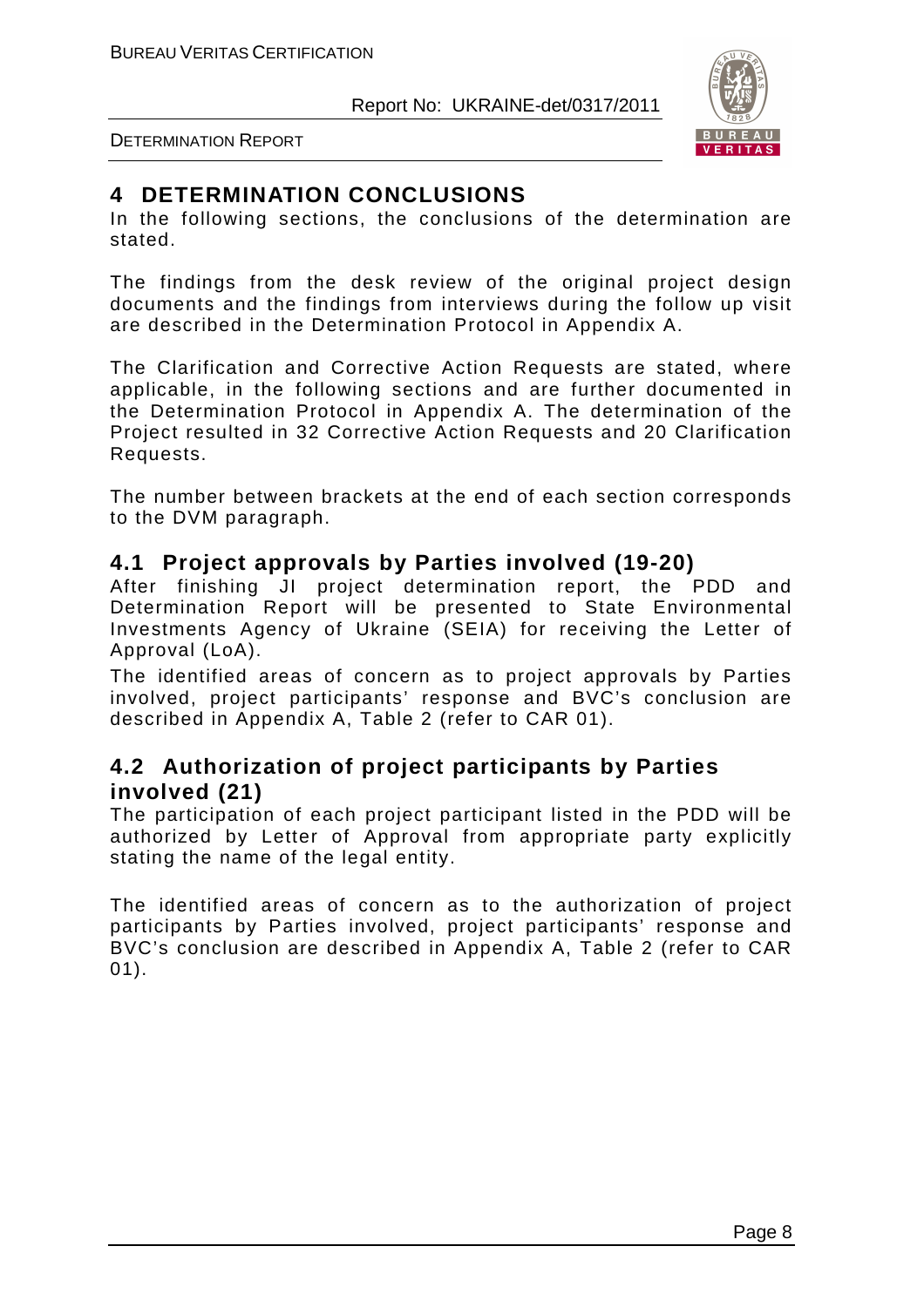# 4 DETERMINATION CONCLUSIONS

In the following sections, the conclusions of the determination are stated.

The findings from the desk review of the original project design documents and the findings from interviews during the follow up visit are described in the Determination Protocol in Appendix A.

The Clarification and Corrective Action Requests are stated, where applicable, in the following sections and are further documented in the Determination Protocol in Appendix A. The determination of the Project resulted in 32 Corrective Action Requests and 20 Clarification Requests.

The number between brackets at the end of each section corresponds to the DVM paragraph.

## 4.1 Project approvals by Parties involved (19-20)

After finishing JI project determination report, the PDD and Determination Report will be presented to State Environmental Investments Agency of Ukraine (SEIA) for receiving the Letter of Approval (LoA).

The identified areas of concern as to project approvals by Parties involved, project participants' response and BVC's conclusion are described in Appendix A, Table 2 (refer to CAR 01).

## 4.2 Authorization of project participants by Parties involved (21)

The participation of each project participant listed in the PDD will be authorized by Letter of Approval from appropriate party explicitly stating the name of the legal entity.

The identified areas of concern as to the authorization of project participants by Parties involved, project participants' response and BVC's conclusion are described in Appendix A, Table 2 (refer to CAR 01).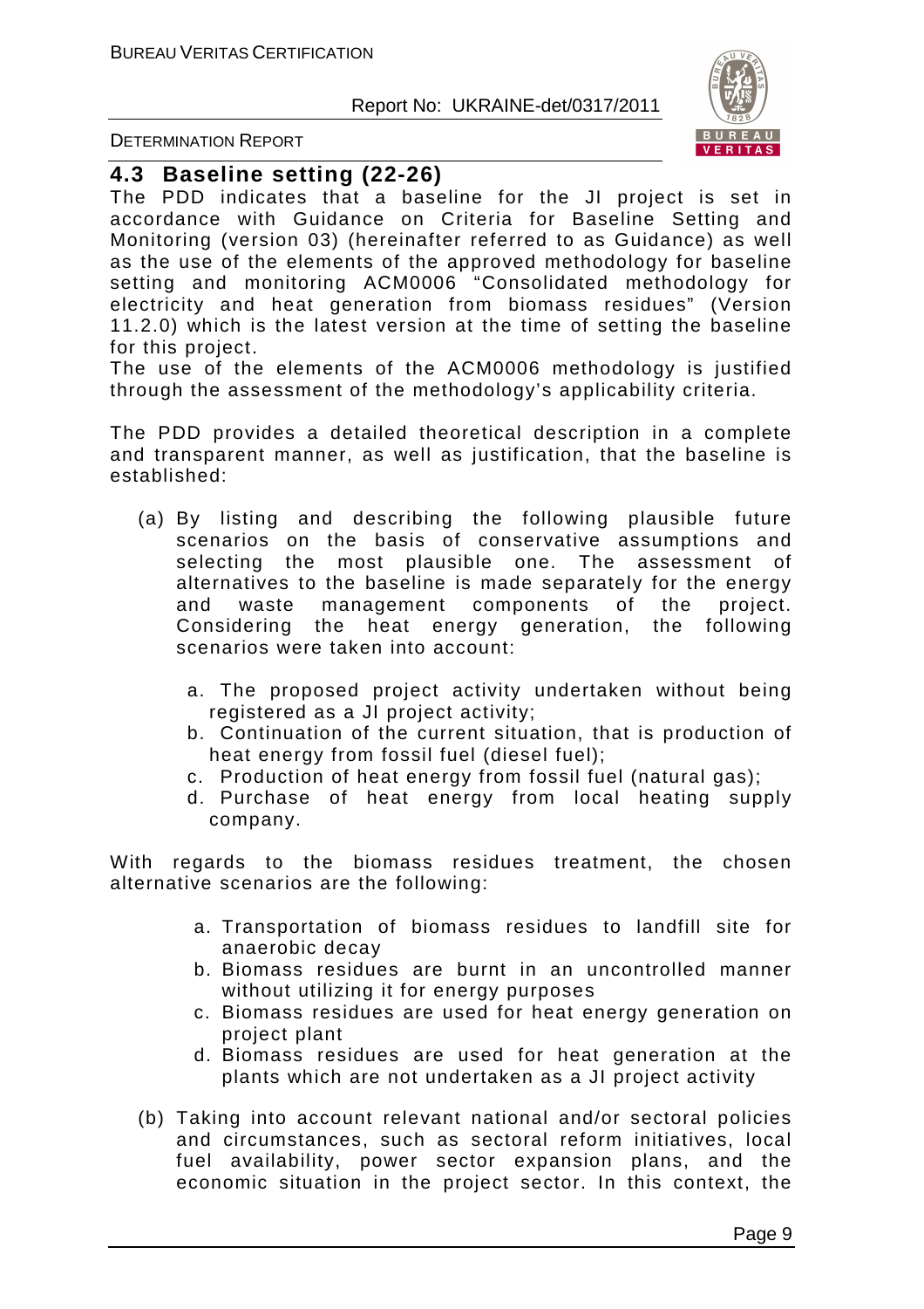## 4.3 Baseline setting (22-26)

The PDD indicates that a baseline for the JI project is set in accordance with Guidance on Criteria for Baseline Setting and Monitoring (version 03) (hereinafter referred to as Guidance) as well as the use of the elements of the approved methodology for baseline setting and monitoring ACM0006 "Consolidated methodology for electricity and heat generation from biomass residues" (Version 11.2.0) which is the latest version at the time of setting the baseline for this project.

The use of the elements of the ACM0006 methodology is justified through the assessment of the methodology's applicability criteria.

The PDD provides a detailed theoretical description in a complete and transparent manner, as well as justification, that the baseline is established:

(a) By listing and describing the following plausible future scenarios on the basis of conservative assumptions and selecting the most plausible one. The assessment of alternatives to the baseline is made separately for the energy and waste management components of the project. Considering the heat energy generation, the following scenarios were taken into account:

   a. The proposed project activity undertaken without being registered as a JI project activity;
   b. Continuation of the current situation, that is production of heat energy from fossil fuel (diesel fuel);
   c. Production of heat energy from fossil fuel (natural gas);
   d. Purchase of heat energy from local heating supply company.

With regards to the biomass residues treatment, the chosen alternative scenarios are the following:

   a. Transportation of biomass residues to landfill site for anaerobic decay
   b. Biomass residues are burnt in an uncontrolled manner without utilizing it for energy purposes
   c. Biomass residues are used for heat energy generation on project plant
   d. Biomass residues are used for heat generation at the plants which are not undertaken as a JI project activity

(b) Taking into account relevant national and/or sectoral policies and circumstances, such as sectoral reform initiatives, local fuel availability, power sector expansion plans, and the economic situation in the project sector. In this context, the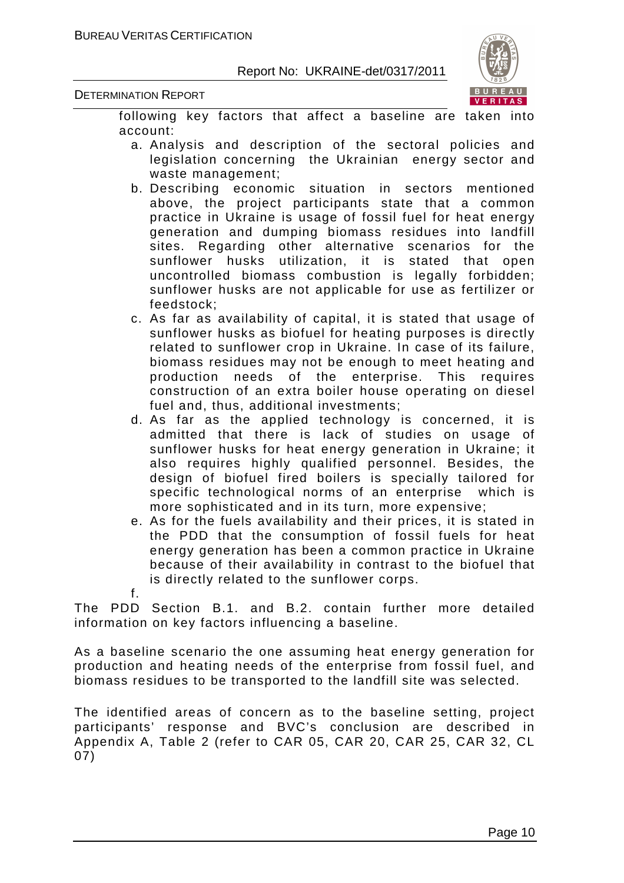following key factors that affect a baseline are taken into account:

a. Analysis and description of the sectoral policies and legislation concerning the Ukrainian energy sector and waste management;
b. Describing economic situation in sectors mentioned above, the project participants state that a common practice in Ukraine is usage of fossil fuel for heat energy generation and dumping biomass residues into landfill sites. Regarding other alternative scenarios for the sunflower husks utilization, it is stated that open uncontrolled biomass combustion is legally forbidden; sunflower husks are not applicable for use as fertilizer or feedstock;
c. As far as availability of capital, it is stated that usage of sunflower husks as biofuel for heating purposes is directly related to sunflower crop in Ukraine. In case of its failure, biomass residues may not be enough to meet heating and production needs of the enterprise. This requires construction of an extra boiler house operating on diesel fuel and, thus, additional investments;
d. As far as the applied technology is concerned, it is admitted that there is lack of studies on usage of sunflower husks for heat energy generation in Ukraine; it also requires highly qualified personnel. Besides, the design of biofuel fired boilers is specially tailored for specific technological norms of an enterprise which is more sophisticated and in its turn, more expensive;
e. As for the fuels availability and their prices, it is stated in the PDD that the consumption of fossil fuels for heat energy generation has been a common practice in Ukraine because of their availability in contrast to the biofuel that is directly related to the sunflower corps.
f.

The PDD Section B.1. and B.2. contain further more detailed information on key factors influencing a baseline.

As a baseline scenario the one assuming heat energy generation for production and heating needs of the enterprise from fossil fuel, and biomass residues to be transported to the landfill site was selected.

The identified areas of concern as to the baseline setting, project participants' response and BVC's conclusion are described in Appendix A, Table 2 (refer to CAR 05, CAR 20, CAR 25, CAR 32, CL 07)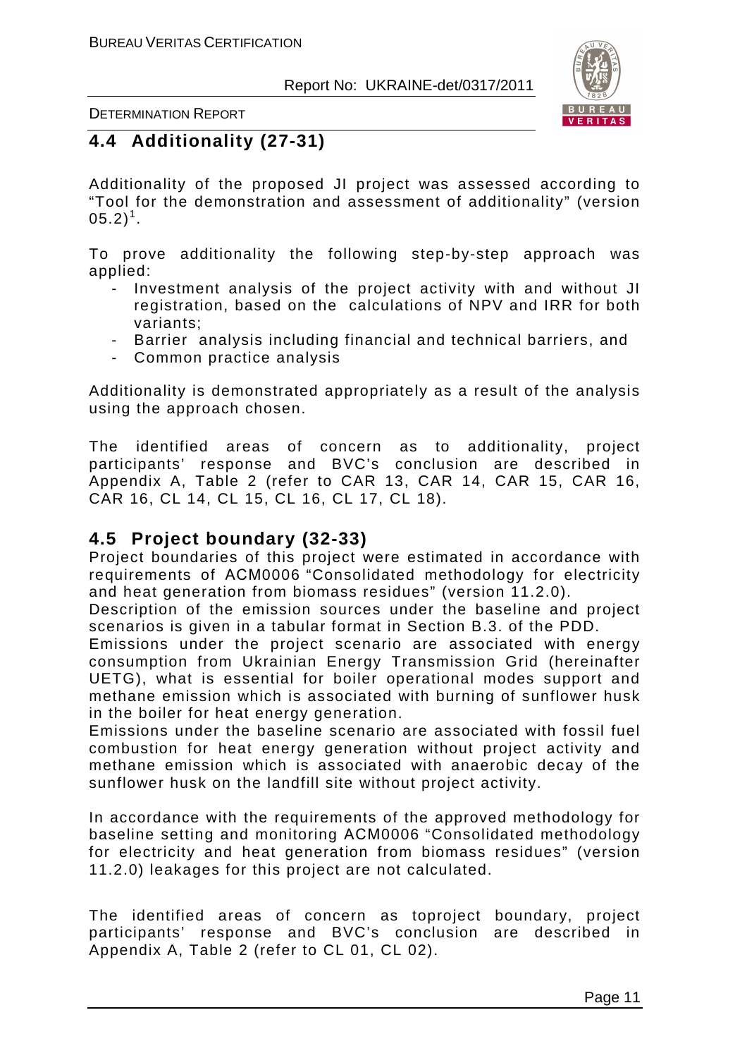## 4.4 Additionality (27-31)

Additionality of the proposed JI project was assessed according to "Tool for the demonstration and assessment of additionality" (version 05.2)[1].

To prove additionality the following step-by-step approach was applied:

- Investment analysis of the project activity with and without JI registration, based on the calculations of NPV and IRR for both variants;
- Barrier analysis including financial and technical barriers, and
- Common practice analysis

Additionality is demonstrated appropriately as a result of the analysis using the approach chosen.

The identified areas of concern as to additionality, project participants' response and BVC's conclusion are described in Appendix A, Table 2 (refer to CAR 13, CAR 14, CAR 15, CAR 16, CAR 16, CL 14, CL 15, CL 16, CL 17, CL 18).

## 4.5 Project boundary (32-33)

Project boundaries of this project were estimated in accordance with requirements of ACM0006 "Consolidated methodology for electricity and heat generation from biomass residues" (version 11.2.0).

Description of the emission sources under the baseline and project scenarios is given in a tabular format in Section B.3. of the PDD.

Emissions under the project scenario are associated with energy consumption from Ukrainian Energy Transmission Grid (hereinafter UETG), what is essential for boiler operational modes support and methane emission which is associated with burning of sunflower husk in the boiler for heat energy generation.

Emissions under the baseline scenario are associated with fossil fuel combustion for heat energy generation without project activity and methane emission which is associated with anaerobic decay of the sunflower husk on the landfill site without project activity.

In accordance with the requirements of the approved methodology for baseline setting and monitoring ACM0006 "Consolidated methodology for electricity and heat generation from biomass residues" (version 11.2.0) leakages for this project are not calculated.

The identified areas of concern as toproject boundary, project participants' response and BVC's conclusion are described in Appendix A, Table 2 (refer to CL 01, CL 02).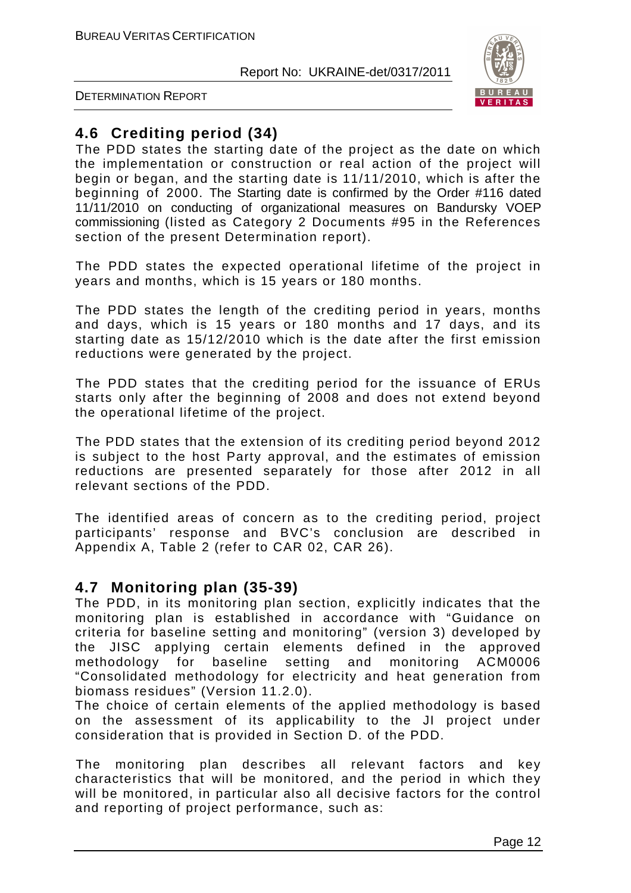## 4.6 Crediting period (34)

The PDD states the starting date of the project as the date on which the implementation or construction or real action of the project will begin or began, and the starting date is 11/11/2010, which is after the beginning of 2000. The Starting date is confirmed by the Order #116 dated 11/11/2010 on conducting of organizational measures on Bandursky VOEP commissioning (listed as Category 2 Documents #95 in the References section of the present Determination report).

The PDD states the expected operational lifetime of the project in years and months, which is 15 years or 180 months.

The PDD states the length of the crediting period in years, months and days, which is 15 years or 180 months and 17 days, and its starting date as 15/12/2010 which is the date after the first emission reductions were generated by the project.

The PDD states that the crediting period for the issuance of ERUs starts only after the beginning of 2008 and does not extend beyond the operational lifetime of the project.

The PDD states that the extension of its crediting period beyond 2012 is subject to the host Party approval, and the estimates of emission reductions are presented separately for those after 2012 in all relevant sections of the PDD.

The identified areas of concern as to the crediting period, project participants' response and BVC's conclusion are described in Appendix A, Table 2 (refer to CAR 02, CAR 26).

## 4.7 Monitoring plan (35-39)

The PDD, in its monitoring plan section, explicitly indicates that the monitoring plan is established in accordance with "Guidance on criteria for baseline setting and monitoring" (version 3) developed by the JISC applying certain elements defined in the approved methodology for baseline setting and monitoring ACM0006 "Consolidated methodology for electricity and heat generation from biomass residues" (Version 11.2.0).

The choice of certain elements of the applied methodology is based on the assessment of its applicability to the JI project under consideration that is provided in Section D. of the PDD.

The monitoring plan describes all relevant factors and key characteristics that will be monitored, and the period in which they will be monitored, in particular also all decisive factors for the control and reporting of project performance, such as: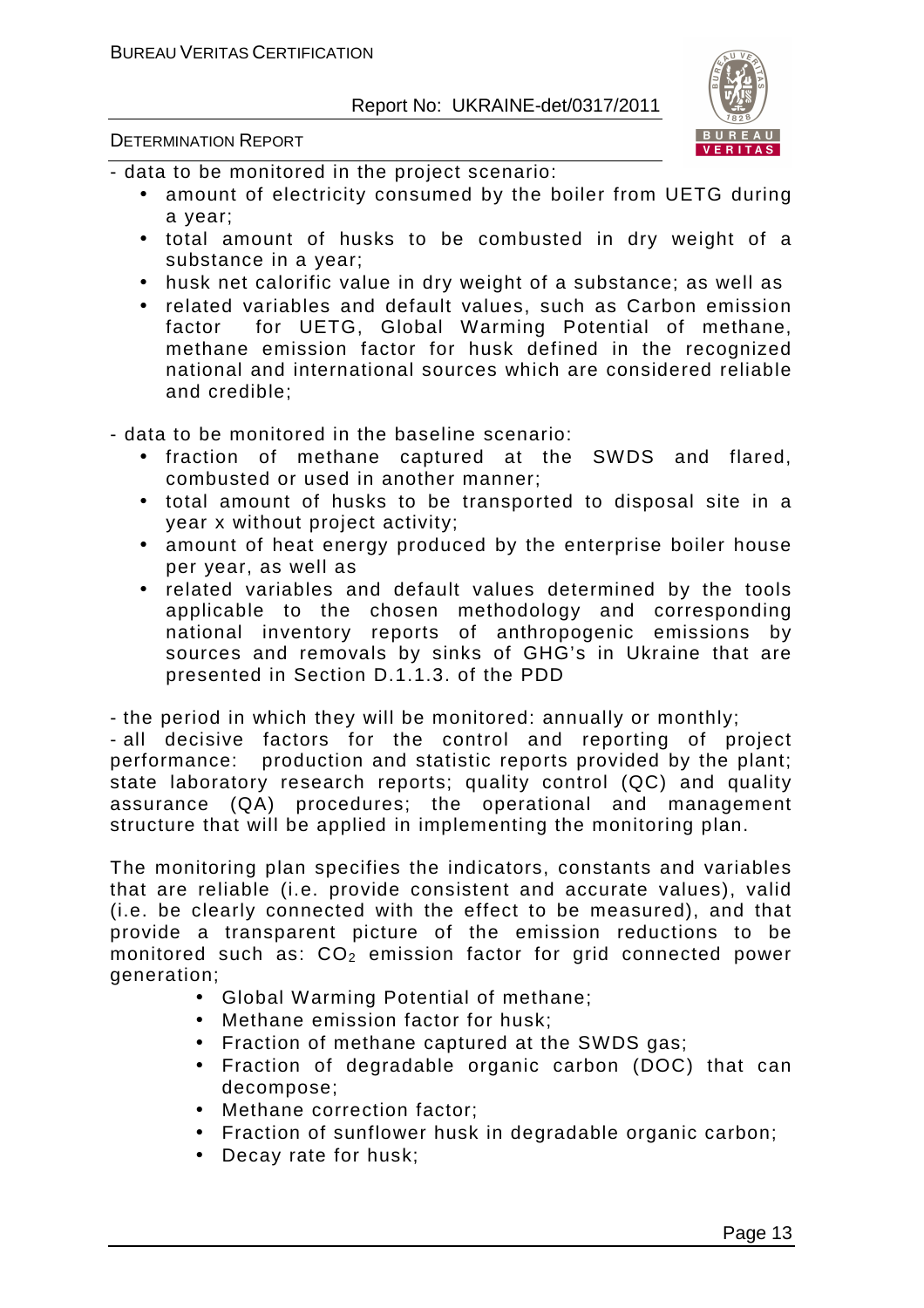- data to be monitored in the project scenario:

- amount of electricity consumed by the boiler from UETG during a year;
- total amount of husks to be combusted in dry weight of a substance in a year;
- husk net calorific value in dry weight of a substance; as well as
- related variables and default values, such as Carbon emission factor for UETG, Global Warming Potential of methane, methane emission factor for husk defined in the recognized national and international sources which are considered reliable and credible;

- data to be monitored in the baseline scenario:

- fraction of methane captured at the SWDS and flared, combusted or used in another manner;
- total amount of husks to be transported to disposal site in a year x without project activity;
- amount of heat energy produced by the enterprise boiler house per year, as well as
- related variables and default values determined by the tools applicable to the chosen methodology and corresponding national inventory reports of anthropogenic emissions by sources and removals by sinks of GHG's in Ukraine that are presented in Section D.1.1.3. of the PDD

- the period in which they will be monitored: annually or monthly;
- all decisive factors for the control and reporting of project performance: production and statistic reports provided by the plant; state laboratory research reports; quality control (QC) and quality assurance (QA) procedures; the operational and management structure that will be applied in implementing the monitoring plan.

The monitoring plan specifies the indicators, constants and variables that are reliable (i.e. provide consistent and accurate values), valid (i.e. be clearly connected with the effect to be measured), and that provide a transparent picture of the emission reductions to be monitored such as: $CO_2$ emission factor for grid connected power generation;

- Global Warming Potential of methane;
- Methane emission factor for husk;
- Fraction of methane captured at the SWDS gas;
- Fraction of degradable organic carbon (DOC) that can decompose;
- Methane correction factor;
- Fraction of sunflower husk in degradable organic carbon;
- Decay rate for husk;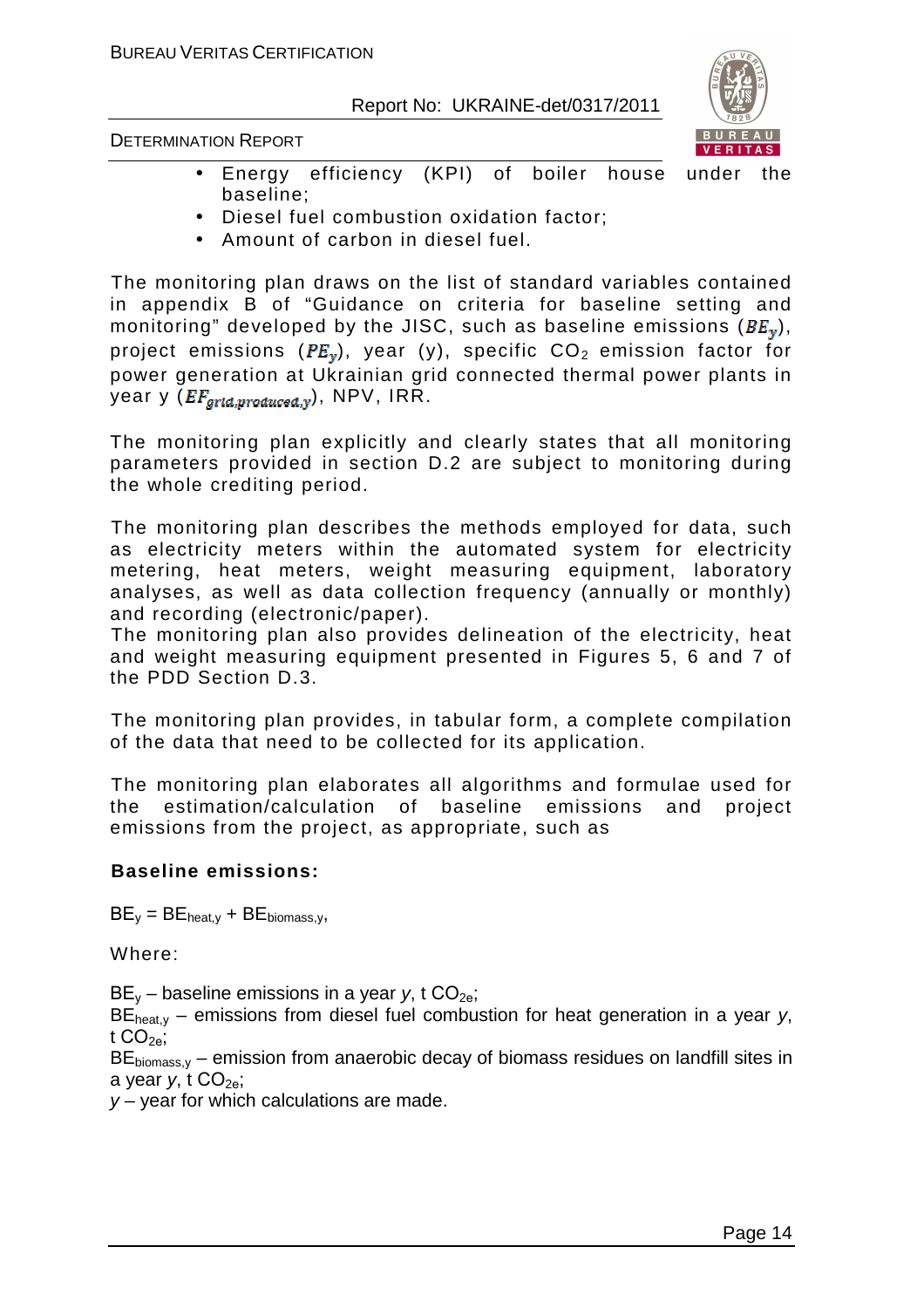- Energy efficiency (KPI) of boiler house under the baseline;
- Diesel fuel combustion oxidation factor;
- Amount of carbon in diesel fuel.

The monitoring plan draws on the list of standard variables contained in appendix B of "Guidance on criteria for baseline setting and monitoring" developed by the JISC, such as baseline emissions ($BE_y$), project emissions ($PE_y$), year (y), specific $CO_2$ emission factor for power generation at Ukrainian grid connected thermal power plants in year y ($EF_{grid,produced,y}$), NPV, IRR.

The monitoring plan explicitly and clearly states that all monitoring parameters provided in section D.2 are subject to monitoring during the whole crediting period.

The monitoring plan describes the methods employed for data, such as electricity meters within the automated system for electricity metering, heat meters, weight measuring equipment, laboratory analyses, as well as data collection frequency (annually or monthly) and recording (electronic/paper).
The monitoring plan also provides delineation of the electricity, heat and weight measuring equipment presented in Figures 5, 6 and 7 of the PDD Section D.3.

The monitoring plan provides, in tabular form, a complete compilation of the data that need to be collected for its application.

The monitoring plan elaborates all algorithms and formulae used for the estimation/calculation of baseline emissions and project emissions from the project, as appropriate, such as

**Baseline emissions:**

$BE_y = BE_{heat,y} + BE_{biomass,y}$,

Where:

$BE_y$ – baseline emissions in a year *y*, t $CO_{2e}$;
$BE_{heat,y}$ – emissions from diesel fuel combustion for heat generation in a year *y*, t $CO_{2e}$;
$BE_{biomass,y}$ – emission from anaerobic decay of biomass residues on landfill sites in a year *y*, t $CO_{2e}$;
*y* – year for which calculations are made.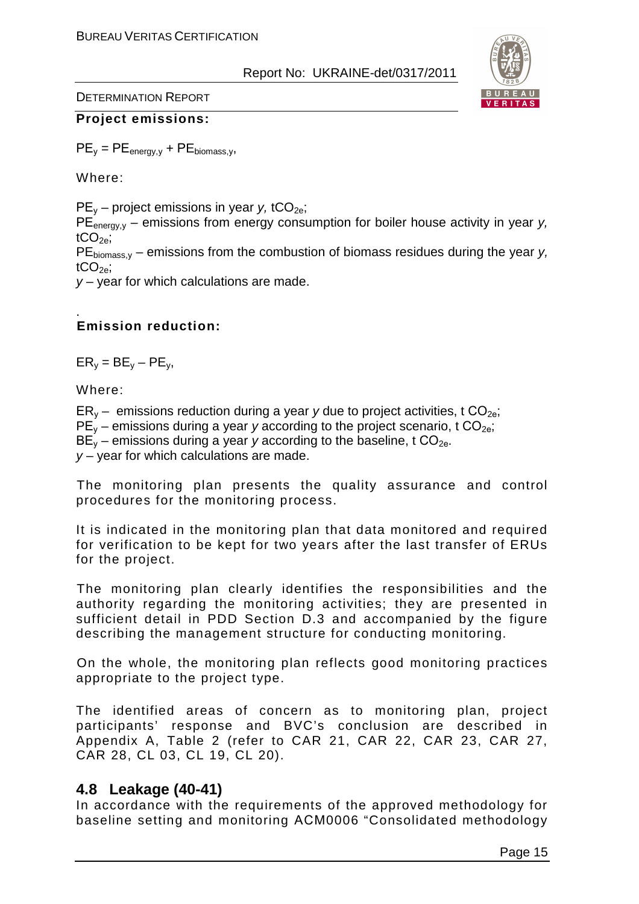**Project emissions:**

$PE_y = PE_{energy,y} + PE_{biomass,y}$,

Where:

$PE_y$ – project emissions in year *y,* $tCO_{2e}$;
$PE_{energy,y}$ – emissions from energy consumption for boiler house activity in year *y,* $tCO_{2e}$;
$PE_{biomass,y}$ – emissions from the combustion of biomass residues during the year *y,* $tCO_{2e}$;
*y* – year for which calculations are made.

.
**Emission reduction:**

$ER_y = BE_y – PE_y$,

Where:

$ER_y$ – emissions reduction during a year *y* due to project activities, t $CO_{2e}$;
$PE_y$ – emissions during a year *y* according to the project scenario, t $CO_{2e}$;
$BE_y$ – emissions during a year *y* according to the baseline, t $CO_{2e}$.
*y* – year for which calculations are made.

The monitoring plan presents the quality assurance and control procedures for the monitoring process.

It is indicated in the monitoring plan that data monitored and required for verification to be kept for two years after the last transfer of ERUs for the project.

The monitoring plan clearly identifies the responsibilities and the authority regarding the monitoring activities; they are presented in sufficient detail in PDD Section D.3 and accompanied by the figure describing the management structure for conducting monitoring.

On the whole, the monitoring plan reflects good monitoring practices appropriate to the project type.

The identified areas of concern as to monitoring plan, project participants' response and BVC's conclusion are described in Appendix A, Table 2 (refer to CAR 21, CAR 22, CAR 23, CAR 27, CAR 28, CL 03, CL 19, CL 20).

## 4.8 Leakage (40-41)

In accordance with the requirements of the approved methodology for baseline setting and monitoring ACM0006 "Consolidated methodology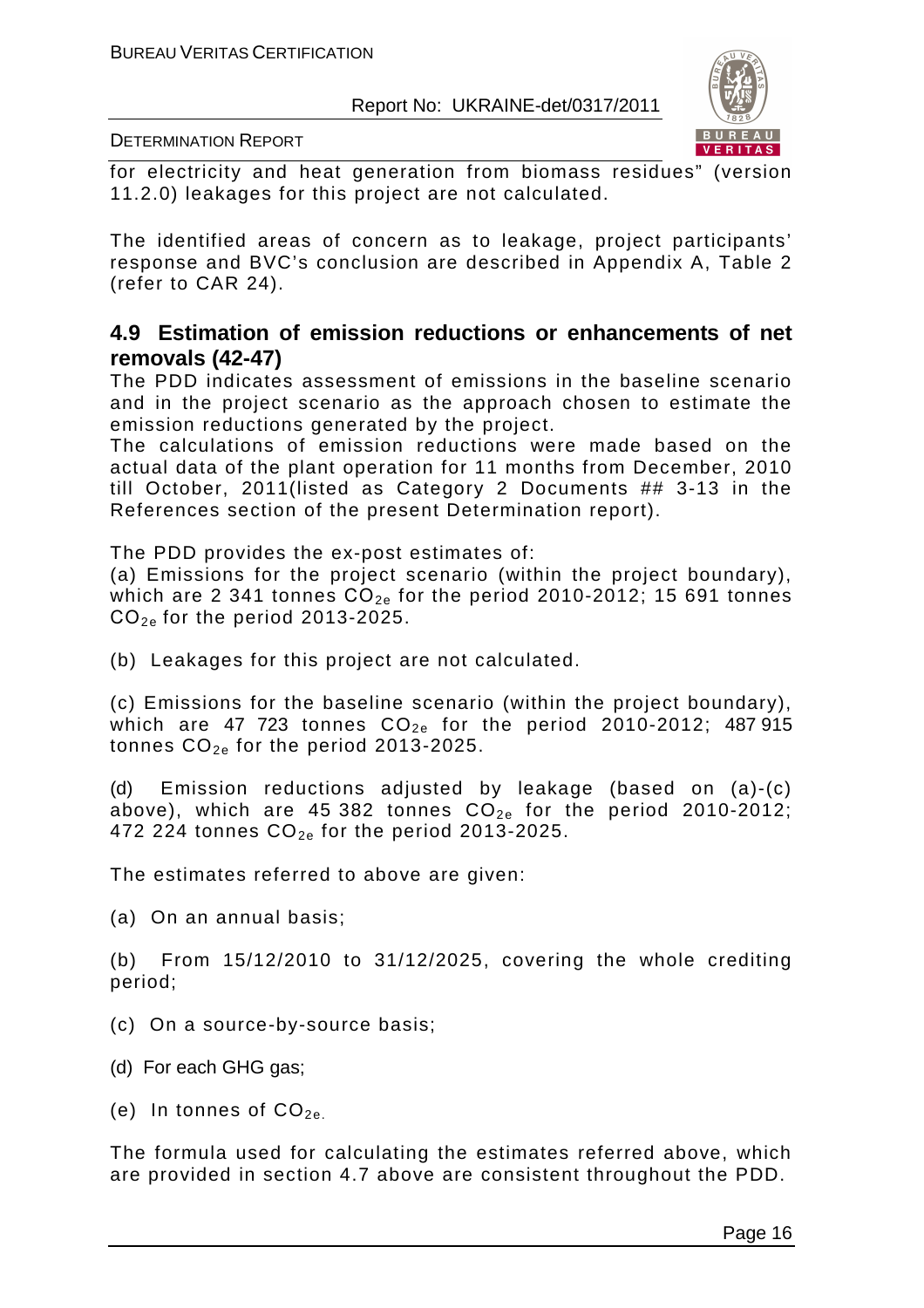for electricity and heat generation from biomass residues" (version 11.2.0) leakages for this project are not calculated.

The identified areas of concern as to leakage, project participants' response and BVC's conclusion are described in Appendix A, Table 2 (refer to CAR 24).

## 4.9 Estimation of emission reductions or enhancements of net removals (42-47)

The PDD indicates assessment of emissions in the baseline scenario and in the project scenario as the approach chosen to estimate the emission reductions generated by the project.

The calculations of emission reductions were made based on the actual data of the plant operation for 11 months from December, 2010 till October, 2011(listed as Category 2 Documents ## 3-13 in the References section of the present Determination report).

The PDD provides the ex-post estimates of:

(a) Emissions for the project scenario (within the project boundary), which are 2 341 tonnes $CO_{2e}$ for the period 2010-2012; 15 691 tonnes $CO_{2e}$ for the period 2013-2025.

(b) Leakages for this project are not calculated.

(c) Emissions for the baseline scenario (within the project boundary), which are 47 723 tonnes $CO_{2e}$ for the period 2010-2012; 487 915 tonnes $CO_{2e}$ for the period 2013-2025.

(d) Emission reductions adjusted by leakage (based on (a)-(c) above), which are 45 382 tonnes $CO_{2e}$ for the period 2010-2012; 472 224 tonnes $CO_{2e}$ for the period 2013-2025.

The estimates referred to above are given:

(a) On an annual basis;

(b) From 15/12/2010 to 31/12/2025, covering the whole crediting period;

(c) On a source-by-source basis;

(d) For each GHG gas;

(e) In tonnes of $CO_{2e}$.

The formula used for calculating the estimates referred above, which are provided in section 4.7 above are consistent throughout the PDD.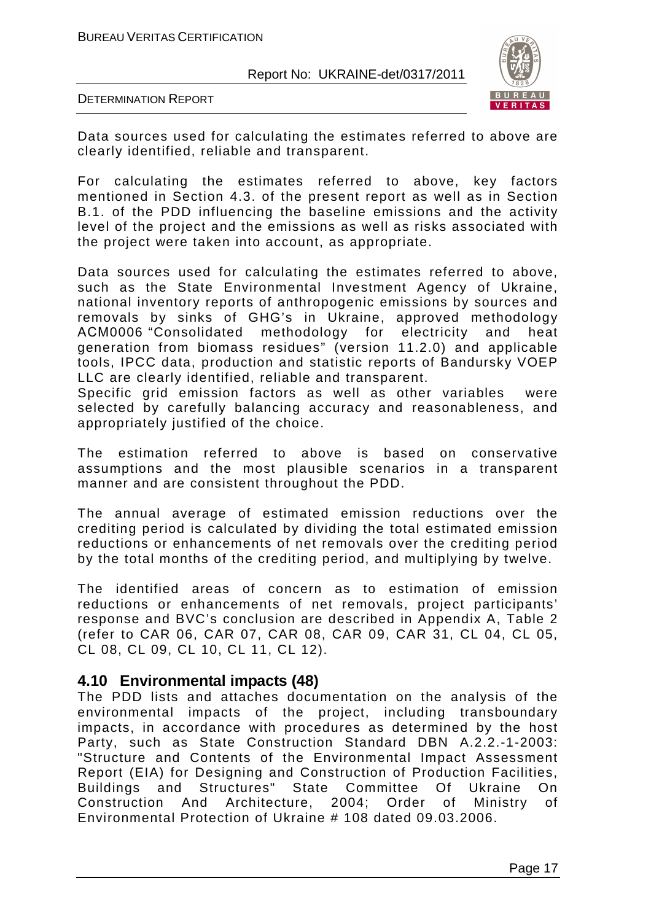Data sources used for calculating the estimates referred to above are clearly identified, reliable and transparent.

For calculating the estimates referred to above, key factors mentioned in Section 4.3. of the present report as well as in Section B.1. of the PDD influencing the baseline emissions and the activity level of the project and the emissions as well as risks associated with the project were taken into account, as appropriate.

Data sources used for calculating the estimates referred to above, such as the State Environmental Investment Agency of Ukraine, national inventory reports of anthropogenic emissions by sources and removals by sinks of GHG's in Ukraine, approved methodology ACM0006 "Consolidated methodology for electricity and heat generation from biomass residues" (version 11.2.0) and applicable tools, IPCC data, production and statistic reports of Bandursky VOEP LLC are clearly identified, reliable and transparent.

Specific grid emission factors as well as other variables were selected by carefully balancing accuracy and reasonableness, and appropriately justified of the choice.

The estimation referred to above is based on conservative assumptions and the most plausible scenarios in a transparent manner and are consistent throughout the PDD.

The annual average of estimated emission reductions over the crediting period is calculated by dividing the total estimated emission reductions or enhancements of net removals over the crediting period by the total months of the crediting period, and multiplying by twelve.

The identified areas of concern as to estimation of emission reductions or enhancements of net removals, project participants' response and BVC's conclusion are described in Appendix A, Table 2 (refer to CAR 06, CAR 07, CAR 08, CAR 09, CAR 31, CL 04, CL 05, CL 08, CL 09, CL 10, CL 11, CL 12).

## 4.10 Environmental impacts (48)

The PDD lists and attaches documentation on the analysis of the environmental impacts of the project, including transboundary impacts, in accordance with procedures as determined by the host Party, such as State Construction Standard DBN A.2.2.-1-2003: "Structure and Contents of the Environmental Impact Assessment Report (EIA) for Designing and Construction of Production Facilities, Buildings and Structures" State Committee Of Ukraine On Construction And Architecture, 2004; Order of Ministry of Environmental Protection of Ukraine # 108 dated 09.03.2006.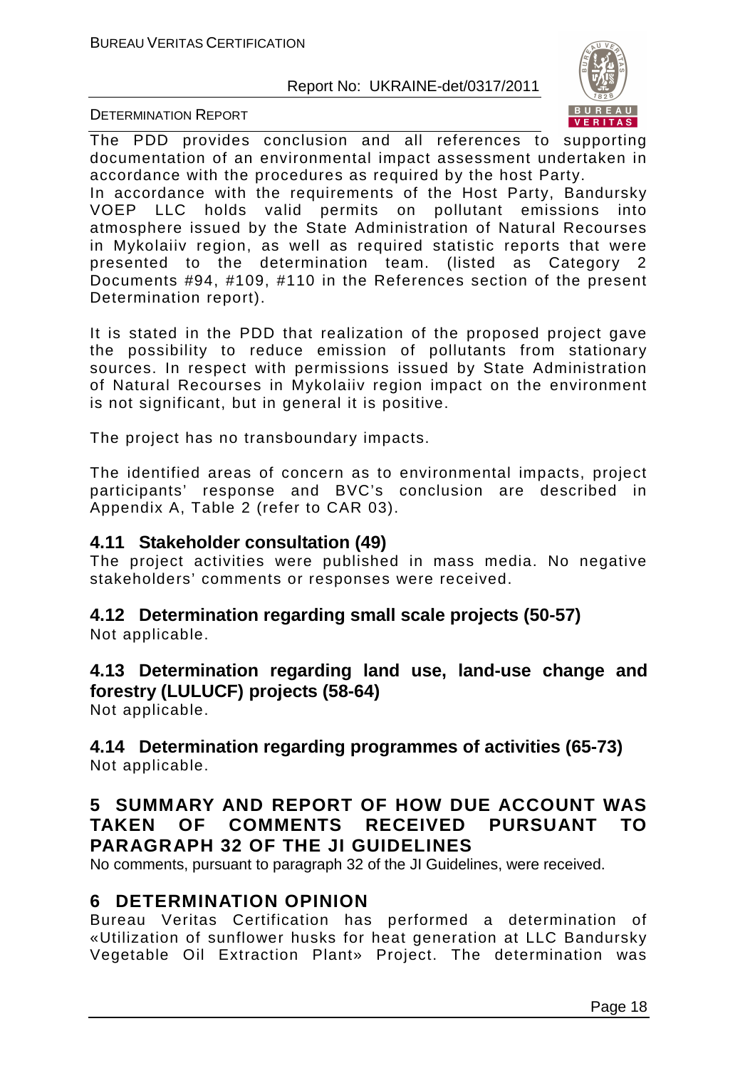The PDD provides conclusion and all references to supporting documentation of an environmental impact assessment undertaken in accordance with the procedures as required by the host Party.
In accordance with the requirements of the Host Party, Bandursky VOEP LLC holds valid permits on pollutant emissions into atmosphere issued by the State Administration of Natural Recourses in Mykolaiiv region, as well as required statistic reports that were presented to the determination team. (listed as Category 2 Documents #94, #109, #110 in the References section of the present Determination report).

It is stated in the PDD that realization of the proposed project gave the possibility to reduce emission of pollutants from stationary sources. In respect with permissions issued by State Administration of Natural Recourses in Mykolaiiv region impact on the environment is not significant, but in general it is positive.

The project has no transboundary impacts.

The identified areas of concern as to environmental impacts, project participants' response and BVC's conclusion are described in Appendix A, Table 2 (refer to CAR 03).

### 4.11 Stakeholder consultation (49)

The project activities were published in mass media. No negative stakeholders' comments or responses were received.

### 4.12 Determination regarding small scale projects (50-57)

Not applicable.

### 4.13 Determination regarding land use, land-use change and forestry (LULUCF) projects (58-64)

Not applicable.

### 4.14 Determination regarding programmes of activities (65-73)

Not applicable.

## 5 SUMMARY AND REPORT OF HOW DUE ACCOUNT WAS TAKEN OF COMMENTS RECEIVED PURSUANT TO PARAGRAPH 32 OF THE JI GUIDELINES

No comments, pursuant to paragraph 32 of the JI Guidelines, were received.

## 6 DETERMINATION OPINION

Bureau Veritas Certification has performed a determination of «Utilization of sunflower husks for heat generation at LLC Bandursky Vegetable Oil Extraction Plant» Project. The determination was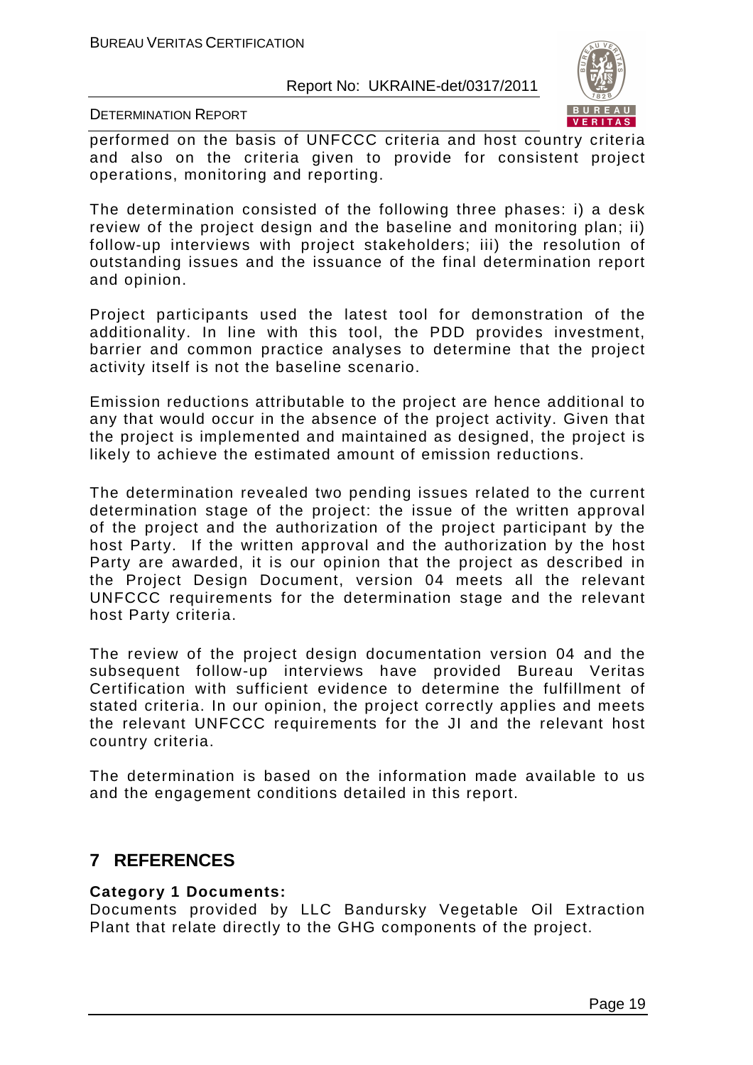performed on the basis of UNFCCC criteria and host country criteria and also on the criteria given to provide for consistent project operations, monitoring and reporting.

The determination consisted of the following three phases: i) a desk review of the project design and the baseline and monitoring plan; ii) follow-up interviews with project stakeholders; iii) the resolution of outstanding issues and the issuance of the final determination report and opinion.

Project participants used the latest tool for demonstration of the additionality. In line with this tool, the PDD provides investment, barrier and common practice analyses to determine that the project activity itself is not the baseline scenario.

Emission reductions attributable to the project are hence additional to any that would occur in the absence of the project activity. Given that the project is implemented and maintained as designed, the project is likely to achieve the estimated amount of emission reductions.

The determination revealed two pending issues related to the current determination stage of the project: the issue of the written approval of the project and the authorization of the project participant by the host Party. If the written approval and the authorization by the host Party are awarded, it is our opinion that the project as described in the Project Design Document, version 04 meets all the relevant UNFCCC requirements for the determination stage and the relevant host Party criteria.

The review of the project design documentation version 04 and the subsequent follow-up interviews have provided Bureau Veritas Certification with sufficient evidence to determine the fulfillment of stated criteria. In our opinion, the project correctly applies and meets the relevant UNFCCC requirements for the JI and the relevant host country criteria.

The determination is based on the information made available to us and the engagement conditions detailed in this report.

# 7 REFERENCES

**Category 1 Documents:**

Documents provided by LLC Bandursky Vegetable Oil Extraction Plant that relate directly to the GHG components of the project.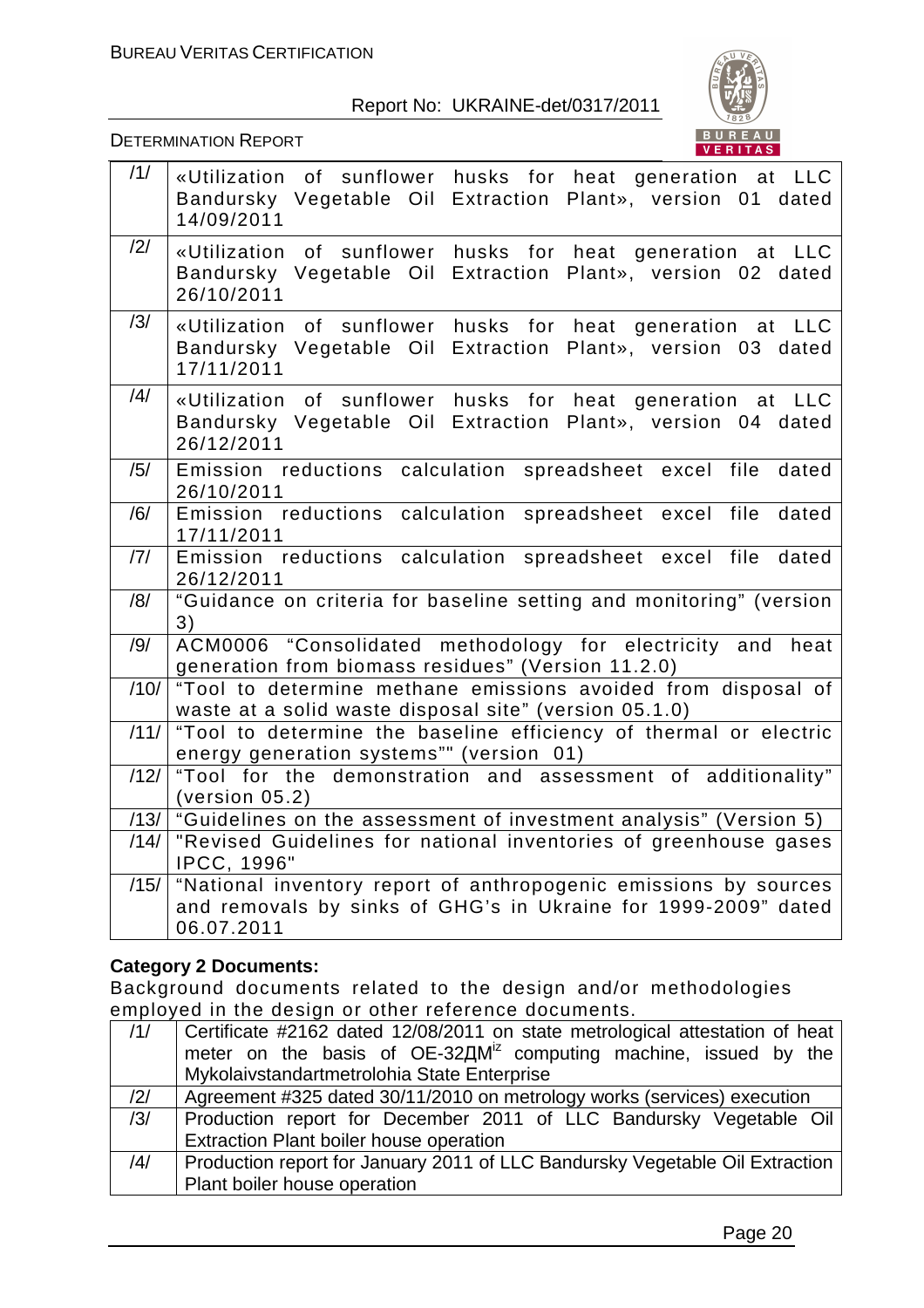| | |
|---|---|
| /1/ | «Utilization of sunflower husks for heat generation at LLC Bandursky Vegetable Oil Extraction Plant», version 01 dated 14/09/2011 |
| /2/ | «Utilization of sunflower husks for heat generation at LLC Bandursky Vegetable Oil Extraction Plant», version 02 dated 26/10/2011 |
| /3/ | «Utilization of sunflower husks for heat generation at LLC Bandursky Vegetable Oil Extraction Plant», version 03 dated 17/11/2011 |
| /4/ | «Utilization of sunflower husks for heat generation at LLC Bandursky Vegetable Oil Extraction Plant», version 04 dated 26/12/2011 |
| /5/ | Emission reductions calculation spreadsheet excel file dated 26/10/2011 |
| /6/ | Emission reductions calculation spreadsheet excel file dated 17/11/2011 |
| /7/ | Emission reductions calculation spreadsheet excel file dated 26/12/2011 |
| /8/ | "Guidance on criteria for baseline setting and monitoring" (version 3) |
| /9/ | ACM0006 "Consolidated methodology for electricity and heat generation from biomass residues" (Version 11.2.0) |
| /10/ | "Tool to determine methane emissions avoided from disposal of waste at a solid waste disposal site" (version 05.1.0) |
| /11/ | "Tool to determine the baseline efficiency of thermal or electric energy generation systems"" (version 01) |
| /12/ | "Tool for the demonstration and assessment of additionality" (version 05.2) |
| /13/ | "Guidelines on the assessment of investment analysis" (Version 5) |
| /14/ | "Revised Guidelines for national inventories of greenhouse gases IPCC, 1996" |
| /15/ | "National inventory report of anthropogenic emissions by sources and removals by sinks of GHG's in Ukraine for 1999-2009" dated 06.07.2011 |

**Category 2 Documents:**

Background documents related to the design and/or methodologies employed in the design or other reference documents.

| | |
|---|---|
| /1/ | Certificate #2162 dated 12/08/2011 on state metrological attestation of heat meter on the basis of OE-32ДМ[iz] computing machine, issued by the Mykolaivstandartmetrolohia State Enterprise |
| /2/ | Agreement #325 dated 30/11/2010 on metrology works (services) execution |
| /3/ | Production report for December 2011 of LLC Bandursky Vegetable Oil Extraction Plant boiler house operation |
| /4/ | Production report for January 2011 of LLC Bandursky Vegetable Oil Extraction Plant boiler house operation |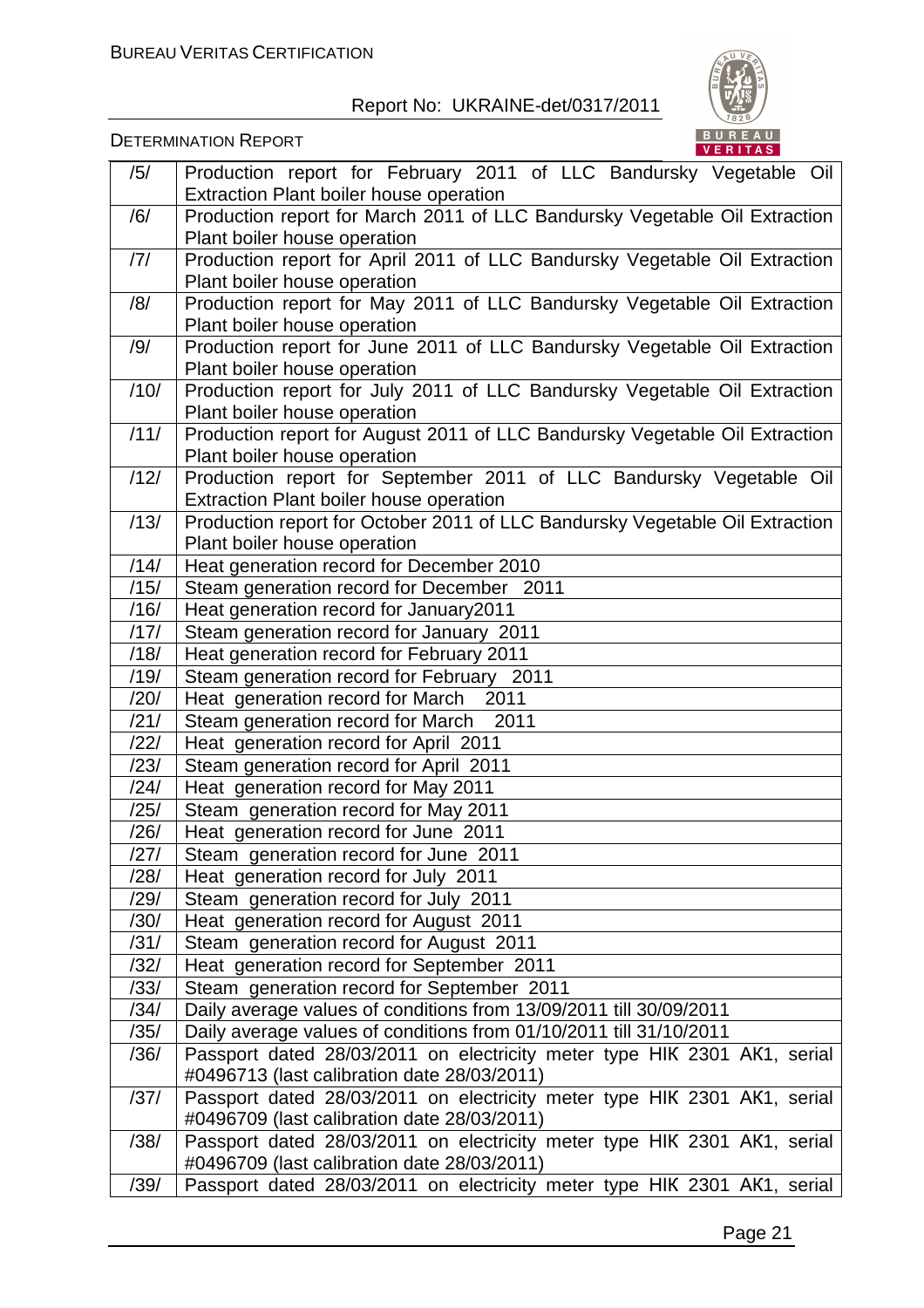| | |
|---|---|
| /5/ | Production report for February 2011 of LLC Bandursky Vegetable Oil Extraction Plant boiler house operation |
| /6/ | Production report for March 2011 of LLC Bandursky Vegetable Oil Extraction Plant boiler house operation |
| /7/ | Production report for April 2011 of LLC Bandursky Vegetable Oil Extraction Plant boiler house operation |
| /8/ | Production report for May 2011 of LLC Bandursky Vegetable Oil Extraction Plant boiler house operation |
| /9/ | Production report for June 2011 of LLC Bandursky Vegetable Oil Extraction Plant boiler house operation |
| /10/ | Production report for July 2011 of LLC Bandursky Vegetable Oil Extraction Plant boiler house operation |
| /11/ | Production report for August 2011 of LLC Bandursky Vegetable Oil Extraction Plant boiler house operation |
| /12/ | Production report for September 2011 of LLC Bandursky Vegetable Oil Extraction Plant boiler house operation |
| /13/ | Production report for October 2011 of LLC Bandursky Vegetable Oil Extraction Plant boiler house operation |
| /14/ | Heat generation record for December 2010 |
| /15/ | Steam generation record for December 2011 |
| /16/ | Heat generation record for January2011 |
| /17/ | Steam generation record for January 2011 |
| /18/ | Heat generation record for February 2011 |
| /19/ | Steam generation record for February 2011 |
| /20/ | Heat generation record for March 2011 |
| /21/ | Steam generation record for March 2011 |
| /22/ | Heat generation record for April 2011 |
| /23/ | Steam generation record for April 2011 |
| /24/ | Heat generation record for May 2011 |
| /25/ | Steam generation record for May 2011 |
| /26/ | Heat generation record for June 2011 |
| /27/ | Steam generation record for June 2011 |
| /28/ | Heat generation record for July 2011 |
| /29/ | Steam generation record for July 2011 |
| /30/ | Heat generation record for August 2011 |
| /31/ | Steam generation record for August 2011 |
| /32/ | Heat generation record for September 2011 |
| /33/ | Steam generation record for September 2011 |
| /34/ | Daily average values of conditions from 13/09/2011 till 30/09/2011 |
| /35/ | Daily average values of conditions from 01/10/2011 till 31/10/2011 |
| /36/ | Passport dated 28/03/2011 on electricity meter type НІК 2301 АК1, serial #0496713 (last calibration date 28/03/2011) |
| /37/ | Passport dated 28/03/2011 on electricity meter type НІК 2301 АК1, serial #0496709 (last calibration date 28/03/2011) |
| /38/ | Passport dated 28/03/2011 on electricity meter type НІК 2301 АК1, serial #0496709 (last calibration date 28/03/2011) |
| /39/ | Passport dated 28/03/2011 on electricity meter type НІК 2301 АК1, serial |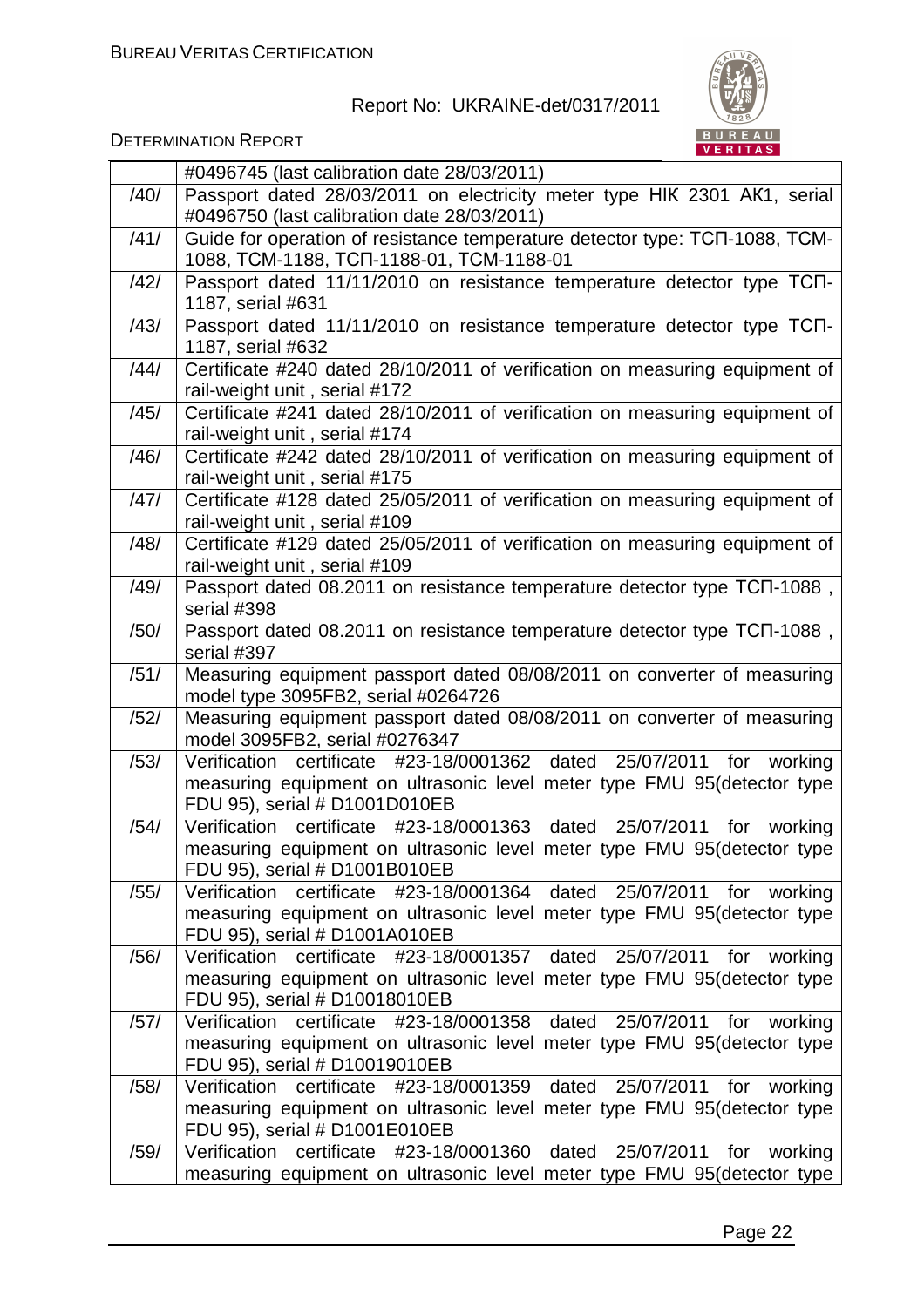| | |
|---|---|
| | #0496745 (last calibration date 28/03/2011) |
| /40/ | Passport dated 28/03/2011 on electricity meter type НІК 2301 АК1, serial #0496750 (last calibration date 28/03/2011) |
| /41/ | Guide for operation of resistance temperature detector type: ТСП-1088, ТСМ-1088, ТСМ-1188, ТСП-1188-01, ТСМ-1188-01 |
| /42/ | Passport dated 11/11/2010 on resistance temperature detector type ТСП-1187, serial #631 |
| /43/ | Passport dated 11/11/2010 on resistance temperature detector type ТСП-1187, serial #632 |
| /44/ | Certificate #240 dated 28/10/2011 of verification on measuring equipment of rail-weight unit , serial #172 |
| /45/ | Certificate #241 dated 28/10/2011 of verification on measuring equipment of rail-weight unit , serial #174 |
| /46/ | Certificate #242 dated 28/10/2011 of verification on measuring equipment of rail-weight unit , serial #175 |
| /47/ | Certificate #128 dated 25/05/2011 of verification on measuring equipment of rail-weight unit , serial #109 |
| /48/ | Certificate #129 dated 25/05/2011 of verification on measuring equipment of rail-weight unit , serial #109 |
| /49/ | Passport dated 08.2011 on resistance temperature detector type ТСП-1088 , serial #398 |
| /50/ | Passport dated 08.2011 on resistance temperature detector type ТСП-1088 , serial #397 |
| /51/ | Measuring equipment passport dated 08/08/2011 on converter of measuring model type 3095FB2, serial #0264726 |
| /52/ | Measuring equipment passport dated 08/08/2011 on converter of measuring model 3095FB2, serial #0276347 |
| /53/ | Verification certificate #23-18/0001362 dated 25/07/2011 for working measuring equipment on ultrasonic level meter type FMU 95(detector type FDU 95), serial # D1001D010EB |
| /54/ | Verification certificate #23-18/0001363 dated 25/07/2011 for working measuring equipment on ultrasonic level meter type FMU 95(detector type FDU 95), serial # D1001B010EB |
| /55/ | Verification certificate #23-18/0001364 dated 25/07/2011 for working measuring equipment on ultrasonic level meter type FMU 95(detector type FDU 95), serial # D1001A010EB |
| /56/ | Verification certificate #23-18/0001357 dated 25/07/2011 for working measuring equipment on ultrasonic level meter type FMU 95(detector type FDU 95), serial # D10018010EB |
| /57/ | Verification certificate #23-18/0001358 dated 25/07/2011 for working measuring equipment on ultrasonic level meter type FMU 95(detector type FDU 95), serial # D10019010EB |
| /58/ | Verification certificate #23-18/0001359 dated 25/07/2011 for working measuring equipment on ultrasonic level meter type FMU 95(detector type FDU 95), serial # D1001E010EB |
| /59/ | Verification certificate #23-18/0001360 dated 25/07/2011 for working measuring equipment on ultrasonic level meter type FMU 95(detector type |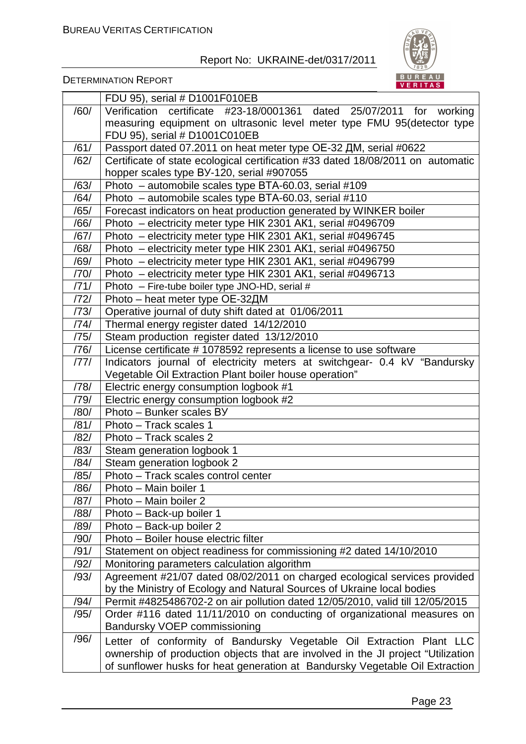| | |
|---|---|
| | FDU 95), serial # D1001F010EB |
| /60/ | Verification certificate #23-18/0001361 dated 25/07/2011 for working measuring equipment on ultrasonic level meter type FMU 95(detector type FDU 95), serial # D1001C010EB |
| /61/ | Passport dated 07.2011 on heat meter type OE-32 ДМ, serial #0622 |
| /62/ | Certificate of state ecological certification #33 dated 18/08/2011 on automatic hopper scales type ВУ-120, serial #907055 |
| /63/ | Photo – automobile scales type ВТА-60.03, serial #109 |
| /64/ | Photo – automobile scales type ВТА-60.03, serial #110 |
| /65/ | Forecast indicators on heat production generated by WINKER boiler |
| /66/ | Photo – electricity meter type НІК 2301 АК1, serial #0496709 |
| /67/ | Photo – electricity meter type НІК 2301 АК1, serial #0496745 |
| /68/ | Photo – electricity meter type НІК 2301 АК1, serial #0496750 |
| /69/ | Photo – electricity meter type НІК 2301 АК1, serial #0496799 |
| /70/ | Photo – electricity meter type НІК 2301 АК1, serial #0496713 |
| /71/ | Photo – Fire-tube boiler type JNO-HD, serial # |
| /72/ | Photo – heat meter type OE-32ДМ |
| /73/ | Operative journal of duty shift dated at 01/06/2011 |
| /74/ | Thermal energy register dated 14/12/2010 |
| /75/ | Steam production register dated 13/12/2010 |
| /76/ | License certificate # 1078592 represents a license to use software |
| /77/ | Indicators journal of electricity meters at switchgear- 0.4 kV "Bandursky Vegetable Oil Extraction Plant boiler house operation" |
| /78/ | Electric energy consumption logbook #1 |
| /79/ | Electric energy consumption logbook #2 |
| /80/ | Photo – Bunker scales ВУ |
| /81/ | Photo – Track scales 1 |
| /82/ | Photo – Track scales 2 |
| /83/ | Steam generation logbook 1 |
| /84/ | Steam generation logbook 2 |
| /85/ | Photo – Track scales control center |
| /86/ | Photo – Main boiler 1 |
| /87/ | Photo – Main boiler 2 |
| /88/ | Photo – Back-up boiler 1 |
| /89/ | Photo – Back-up boiler 2 |
| /90/ | Photo – Boiler house electric filter |
| /91/ | Statement on object readiness for commissioning #2 dated 14/10/2010 |
| /92/ | Monitoring parameters calculation algorithm |
| /93/ | Agreement #21/07 dated 08/02/2011 on charged ecological services provided by the Ministry of Ecology and Natural Sources of Ukraine local bodies |
| /94/ | Permit #4825486702-2 on air pollution dated 12/05/2010, valid till 12/05/2015 |
| /95/ | Order #116 dated 11/11/2010 on conducting of organizational measures on Bandursky VOEP commissioning |
| /96/ | Letter of conformity of Bandursky Vegetable Oil Extraction Plant LLC ownership of production objects that are involved in the JI project "Utilization of sunflower husks for heat generation at Bandursky Vegetable Oil Extraction |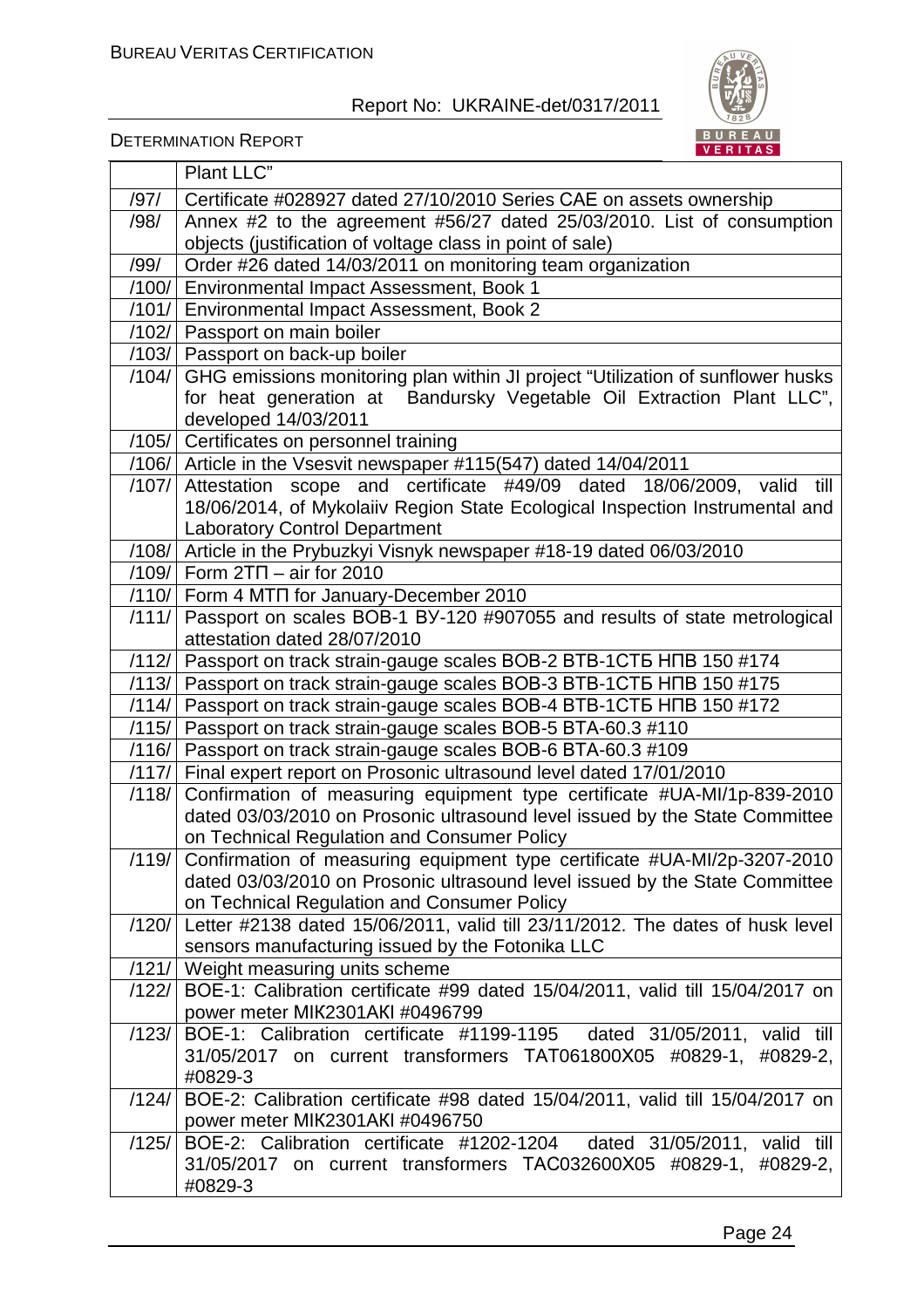| | Plant LLC" |
|---|---|
| /97/ | Certificate #028927 dated 27/10/2010 Series CAE on assets ownership |
| /98/ | Annex #2 to the agreement #56/27 dated 25/03/2010. List of consumption objects (justification of voltage class in point of sale) |
| /99/ | Order #26 dated 14/03/2011 on monitoring team organization |
| /100/ | Environmental Impact Assessment, Book 1 |
| /101/ | Environmental Impact Assessment, Book 2 |
| /102/ | Passport on main boiler |
| /103/ | Passport on back-up boiler |
| /104/ | GHG emissions monitoring plan within JI project "Utilization of sunflower husks for heat generation at Bandursky Vegetable Oil Extraction Plant LLC", developed 14/03/2011 |
| /105/ | Certificates on personnel training |
| /106/ | Article in the Vsesvit newspaper #115(547) dated 14/04/2011 |
| /107/ | Attestation scope and certificate #49/09 dated 18/06/2009, valid till 18/06/2014, of Mykolaiiv Region State Ecological Inspection Instrumental and Laboratory Control Department |
| /108/ | Article in the Prybuzkyi Visnyk newspaper #18-19 dated 06/03/2010 |
| /109/ | Form 2ТП – air for 2010 |
| /110/ | Form 4 МТП for January-December 2010 |
| /111/ | Passport on scales ВОВ-1 ВУ-120 #907055 and results of state metrological attestation dated 28/07/2010 |
| /112/ | Passport on track strain-gauge scales ВОВ-2 ВТВ-1СТБ НПВ 150 #174 |
| /113/ | Passport on track strain-gauge scales ВОВ-3 ВТВ-1СТБ НПВ 150 #175 |
| /114/ | Passport on track strain-gauge scales ВОВ-4 ВТВ-1СТБ НПВ 150 #172 |
| /115/ | Passport on track strain-gauge scales ВОВ-5 ВТА-60.3 #110 |
| /116/ | Passport on track strain-gauge scales ВОВ-6 ВТА-60.3 #109 |
| /117/ | Final expert report on Prosonic ultrasound level dated 17/01/2010 |
| /118/ | Confirmation of measuring equipment type certificate #UA-MI/1p-839-2010 dated 03/03/2010 on Prosonic ultrasound level issued by the State Committee on Technical Regulation and Consumer Policy |
| /119/ | Confirmation of measuring equipment type certificate #UA-MI/2p-3207-2010 dated 03/03/2010 on Prosonic ultrasound level issued by the State Committee on Technical Regulation and Consumer Policy |
| /120/ | Letter #2138 dated 15/06/2011, valid till 23/11/2012. The dates of husk level sensors manufacturing issued by the Fotonika LLC |
| /121/ | Weight measuring units scheme |
| /122/ | ВОЕ-1: Calibration certificate #99 dated 15/04/2011, valid till 15/04/2017 on power meter МІК2301АКІ #0496799 |
| /123/ | ВОЕ-1: Calibration certificate #1199-1195 dated 31/05/2011, valid till 31/05/2017 on current transformers ТАТ061800Х05 #0829-1, #0829-2, #0829-3 |
| /124/ | ВОЕ-2: Calibration certificate #98 dated 15/04/2011, valid till 15/04/2017 on power meter МІК2301АКІ #0496750 |
| /125/ | ВОЕ-2: Calibration certificate #1202-1204 dated 31/05/2011, valid till 31/05/2017 on current transformers ТАС032600Х05 #0829-1, #0829-2, #0829-3 |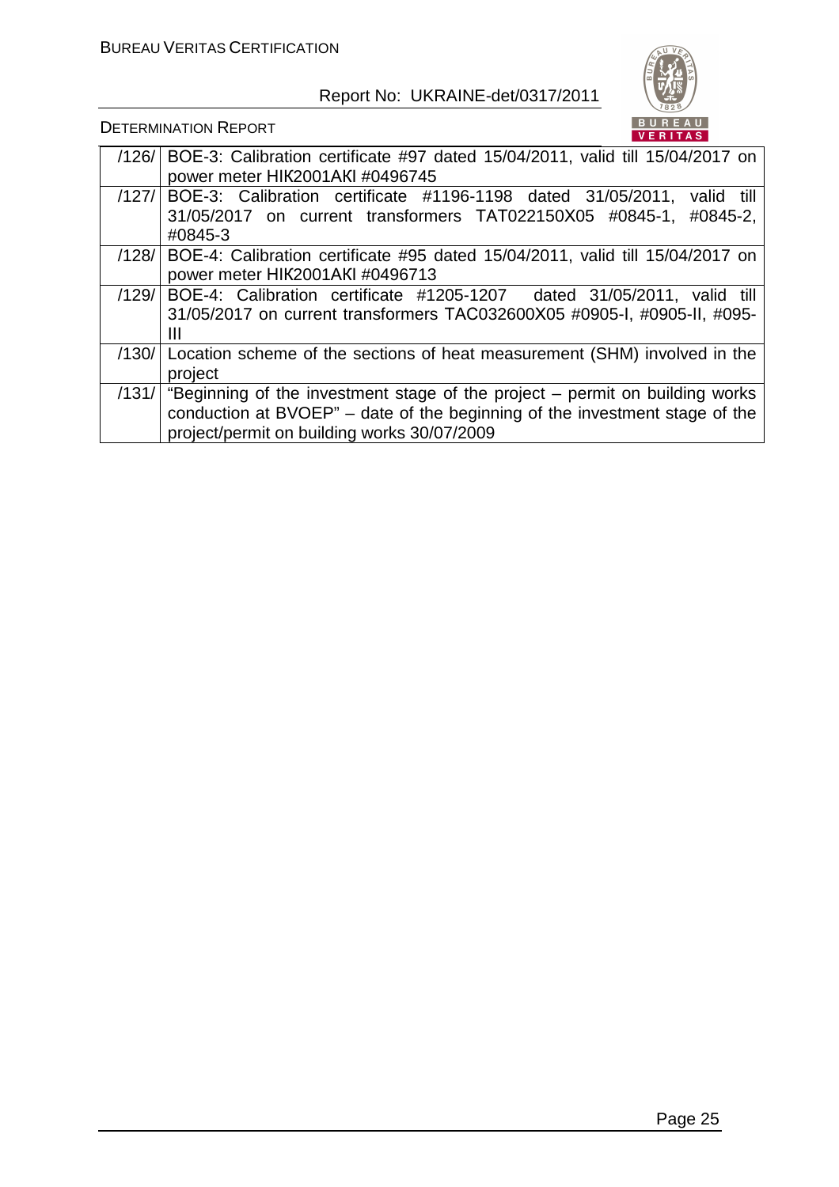| | |
|---|---|
| /126/ | BOE-3: Calibration certificate #97 dated 15/04/2011, valid till 15/04/2017 on power meter НІК2001АКІ #0496745 |
| /127/ | BOE-3: Calibration certificate #1196-1198 dated 31/05/2011, valid till 31/05/2017 on current transformers TAT022150X05 #0845-1, #0845-2, #0845-3 |
| /128/ | BOE-4: Calibration certificate #95 dated 15/04/2011, valid till 15/04/2017 on power meter НІК2001АКІ #0496713 |
| /129/ | BOE-4: Calibration certificate #1205-1207 dated 31/05/2011, valid till 31/05/2017 on current transformers TAC032600X05 #0905-I, #0905-II, #095-III |
| /130/ | Location scheme of the sections of heat measurement (SHM) involved in the project |
| /131/ | "Beginning of the investment stage of the project – permit on building works conduction at BVOEP" – date of the beginning of the investment stage of the project/permit on building works 30/07/2009 |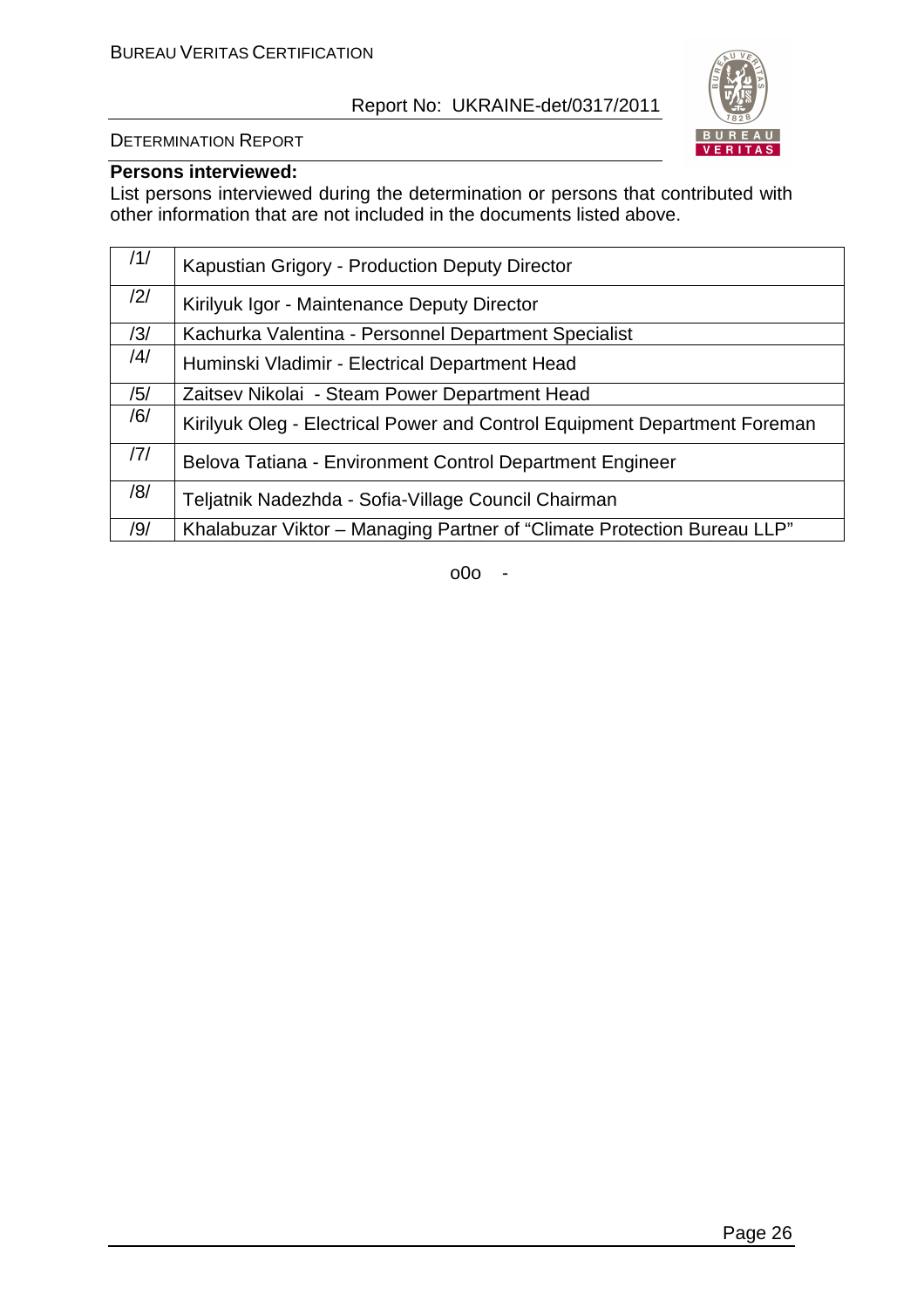**Persons interviewed:**

List persons interviewed during the determination or persons that contributed with other information that are not included in the documents listed above.

| | |
|---|---|
| /1/ | Kapustian Grigory - Production Deputy Director |
| /2/ | Kirilyuk Igor - Maintenance Deputy Director |
| /3/ | Kachurka Valentina - Personnel Department Specialist |
| /4/ | Huminski Vladimir - Electrical Department Head |
| /5/ | Zaitsev Nikolai - Steam Power Department Head |
| /6/ | Kirilyuk Oleg - Electrical Power and Control Equipment Department Foreman |
| /7/ | Belova Tatiana - Environment Control Department Engineer |
| /8/ | Teljatnik Nadezhda - Sofia-Village Council Chairman |
| /9/ | Khalabuzar Viktor – Managing Partner of "Climate Protection Bureau LLP" |

o0o -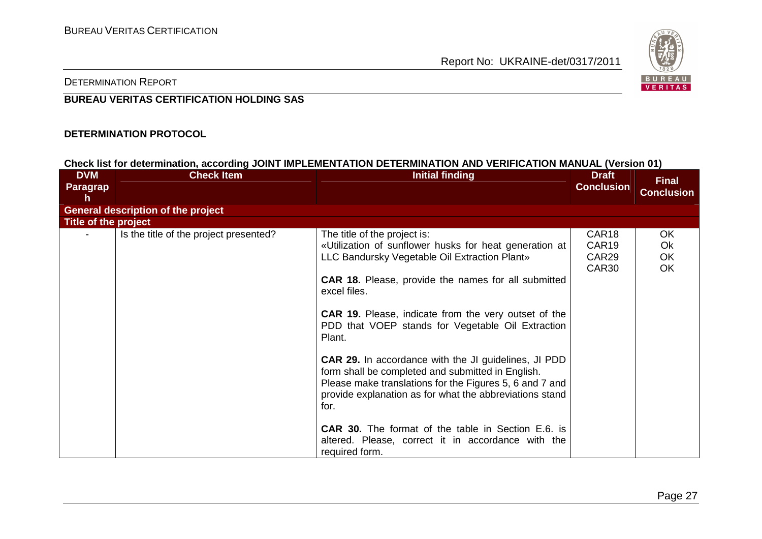**DETERMINATION PROTOCOL**

**Check list for determination, according JOINT IMPLEMENTATION DETERMINATION AND VERIFICATION MANUAL (Version 01)**

| DVM Paragraph | Check Item | Initial finding | Draft Conclusion | Final Conclusion |
|---|---|---|---|---|
| **General description of the project** | | | | |
| **Title of the project** | | | | |
| - | Is the title of the project presented? | The title of the project is:<br>«Utilization of sunflower husks for heat generation at LLC Bandursky Vegetable Oil Extraction Plant»<br><br>**CAR 18.** Please, provide the names for all submitted excel files.<br><br>**CAR 19.** Please, indicate from the very outset of the PDD that VOEP stands for Vegetable Oil Extraction Plant.<br><br>**CAR 29.** In accordance with the JI guidelines, JI PDD form shall be completed and submitted in English. Please make translations for the Figures 5, 6 and 7 and provide explanation as for what the abbreviations stand for.<br><br>**CAR 30.** The format of the table in Section E.6. is altered. Please, correct it in accordance with the required form. | CAR18<br>CAR19<br>CAR29<br>CAR30 | OK<br>Ok<br>OK<br>OK |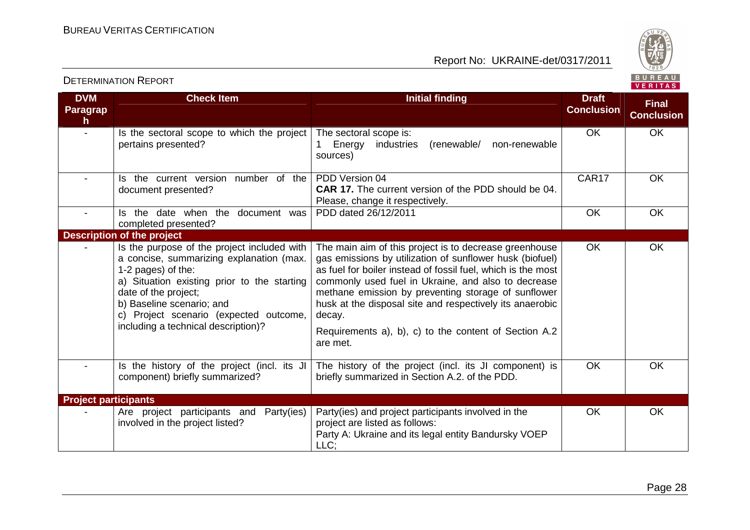| DVM Paragraph | Check Item | Initial finding | Draft Conclusion | Final Conclusion |
|---|---|---|---|---|
| - | Is the sectoral scope to which the project pertains presented? | The sectoral scope is:<br>1 Energy industries (renewable/ non-renewable sources) | OK | OK |
| - | Is the current version number of the document presented? | PDD Version 04<br>**CAR 17.** The current version of the PDD should be 04. Please, change it respectively. | CAR17 | OK |
| - | Is the date when the document was completed presented? | PDD dated 26/12/2011 | OK | OK |
| **Description of the project** | | | | |
| - | Is the purpose of the project included with a concise, summarizing explanation (max. 1-2 pages) of the:<br>a) Situation existing prior to the starting date of the project;<br>b) Baseline scenario; and<br>c) Project scenario (expected outcome, including a technical description)? | The main aim of this project is to decrease greenhouse gas emissions by utilization of sunflower husk (biofuel) as fuel for boiler instead of fossil fuel, which is the most commonly used fuel in Ukraine, and also to decrease methane emission by preventing storage of sunflower husk at the disposal site and respectively its anaerobic decay.<br>Requirements a), b), c) to the content of Section A.2 are met. | OK | OK |
| - | Is the history of the project (incl. its JI component) briefly summarized? | The history of the project (incl. its JI component) is briefly summarized in Section A.2. of the PDD. | OK | OK |
| **Project participants** | | | | |
| - | Are project participants and Party(ies) involved in the project listed? | Party(ies) and project participants involved in the project are listed as follows:<br>Party A: Ukraine and its legal entity Bandursky VOEP LLC; | OK | OK |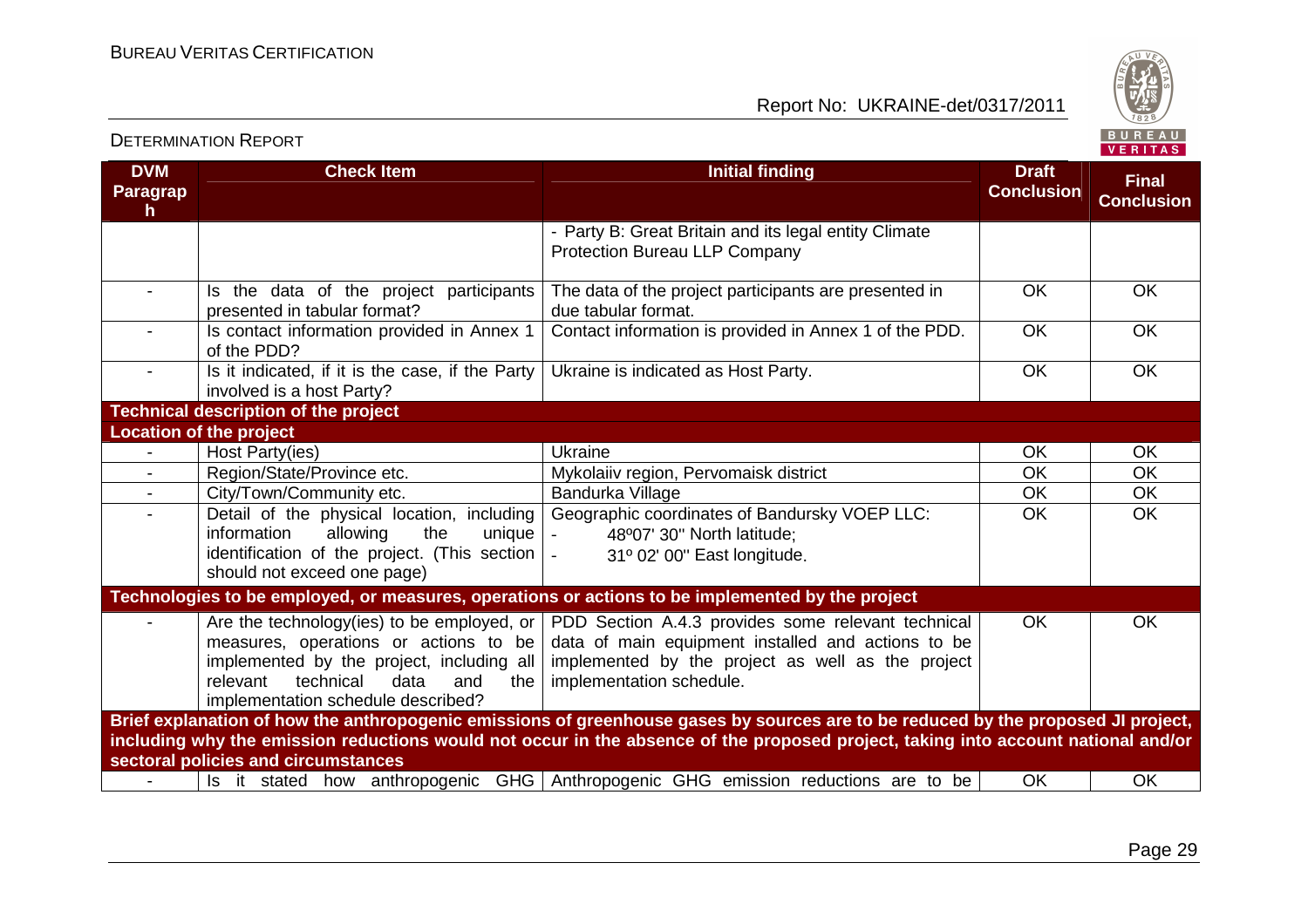| DVM Paragraph | Check Item | Initial finding | Draft Conclusion | Final Conclusion |
|---|---|---|---|---|
| | | - Party B: Great Britain and its legal entity Climate Protection Bureau LLP Company | | |
| - | Is the data of the project participants presented in tabular format? | The data of the project participants are presented in due tabular format. | OK | OK |
| - | Is contact information provided in Annex 1 of the PDD? | Contact information is provided in Annex 1 of the PDD. | OK | OK |
| - | Is it indicated, if it is the case, if the Party involved is a host Party? | Ukraine is indicated as Host Party. | OK | OK |
| **Technical description of the project** | | | | |
| **Location of the project** | | | | |
| - | Host Party(ies) | Ukraine | OK | OK |
| - | Region/State/Province etc. | Mykolaiiv region, Pervomaisk district | OK | OK |
| - | City/Town/Community etc. | Bandurka Village | OK | OK |
| - | Detail of the physical location, including information allowing the unique identification of the project. (This section should not exceed one page) | Geographic coordinates of Bandursky VOEP LLC:<br>- 48º07' 30'' North latitude;<br>- 31º 02' 00'' East longitude. | OK | OK |
| **Technologies to be employed, or measures, operations or actions to be implemented by the project** | | | | |
| - | Are the technology(ies) to be employed, or measures, operations or actions to be implemented by the project, including all relevant technical data and the implementation schedule described? | PDD Section A.4.3 provides some relevant technical data of main equipment installed and actions to be implemented by the project as well as the project implementation schedule. | OK | OK |
| **Brief explanation of how the anthropogenic emissions of greenhouse gases by sources are to be reduced by the proposed JI project, including why the emission reductions would not occur in the absence of the proposed project, taking into account national and/or sectoral policies and circumstances** | | | | |
| - | Is it stated how anthropogenic GHG | Anthropogenic GHG emission reductions are to be | OK | OK |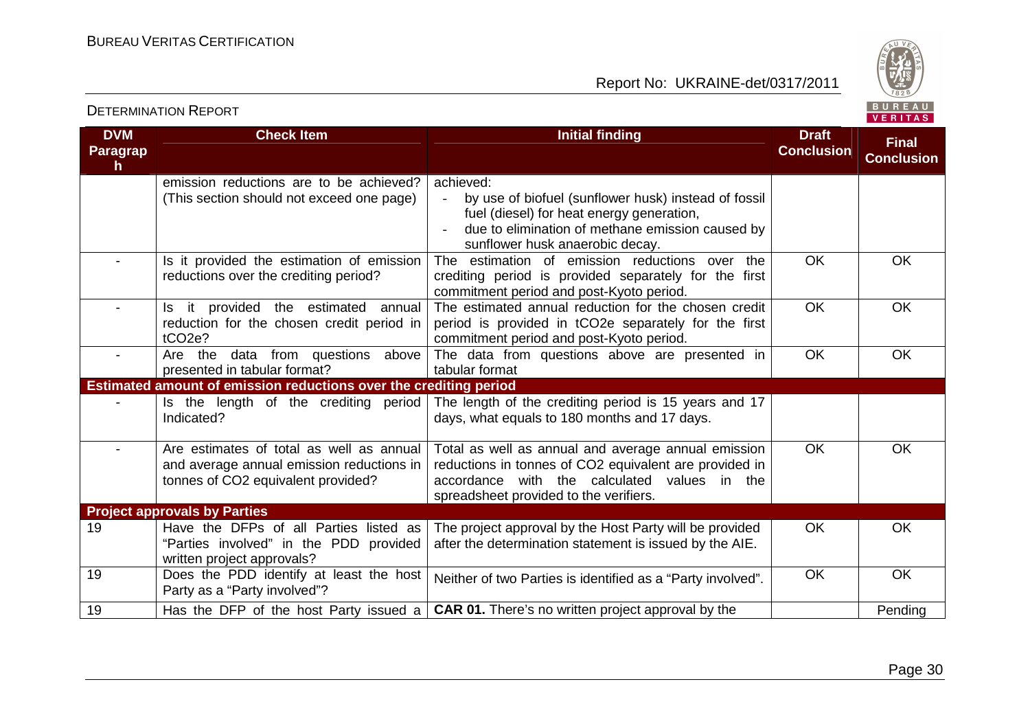| DVM Paragraph | Check Item | Initial finding | Draft Conclusion | Final Conclusion |
|---|---|---|---|---|
| | emission reductions are to be achieved? (This section should not exceed one page) | achieved:<br>- by use of biofuel (sunflower husk) instead of fossil fuel (diesel) for heat energy generation,<br>- due to elimination of methane emission caused by sunflower husk anaerobic decay. | | |
| - | Is it provided the estimation of emission reductions over the crediting period? | The estimation of emission reductions over the crediting period is provided separately for the first commitment period and post-Kyoto period. | OK | OK |
| - | Is it provided the estimated annual reduction for the chosen credit period in $tCO_2e$? | The estimated annual reduction for the chosen credit period is provided in $tCO_2e$ separately for the first commitment period and post-Kyoto period. | OK | OK |
| - | Are the data from questions above presented in tabular format? | The data from questions above are presented in tabular format | OK | OK |
| **Estimated amount of emission reductions over the crediting period** | | | | |
| - | Is the length of the crediting period Indicated? | The length of the crediting period is 15 years and 17 days, what equals to 180 months and 17 days. | | |
| - | Are estimates of total as well as annual and average annual emission reductions in tonnes of $CO_2$ equivalent provided? | Total as well as annual and average annual emission reductions in tonnes of $CO_2$ equivalent are provided in accordance with the calculated values in the spreadsheet provided to the verifiers. | OK | OK |
| **Project approvals by Parties** | | | | |
| 19 | Have the DFPs of all Parties listed as "Parties involved" in the PDD provided written project approvals? | The project approval by the Host Party will be provided after the determination statement is issued by the AIE. | OK | OK |
| 19 | Does the PDD identify at least the host Party as a "Party involved"? | Neither of two Parties is identified as a "Party involved". | OK | OK |
| 19 | Has the DFP of the host Party issued a | **CAR 01.** There's no written project approval by the | | Pending |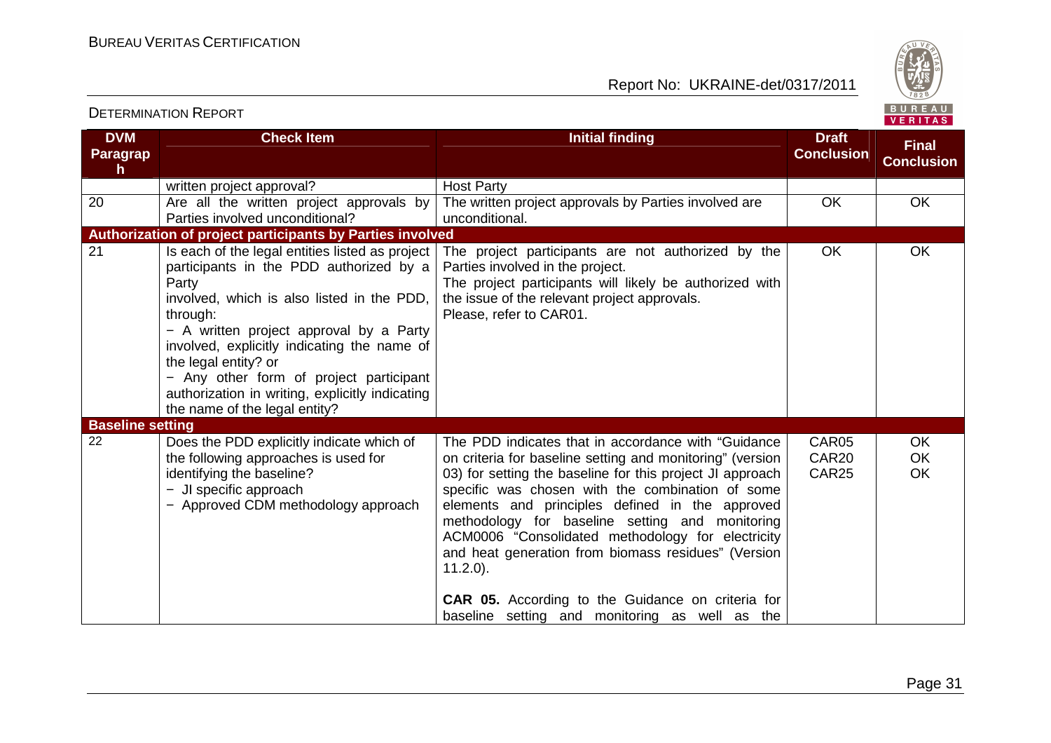| DVM Paragraph | Check Item | Initial finding | Draft Conclusion | Final Conclusion |
|---|---|---|---|---|
| | written project approval? | Host Party | | |
| 20 | Are all the written project approvals by Parties involved unconditional? | The written project approvals by Parties involved are unconditional. | OK | OK |
| **Authorization of project participants by Parties involved** | | | | |
| 21 | Is each of the legal entities listed as project participants in the PDD authorized by a Party involved, which is also listed in the PDD, through:<br>− A written project approval by a Party involved, explicitly indicating the name of the legal entity? or<br>− Any other form of project participant authorization in writing, explicitly indicating the name of the legal entity? | The project participants are not authorized by the Parties involved in the project.<br>The project participants will likely be authorized with the issue of the relevant project approvals.<br>Please, refer to CAR01. | OK | OK |
| **Baseline setting** | | | | |
| 22 | Does the PDD explicitly indicate which of the following approaches is used for identifying the baseline?<br>− JI specific approach<br>− Approved CDM methodology approach | The PDD indicates that in accordance with "Guidance on criteria for baseline setting and monitoring" (version 03) for setting the baseline for this project JI approach specific was chosen with the combination of some elements and principles defined in the approved methodology for baseline setting and monitoring ACM0006 "Consolidated methodology for electricity and heat generation from biomass residues" (Version 11.2.0).<br><br>**CAR 05.** According to the Guidance on criteria for baseline setting and monitoring as well as the | CAR05<br>CAR20<br>CAR25 | OK<br>OK<br>OK |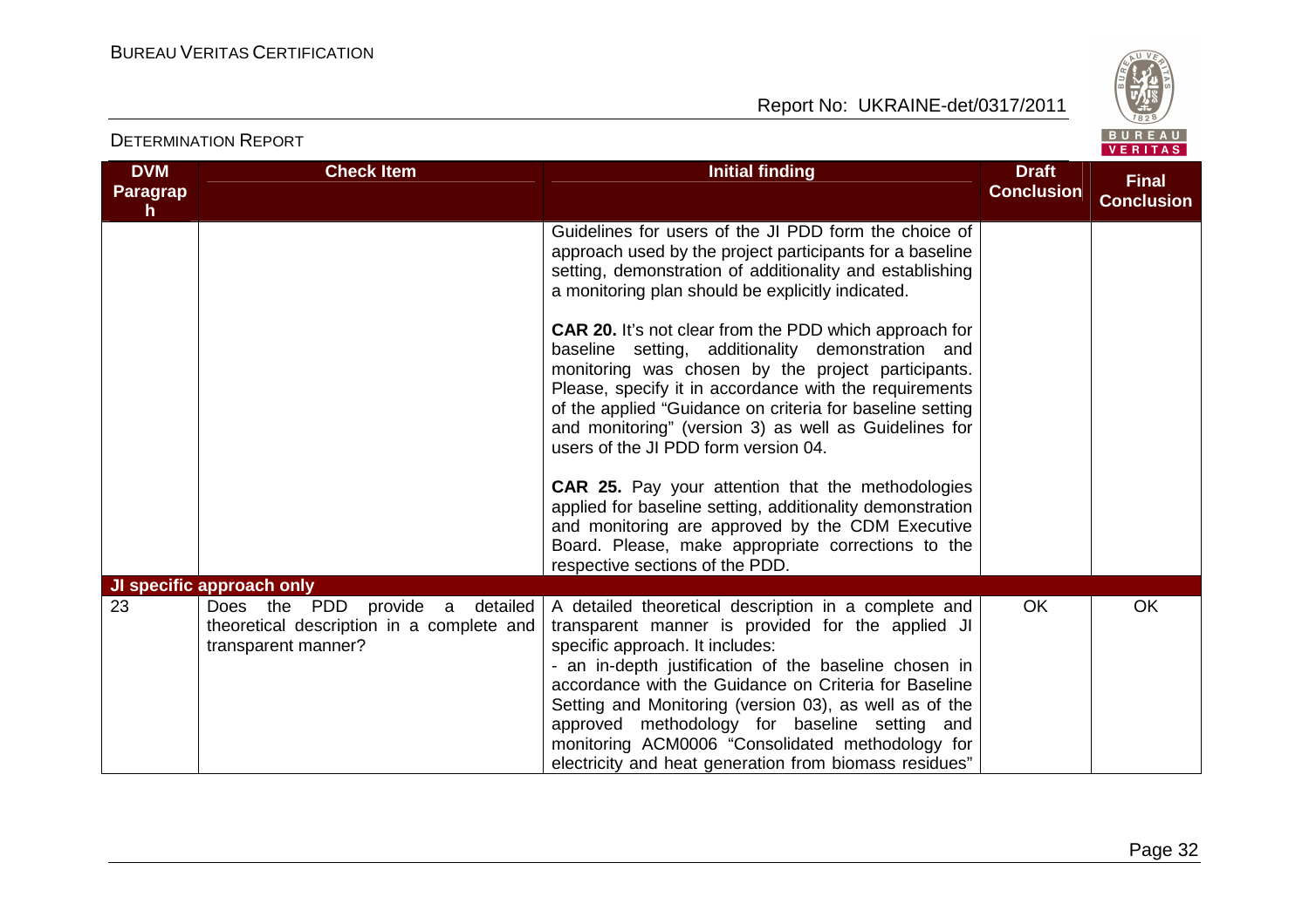| DVM Paragraph | Check Item | Initial finding | Draft Conclusion | Final Conclusion |
|---|---|---|---|---|
| | | Guidelines for users of the JI PDD form the choice of approach used by the project participants for a baseline setting, demonstration of additionality and establishing a monitoring plan should be explicitly indicated.<br><br>**CAR 20.** It's not clear from the PDD which approach for baseline setting, additionality demonstration and monitoring was chosen by the project participants. Please, specify it in accordance with the requirements of the applied "Guidance on criteria for baseline setting and monitoring" (version 3) as well as Guidelines for users of the JI PDD form version 04.<br><br>**CAR 25.** Pay your attention that the methodologies applied for baseline setting, additionality demonstration and monitoring are approved by the CDM Executive Board. Please, make appropriate corrections to the respective sections of the PDD. | | |
| **JI specific approach only** | | | | |
| 23 | Does the PDD provide a detailed theoretical description in a complete and transparent manner? | A detailed theoretical description in a complete and transparent manner is provided for the applied JI specific approach. It includes:<br>- an in-depth justification of the baseline chosen in accordance with the Guidance on Criteria for Baseline Setting and Monitoring (version 03), as well as of the approved methodology for baseline setting and monitoring ACM0006 "Consolidated methodology for electricity and heat generation from biomass residues" | OK | OK |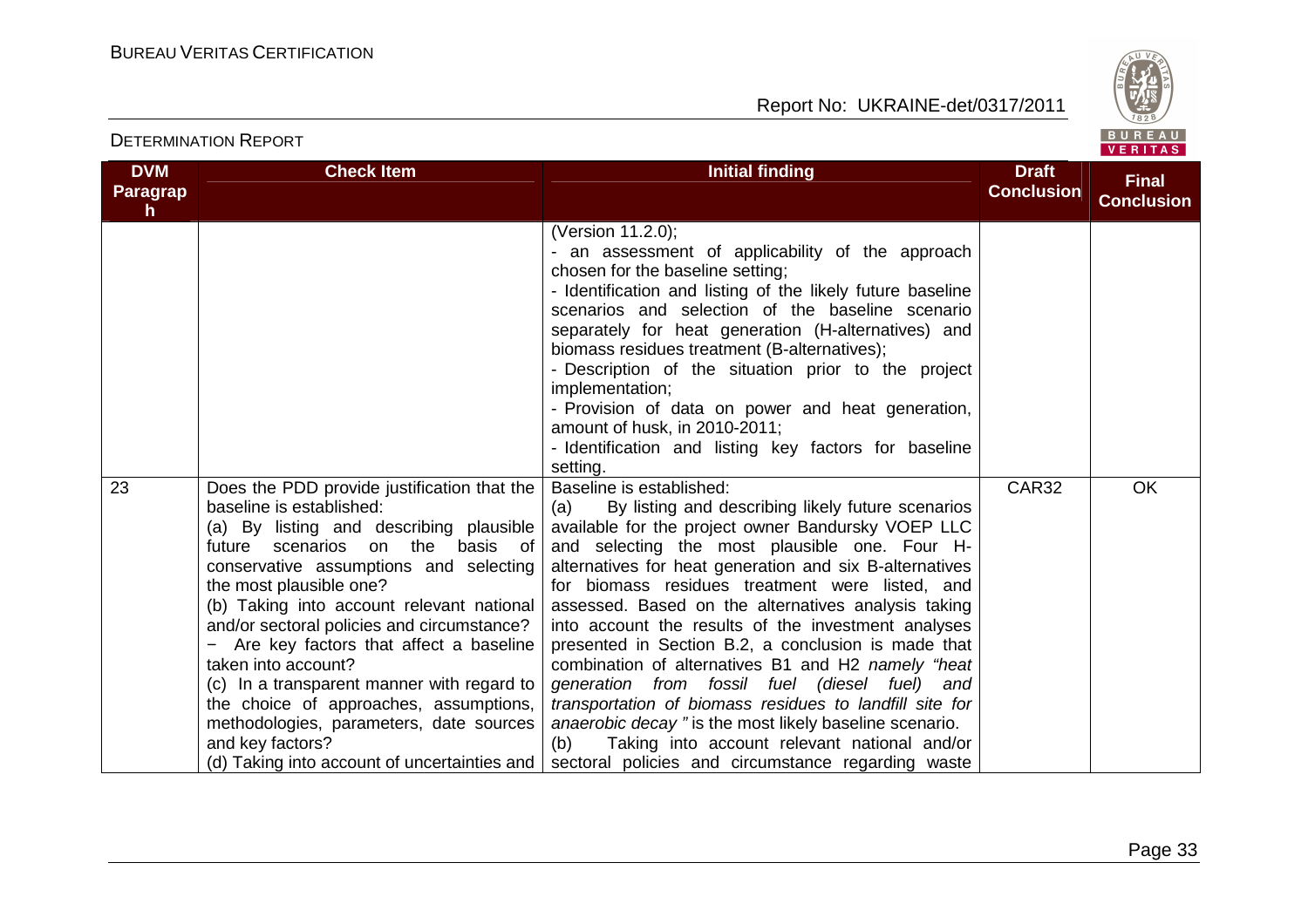| DVM Paragraph | Check Item | Initial finding | Draft Conclusion | Final Conclusion |
|---|---|---|---|---|
| | | (Version 11.2.0);<br>- an assessment of applicability of the approach chosen for the baseline setting;<br>- Identification and listing of the likely future baseline scenarios and selection of the baseline scenario separately for heat generation (H-alternatives) and biomass residues treatment (B-alternatives);<br>- Description of the situation prior to the project implementation;<br>- Provision of data on power and heat generation, amount of husk, in 2010-2011;<br>- Identification and listing key factors for baseline setting. | | |
| 23 | Does the PDD provide justification that the baseline is established:<br>(a) By listing and describing plausible future scenarios on the basis of conservative assumptions and selecting the most plausible one?<br>(b) Taking into account relevant national and/or sectoral policies and circumstance?<br>− Are key factors that affect a baseline taken into account?<br>(c) In a transparent manner with regard to the choice of approaches, assumptions, methodologies, parameters, date sources and key factors?<br>(d) Taking into account of uncertainties and | Baseline is established:<br>(a) By listing and describing likely future scenarios available for the project owner Bandursky VOEP LLC and selecting the most plausible one. Four H-alternatives for heat generation and six B-alternatives for biomass residues treatment were listed, and assessed. Based on the alternatives analysis taking into account the results of the investment analyses presented in Section B.2, a conclusion is made that combination of alternatives B1 and H2 *namely "heat generation from fossil fuel (diesel fuel) and transportation of biomass residues to landfill site for anaerobic decay "* is the most likely baseline scenario.<br>(b) Taking into account relevant national and/or sectoral policies and circumstance regarding waste | CAR32 | OK |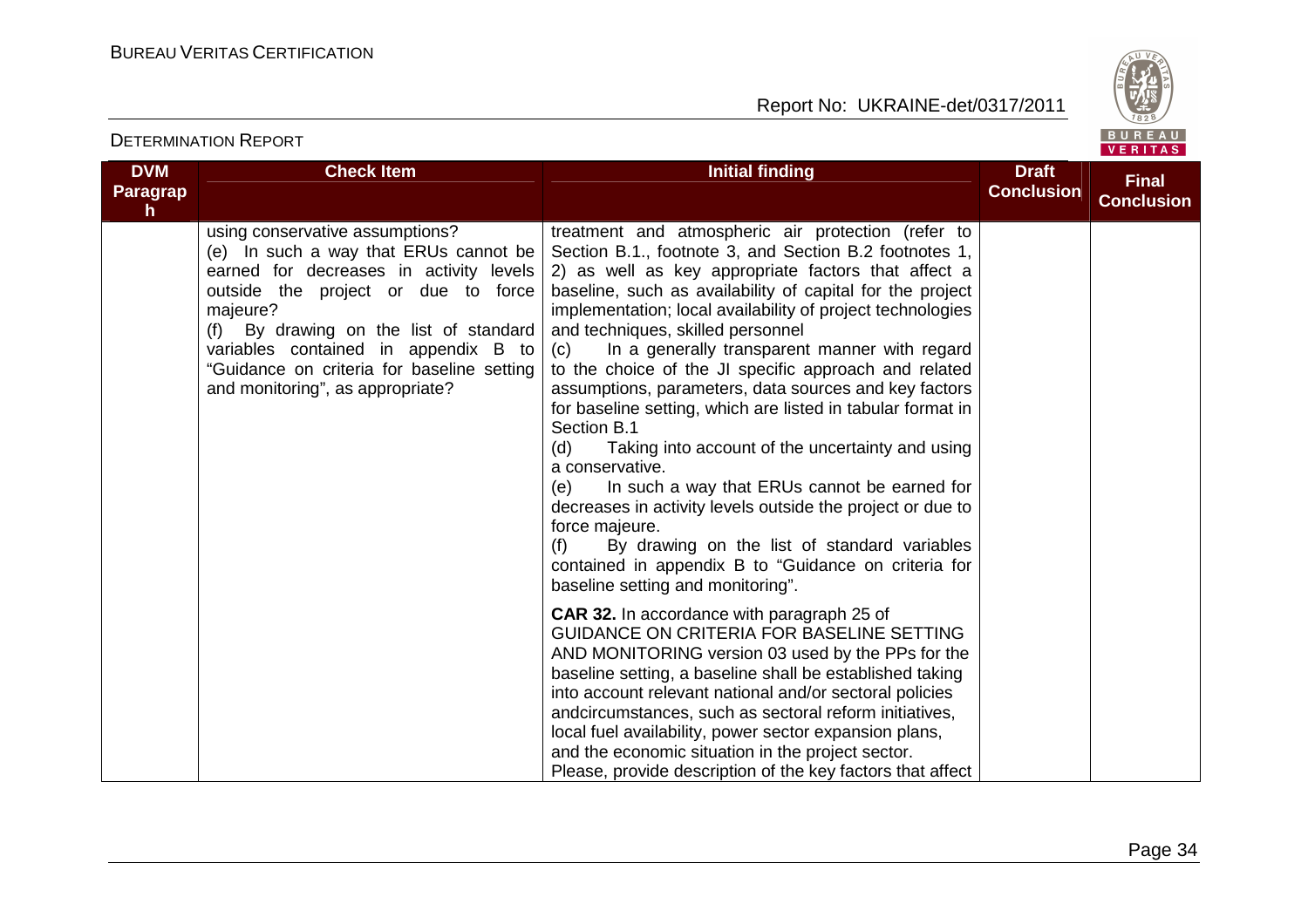| DVM Paragraph | Check Item | Initial finding | Draft Conclusion | Final Conclusion |
|---|---|---|---|---|
| | using conservative assumptions?<br>(e) In such a way that ERUs cannot be earned for decreases in activity levels outside the project or due to force majeure?<br>(f) By drawing on the list of standard variables contained in appendix B to "Guidance on criteria for baseline setting and monitoring", as appropriate? | treatment and atmospheric air protection (refer to Section B.1., footnote 3, and Section B.2 footnotes 1, 2) as well as key appropriate factors that affect a baseline, such as availability of capital for the project implementation; local availability of project technologies and techniques, skilled personnel<br>(c) In a generally transparent manner with regard to the choice of the JI specific approach and related assumptions, parameters, data sources and key factors for baseline setting, which are listed in tabular format in Section B.1<br>(d) Taking into account of the uncertainty and using a conservative.<br>(e) In such a way that ERUs cannot be earned for decreases in activity levels outside the project or due to force majeure.<br>(f) By drawing on the list of standard variables contained in appendix B to "Guidance on criteria for baseline setting and monitoring".<br><br>**CAR 32.** In accordance with paragraph 25 of GUIDANCE ON CRITERIA FOR BASELINE SETTING AND MONITORING version 03 used by the PPs for the baseline setting, a baseline shall be established taking into account relevant national and/or sectoral policies andcircumstances, such as sectoral reform initiatives, local fuel availability, power sector expansion plans, and the economic situation in the project sector. Please, provide description of the key factors that affect | | |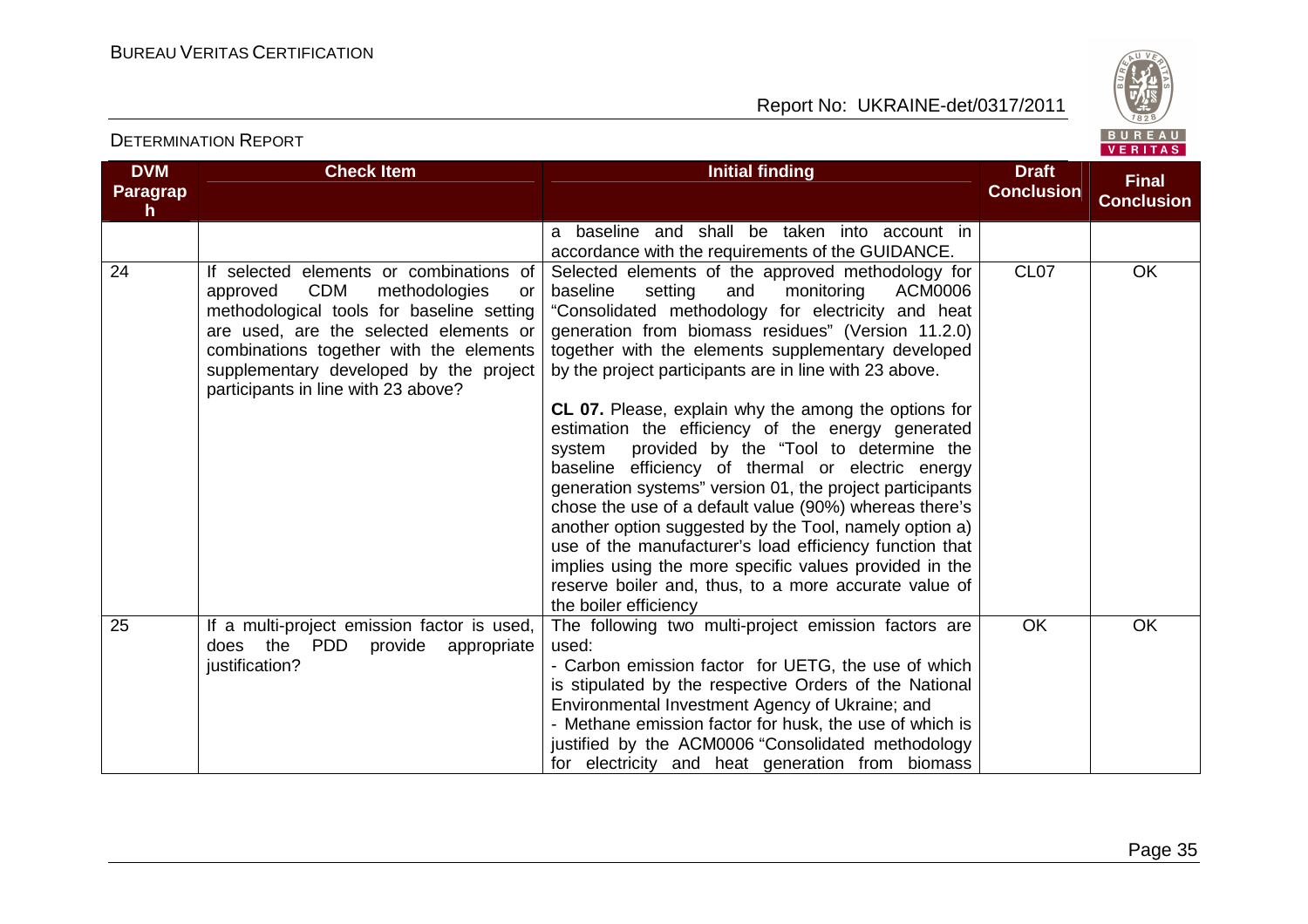| DVM Paragraph | Check Item | Initial finding | Draft Conclusion | Final Conclusion |
|---|---|---|---|---|
| | | a baseline and shall be taken into account in accordance with the requirements of the GUIDANCE. | | |
| 24 | If selected elements or combinations of approved CDM methodologies or methodological tools for baseline setting are used, are the selected elements or combinations together with the elements supplementary developed by the project participants in line with 23 above? | Selected elements of the approved methodology for baseline setting and monitoring ACM0006 "Consolidated methodology for electricity and heat generation from biomass residues" (Version 11.2.0) together with the elements supplementary developed by the project participants are in line with 23 above.<br><br>**CL 07.** Please, explain why the among the options for estimation the efficiency of the energy generated system provided by the "Tool to determine the baseline efficiency of thermal or electric energy generation systems" version 01, the project participants chose the use of a default value (90%) whereas there's another option suggested by the Tool, namely option a) use of the manufacturer's load efficiency function that implies using the more specific values provided in the reserve boiler and, thus, to a more accurate value of the boiler efficiency | CL07 | OK |
| 25 | If a multi-project emission factor is used, does the PDD provide appropriate justification? | The following two multi-project emission factors are used:<br>- Carbon emission factor for UETG, the use of which is stipulated by the respective Orders of the National Environmental Investment Agency of Ukraine; and<br>- Methane emission factor for husk, the use of which is justified by the ACM0006 "Consolidated methodology for electricity and heat generation from biomass | OK | OK |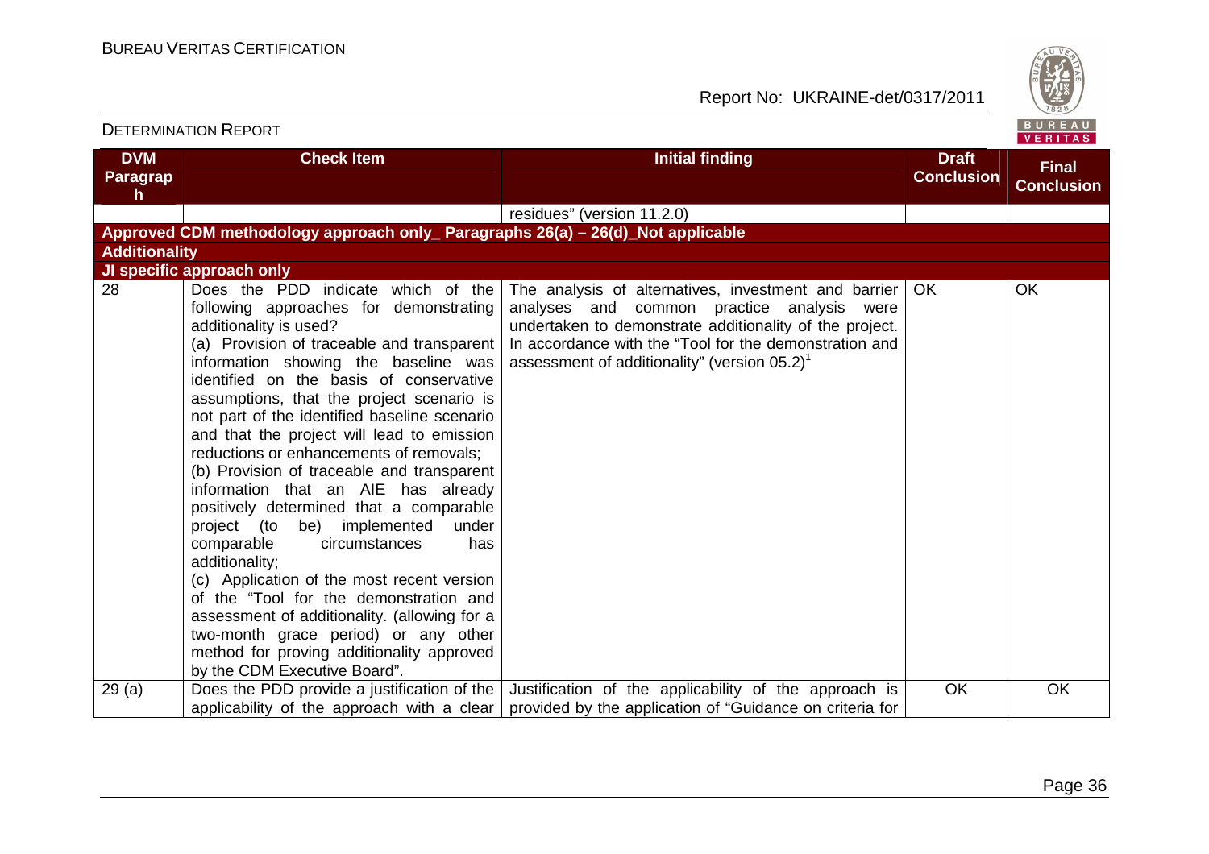| DVM Paragraph | Check Item | Initial finding | Draft Conclusion | Final Conclusion |
|---|---|---|---|---|
| | | residues" (version 11.2.0) | | |
| **Approved CDM methodology approach only_ Paragraphs 26(a) – 26(d)_Not applicable** | | | | |
| **Additionality** | | | | |
| **JI specific approach only** | | | | |
| 28 | Does the PDD indicate which of the following approaches for demonstrating additionality is used?<br>(a) Provision of traceable and transparent information showing the baseline was identified on the basis of conservative assumptions, that the project scenario is not part of the identified baseline scenario and that the project will lead to emission reductions or enhancements of removals;<br>(b) Provision of traceable and transparent information that an AIE has already positively determined that a comparable project (to be) implemented under comparable circumstances has additionality;<br>(c) Application of the most recent version of the "Tool for the demonstration and assessment of additionality. (allowing for a two-month grace period) or any other method for proving additionality approved by the CDM Executive Board". | The analysis of alternatives, investment and barrier analyses and common practice analysis were undertaken to demonstrate additionality of the project. In accordance with the "Tool for the demonstration and assessment of additionality" (version 05.2)[1] | OK | OK |
| 29 (a) | Does the PDD provide a justification of the applicability of the approach with a clear | Justification of the applicability of the approach is provided by the application of "Guidance on criteria for | OK | OK |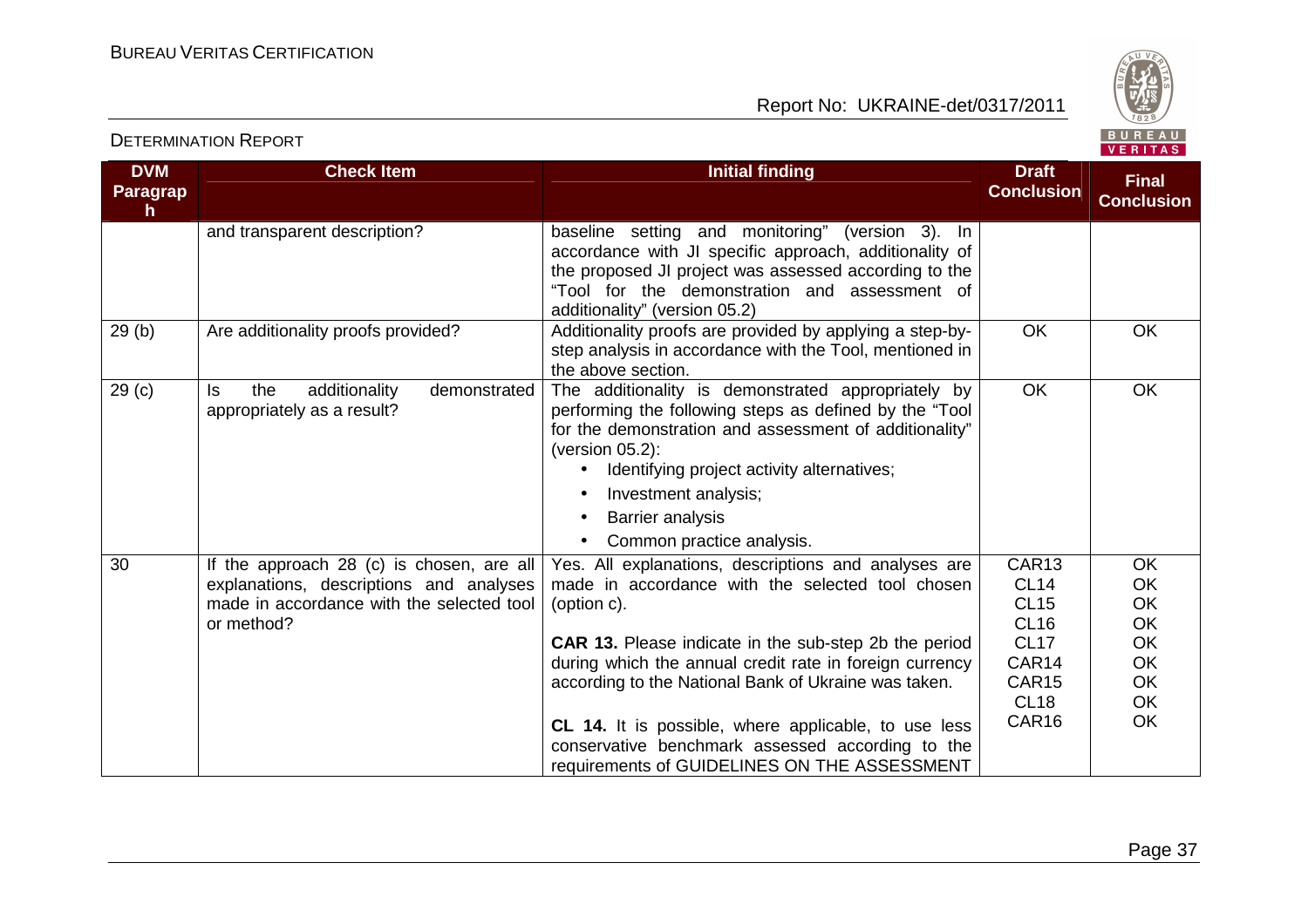| DVM Paragraph | Check Item | Initial finding | Draft Conclusion | Final Conclusion |
|---|---|---|---|---|
| | and transparent description? | baseline setting and monitoring" (version 3). In accordance with JI specific approach, additionality of the proposed JI project was assessed according to the "Tool for the demonstration and assessment of additionality" (version 05.2) | | |
| 29 (b) | Are additionality proofs provided? | Additionality proofs are provided by applying a step-by-step analysis in accordance with the Tool, mentioned in the above section. | OK | OK |
| 29 (c) | Is the additionality demonstrated appropriately as a result? | The additionality is demonstrated appropriately by performing the following steps as defined by the "Tool for the demonstration and assessment of additionality" (version 05.2):<br>• Identifying project activity alternatives;<br>• Investment analysis;<br>• Barrier analysis<br>• Common practice analysis. | OK | OK |
| 30 | If the approach 28 (c) is chosen, are all explanations, descriptions and analyses made in accordance with the selected tool or method? | Yes. All explanations, descriptions and analyses are made in accordance with the selected tool chosen (option c).<br><br>**CAR 13.** Please indicate in the sub-step 2b the period during which the annual credit rate in foreign currency according to the National Bank of Ukraine was taken.<br><br>**CL 14.** It is possible, where applicable, to use less conservative benchmark assessed according to the requirements of GUIDELINES ON THE ASSESSMENT | CAR13<br>CL14<br>CL15<br>CL16<br>CL17<br>CAR14<br>CAR15<br>CL18<br>CAR16 | OK<br>OK<br>OK<br>OK<br>OK<br>OK<br>OK<br>OK<br>OK |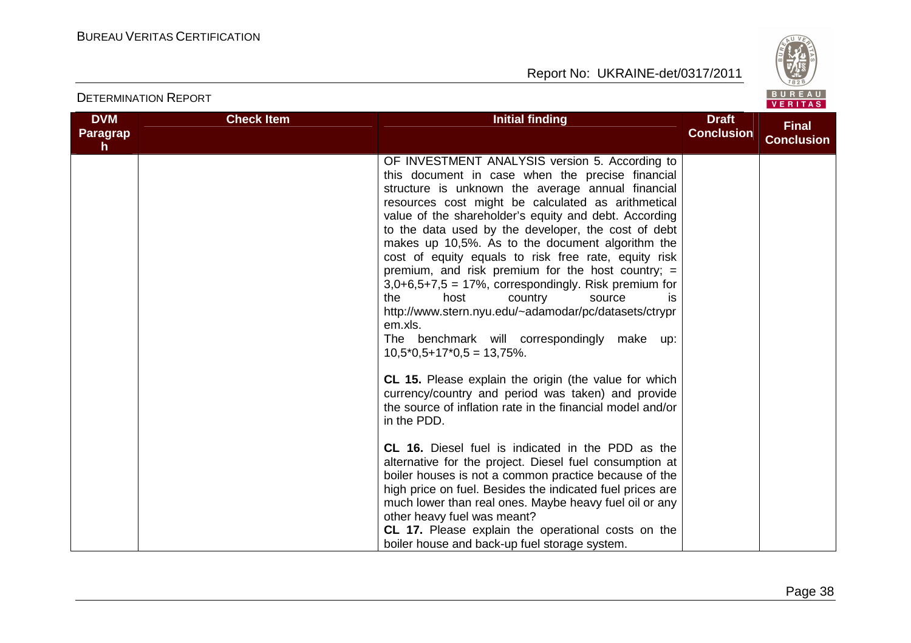| DVM Paragraph | Check Item | Initial finding | Draft Conclusion | Final Conclusion |
|---|---|---|---|---|
| | | OF INVESTMENT ANALYSIS version 5. According to this document in case when the precise financial structure is unknown the average annual financial resources cost might be calculated as arithmetical value of the shareholder's equity and debt. According to the data used by the developer, the cost of debt makes up 10,5%. As to the document algorithm the cost of equity equals to risk free rate, equity risk premium, and risk premium for the host country; = 3,0+6,5+7,5 = 17%, correspondingly. Risk premium for the host country source is http://www.stern.nyu.edu/~adamodar/pc/datasets/ctrypr em.xls.<br>The benchmark will correspondingly make up: 10,5*0,5+17*0,5 = 13,75%.<br><br>**CL 15.** Please explain the origin (the value for which currency/country and period was taken) and provide the source of inflation rate in the financial model and/or in the PDD.<br><br>**CL 16.** Diesel fuel is indicated in the PDD as the alternative for the project. Diesel fuel consumption at boiler houses is not a common practice because of the high price on fuel. Besides the indicated fuel prices are much lower than real ones. Maybe heavy fuel oil or any other heavy fuel was meant?<br>**CL 17.** Please explain the operational costs on the boiler house and back-up fuel storage system. | | |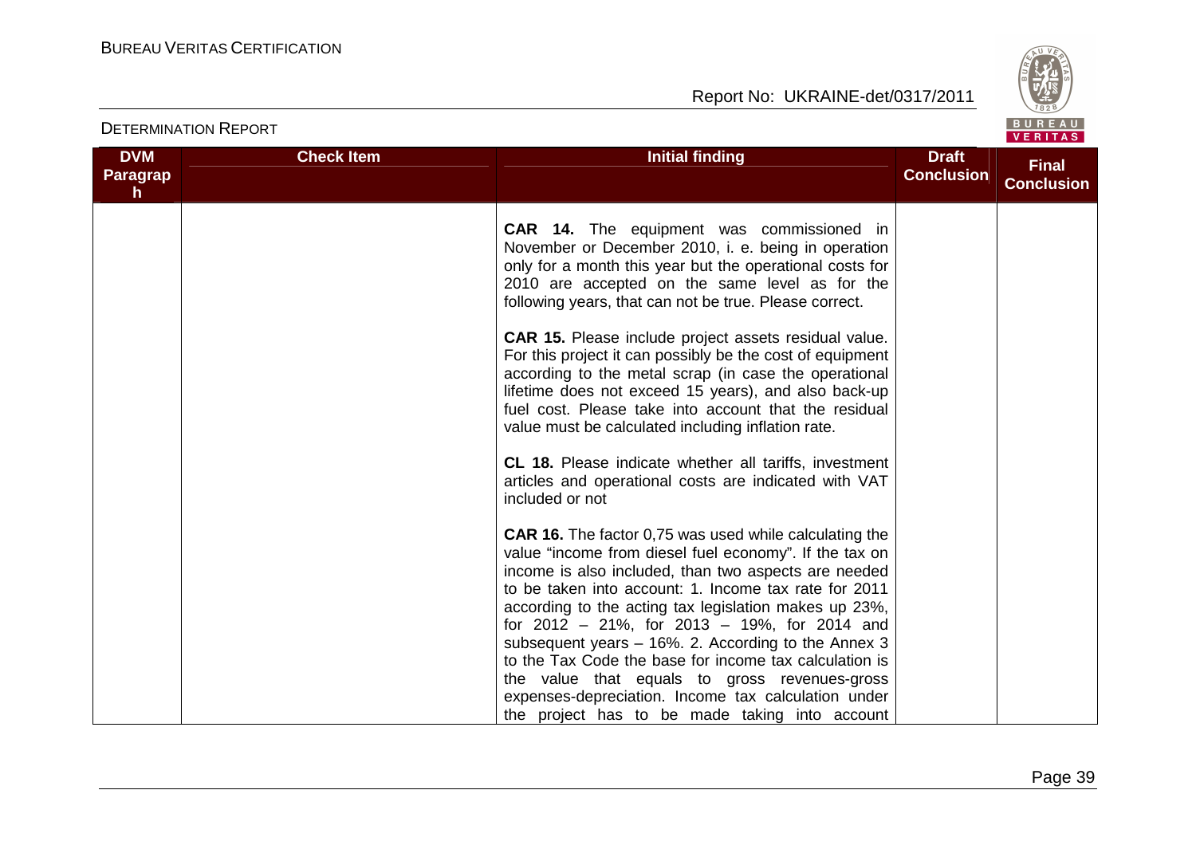| DVM Paragraph | Check Item | Initial finding | Draft Conclusion | Final Conclusion |
|---|---|---|---|---|
| | | **CAR 14.** The equipment was commissioned in November or December 2010, i. e. being in operation only for a month this year but the operational costs for 2010 are accepted on the same level as for the following years, that can not be true. Please correct.<br><br>**CAR 15.** Please include project assets residual value. For this project it can possibly be the cost of equipment according to the metal scrap (in case the operational lifetime does not exceed 15 years), and also back-up fuel cost. Please take into account that the residual value must be calculated including inflation rate.<br><br>**CL 18.** Please indicate whether all tariffs, investment articles and operational costs are indicated with VAT included or not<br><br>**CAR 16.** The factor 0,75 was used while calculating the value "income from diesel fuel economy". If the tax on income is also included, than two aspects are needed to be taken into account: 1. Income tax rate for 2011 according to the acting tax legislation makes up 23%, for 2012 – 21%, for 2013 – 19%, for 2014 and subsequent years – 16%. 2. According to the Annex 3 to the Tax Code the base for income tax calculation is the value that equals to gross revenues-gross expenses-depreciation. Income tax calculation under the project has to be made taking into account | | |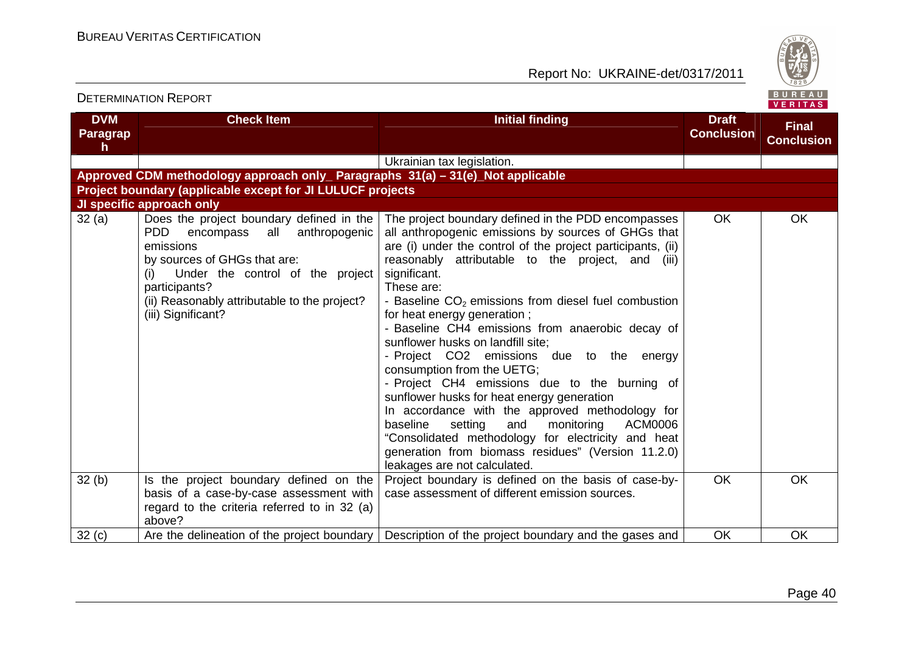| DVM Paragraph | Check Item | Initial finding | Draft Conclusion | Final Conclusion |
|---|---|---|---|---|
| | | Ukrainian tax legislation. | | |
| **Approved CDM methodology approach only_ Paragraphs 31(a) – 31(e)_Not applicable** | | | | |
| **Project boundary (applicable except for JI LULUCF projects** | | | | |
| **JI specific approach only** | | | | |
| 32 (a) | Does the project boundary defined in the PDD encompass all anthropogenic emissions by sources of GHGs that are: (i) Under the control of the project participants? (ii) Reasonably attributable to the project? (iii) Significant? | The project boundary defined in the PDD encompasses all anthropogenic emissions by sources of GHGs that are (i) under the control of the project participants, (ii) reasonably attributable to the project, and (iii) significant. These are: - Baseline $CO_2$ emissions from diesel fuel combustion for heat energy generation ; - Baseline $CH_4$ emissions from anaerobic decay of sunflower husks on landfill site; - Project $CO_2$ emissions due to the energy consumption from the UETG; - Project $CH_4$ emissions due to the burning of sunflower husks for heat energy generation In accordance with the approved methodology for baseline setting and monitoring ACM0006 "Consolidated methodology for electricity and heat generation from biomass residues" (Version 11.2.0) leakages are not calculated. | OK | OK |
| 32 (b) | Is the project boundary defined on the basis of a case-by-case assessment with regard to the criteria referred to in 32 (a) above? | Project boundary is defined on the basis of case-by-case assessment of different emission sources. | OK | OK |
| 32 (c) | Are the delineation of the project boundary | Description of the project boundary and the gases and | OK | OK |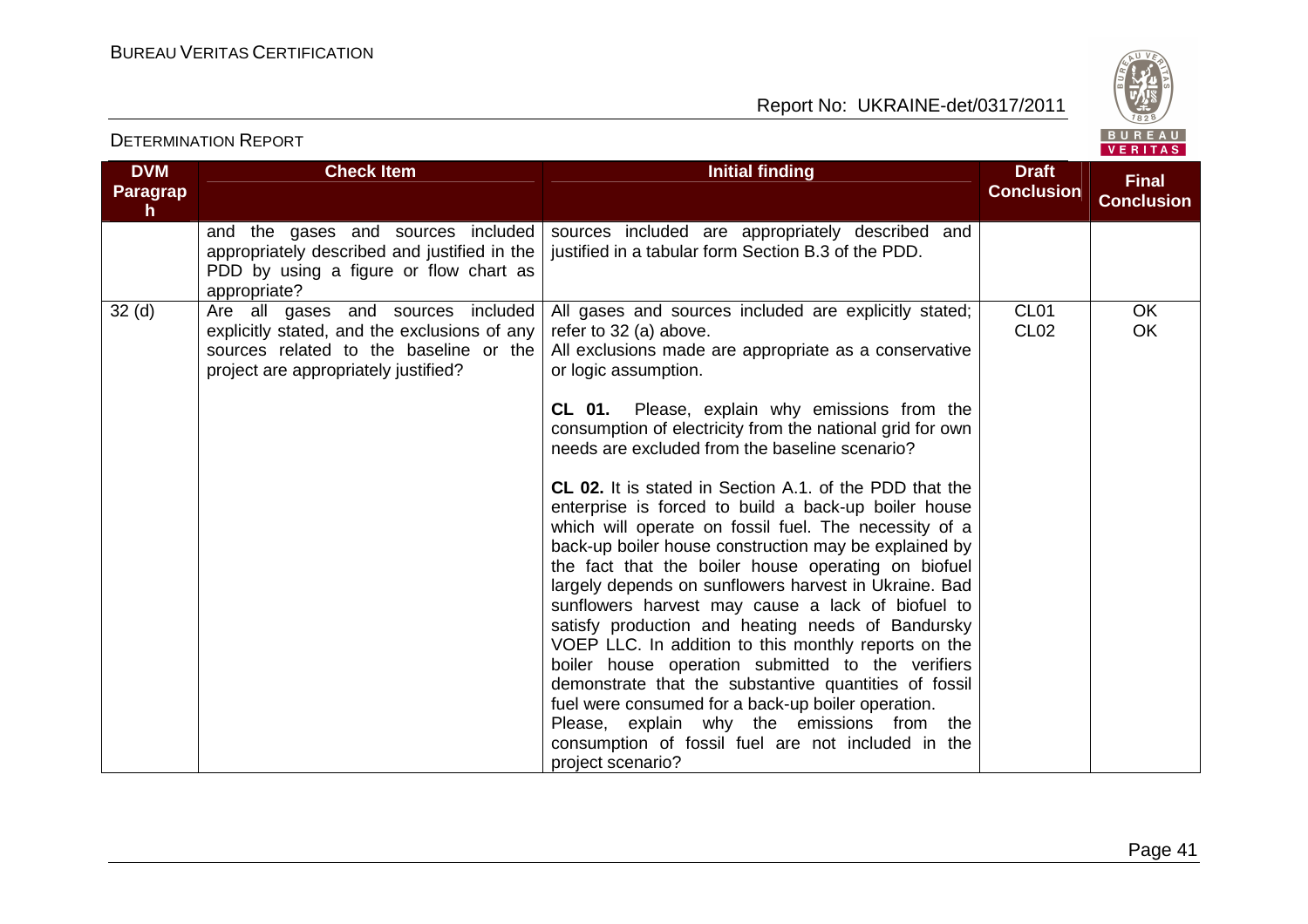| DVM Paragraph | Check Item | Initial finding | Draft Conclusion | Final Conclusion |
|---|---|---|---|---|
| | and the gases and sources included appropriately described and justified in the PDD by using a figure or flow chart as appropriate? | sources included are appropriately described and justified in a tabular form Section B.3 of the PDD. | | |
| 32 (d) | Are all gases and sources included explicitly stated, and the exclusions of any sources related to the baseline or the project are appropriately justified? | All gases and sources included are explicitly stated; refer to 32 (a) above.<br>All exclusions made are appropriate as a conservative or logic assumption.<br><br>**CL 01.** Please, explain why emissions from the consumption of electricity from the national grid for own needs are excluded from the baseline scenario?<br><br>**CL 02.** It is stated in Section A.1. of the PDD that the enterprise is forced to build a back-up boiler house which will operate on fossil fuel. The necessity of a back-up boiler house construction may be explained by the fact that the boiler house operating on biofuel largely depends on sunflowers harvest in Ukraine. Bad sunflowers harvest may cause a lack of biofuel to satisfy production and heating needs of Bandursky VOEP LLC. In addition to this monthly reports on the boiler house operation submitted to the verifiers demonstrate that the substantive quantities of fossil fuel were consumed for a back-up boiler operation.<br>Please, explain why the emissions from the consumption of fossil fuel are not included in the project scenario? | CL01<br>CL02 | OK<br>OK |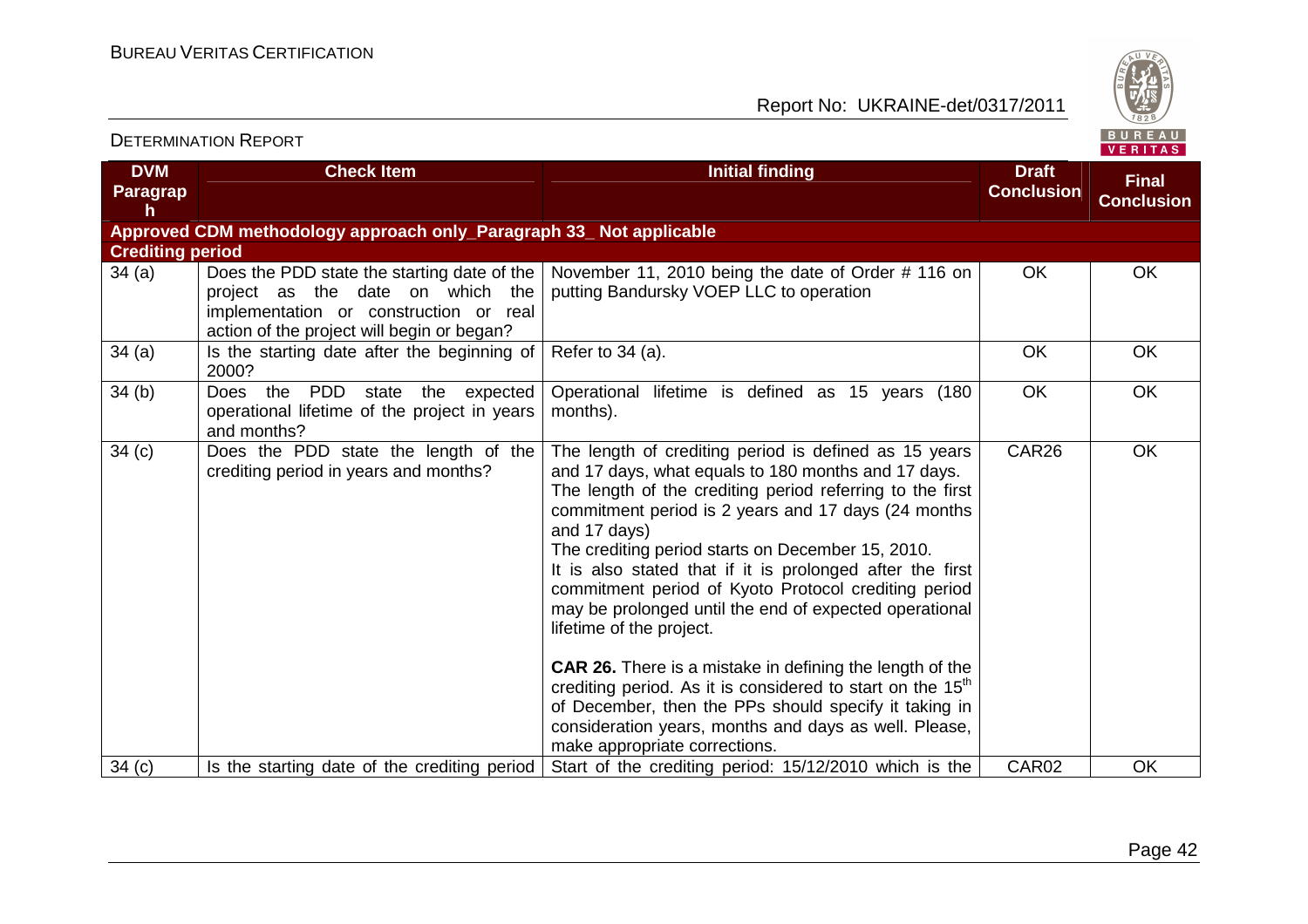DETERMINATION REPORT

| DVM Paragraph | Check Item | Initial finding | Draft Conclusion | Final Conclusion |
|---|---|---|---|---|
| **Approved CDM methodology approach only_Paragraph 33_ Not applicable** | | | | |
| **Crediting period** | | | | |
| 34 (a) | Does the PDD state the starting date of the project as the date on which the implementation or construction or real action of the project will begin or began? | November 11, 2010 being the date of Order # 116 on putting Bandursky VOEP LLC to operation | OK | OK |
| 34 (a) | Is the starting date after the beginning of 2000? | Refer to 34 (a). | OK | OK |
| 34 (b) | Does the PDD state the expected operational lifetime of the project in years and months? | Operational lifetime is defined as 15 years (180 months). | OK | OK |
| 34 (c) | Does the PDD state the length of the crediting period in years and months? | The length of crediting period is defined as 15 years and 17 days, what equals to 180 months and 17 days. The length of the crediting period referring to the first commitment period is 2 years and 17 days (24 months and 17 days)<br>The crediting period starts on December 15, 2010.<br>It is also stated that if it is prolonged after the first commitment period of Kyoto Protocol crediting period may be prolonged until the end of expected operational lifetime of the project.<br><br>**CAR 26.** There is a mistake in defining the length of the crediting period. As it is considered to start on the 15[th] of December, then the PPs should specify it taking in consideration years, months and days as well. Please, make appropriate corrections. | CAR26 | OK |
| 34 (c) | Is the starting date of the crediting period | Start of the crediting period: 15/12/2010 which is the | CAR02 | OK |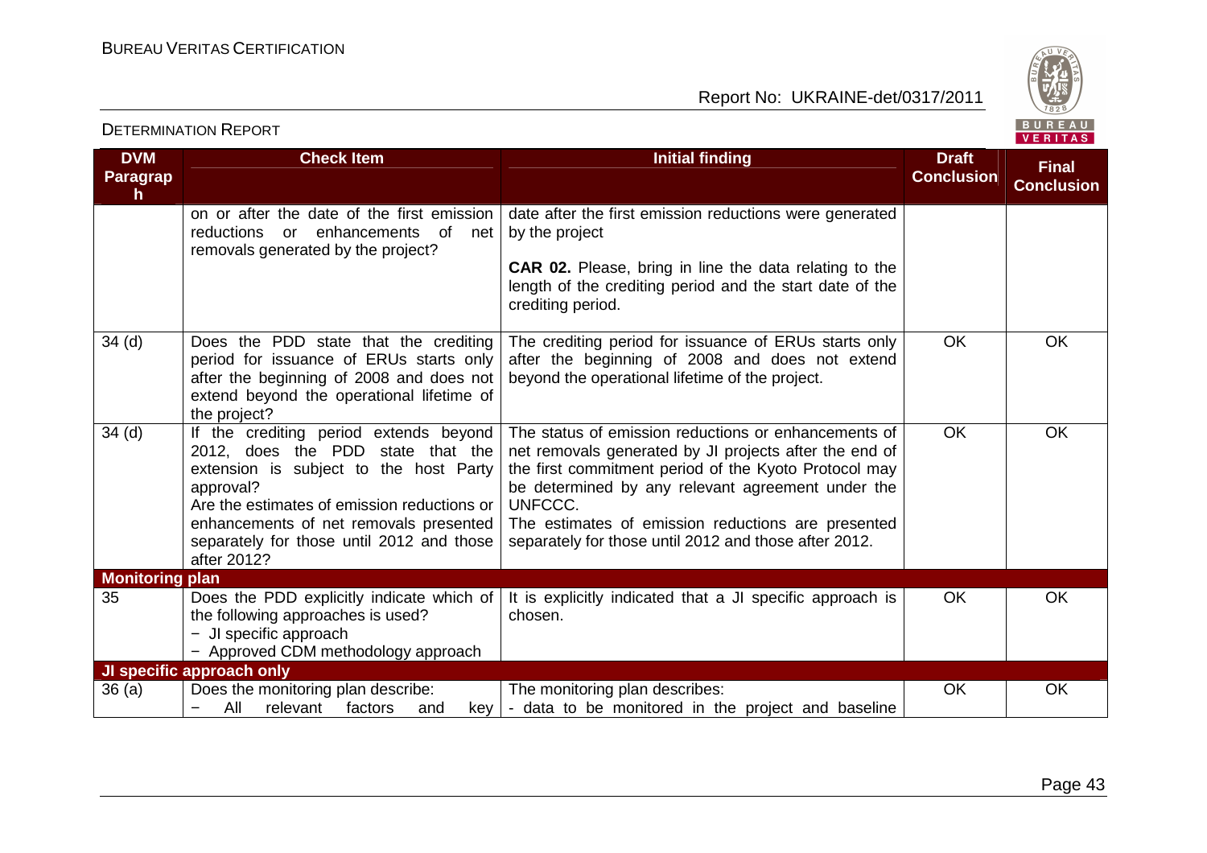| DVM Paragraph | Check Item | Initial finding | Draft Conclusion | Final Conclusion |
|---|---|---|---|---|
| | on or after the date of the first emission reductions or enhancements of net removals generated by the project? | date after the first emission reductions were generated by the project<br><br>**CAR 02.** Please, bring in line the data relating to the length of the crediting period and the start date of the crediting period. | | |
| 34 (d) | Does the PDD state that the crediting period for issuance of ERUs starts only after the beginning of 2008 and does not extend beyond the operational lifetime of the project? | The crediting period for issuance of ERUs starts only after the beginning of 2008 and does not extend beyond the operational lifetime of the project. | OK | OK |
| 34 (d) | If the crediting period extends beyond 2012, does the PDD state that the extension is subject to the host Party approval?<br>Are the estimates of emission reductions or enhancements of net removals presented separately for those until 2012 and those after 2012? | The status of emission reductions or enhancements of net removals generated by JI projects after the end of the first commitment period of the Kyoto Protocol may be determined by any relevant agreement under the UNFCCC.<br>The estimates of emission reductions are presented separately for those until 2012 and those after 2012. | OK | OK |
| **Monitoring plan** | | | | |
| 35 | Does the PDD explicitly indicate which of the following approaches is used?<br>− JI specific approach<br>− Approved CDM methodology approach | It is explicitly indicated that a JI specific approach is chosen. | OK | OK |
| **JI specific approach only** | | | | |
| 36 (a) | Does the monitoring plan describe:<br>− All relevant factors and key | The monitoring plan describes:<br>- data to be monitored in the project and baseline | OK | OK |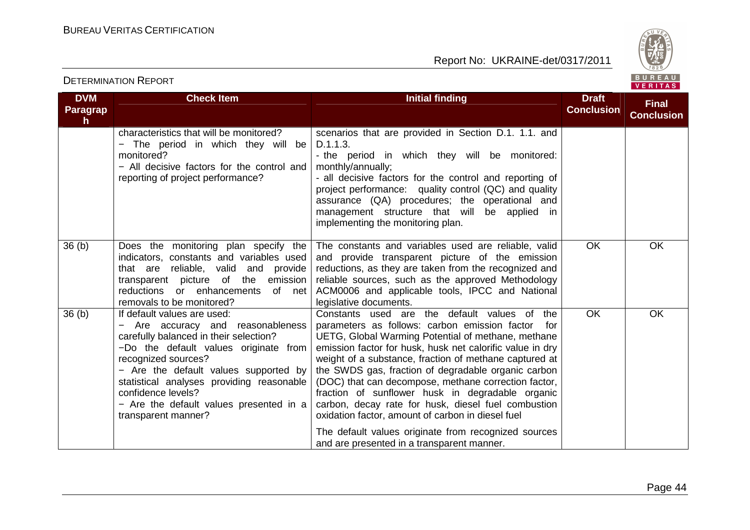| DVM Paragraph | Check Item | Initial finding | Draft Conclusion | Final Conclusion |
|---|---|---|---|---|
| | characteristics that will be monitored?<br>− The period in which they will be monitored?<br>− All decisive factors for the control and reporting of project performance? | scenarios that are provided in Section D.1. 1.1. and D.1.1.3.<br>- the period in which they will be monitored: monthly/annually;<br>- all decisive factors for the control and reporting of project performance: quality control (QC) and quality assurance (QA) procedures; the operational and management structure that will be applied in implementing the monitoring plan. | | |
| 36 (b) | Does the monitoring plan specify the indicators, constants and variables used that are reliable, valid and provide transparent picture of the emission reductions or enhancements of net removals to be monitored? | The constants and variables used are reliable, valid and provide transparent picture of the emission reductions, as they are taken from the recognized and reliable sources, such as the approved Methodology ACM0006 and applicable tools, IPCC and National legislative documents. | OK | OK |
| 36 (b) | If default values are used:<br>− Are accuracy and reasonableness carefully balanced in their selection?<br>−Do the default values originate from recognized sources?<br>− Are the default values supported by statistical analyses providing reasonable confidence levels?<br>− Are the default values presented in a transparent manner? | Constants used are the default values of the parameters as follows: carbon emission factor for UETG, Global Warming Potential of methane, methane emission factor for husk, husk net calorific value in dry weight of a substance, fraction of methane captured at the SWDS gas, fraction of degradable organic carbon (DOC) that can decompose, methane correction factor, fraction of sunflower husk in degradable organic carbon, decay rate for husk, diesel fuel combustion oxidation factor, amount of carbon in diesel fuel<br><br>The default values originate from recognized sources and are presented in a transparent manner. | OK | OK |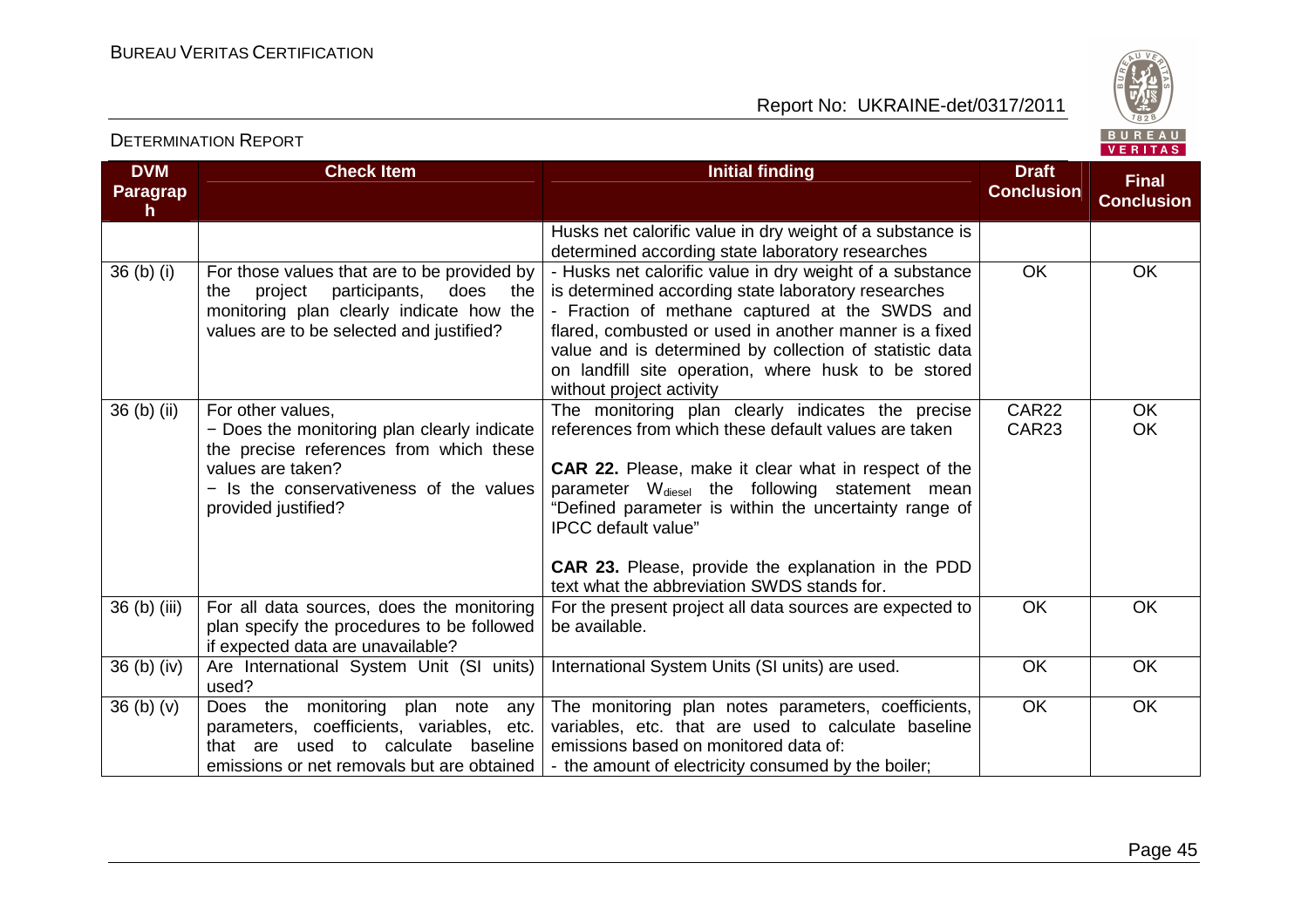| DVM Paragraph | Check Item | Initial finding | Draft Conclusion | Final Conclusion |
|---|---|---|---|---|
| | | Husks net calorific value in dry weight of a substance is determined according state laboratory researches | | |
| 36 (b) (i) | For those values that are to be provided by the project participants, does the monitoring plan clearly indicate how the values are to be selected and justified? | - Husks net calorific value in dry weight of a substance is determined according state laboratory researches<br>- Fraction of methane captured at the SWDS and flared, combusted or used in another manner is a fixed value and is determined by collection of statistic data on landfill site operation, where husk to be stored without project activity | OK | OK |
| 36 (b) (ii) | For other values,<br>− Does the monitoring plan clearly indicate the precise references from which these values are taken?<br>− Is the conservativeness of the values provided justified? | The monitoring plan clearly indicates the precise references from which these default values are taken<br><br>**CAR 22.** Please, make it clear what in respect of the parameter $W_{diesel}$ the following statement mean "Defined parameter is within the uncertainty range of IPCC default value"<br><br>**CAR 23.** Please, provide the explanation in the PDD text what the abbreviation SWDS stands for. | CAR22<br>CAR23 | OK<br>OK |
| 36 (b) (iii) | For all data sources, does the monitoring plan specify the procedures to be followed if expected data are unavailable? | For the present project all data sources are expected to be available. | OK | OK |
| 36 (b) (iv) | Are International System Unit (SI units) used? | International System Units (SI units) are used. | OK | OK |
| 36 (b) (v) | Does the monitoring plan note any parameters, coefficients, variables, etc. that are used to calculate baseline emissions or net removals but are obtained | The monitoring plan notes parameters, coefficients, variables, etc. that are used to calculate baseline emissions based on monitored data of:<br>- the amount of electricity consumed by the boiler; | OK | OK |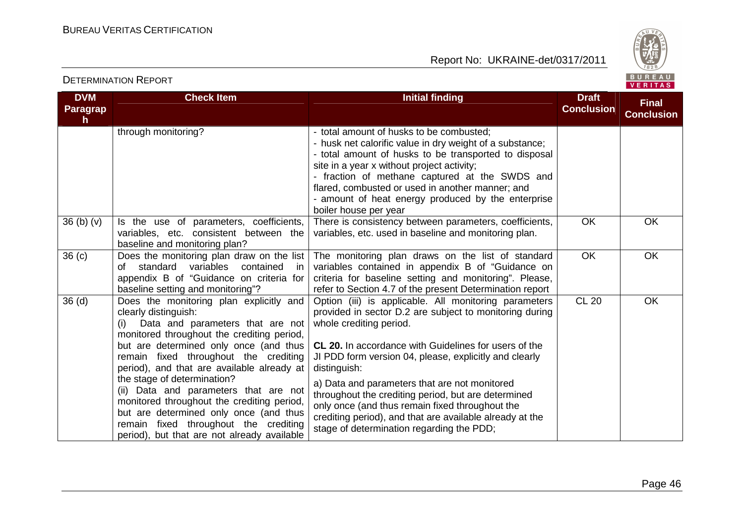| DVM Paragraph | Check Item | Initial finding | Draft Conclusion | Final Conclusion |
|---|---|---|---|---|
| | through monitoring? | - total amount of husks to be combusted;<br>- husk net calorific value in dry weight of a substance;<br>- total amount of husks to be transported to disposal site in a year x without project activity;<br>- fraction of methane captured at the SWDS and flared, combusted or used in another manner; and<br>- amount of heat energy produced by the enterprise boiler house per year | | |
| 36 (b) (v) | Is the use of parameters, coefficients, variables, etc. consistent between the baseline and monitoring plan? | There is consistency between parameters, coefficients, variables, etc. used in baseline and monitoring plan. | OK | OK |
| 36 (c) | Does the monitoring plan draw on the list of standard variables contained in appendix B of "Guidance on criteria for baseline setting and monitoring"? | The monitoring plan draws on the list of standard variables contained in appendix B of "Guidance on criteria for baseline setting and monitoring". Please, refer to Section 4.7 of the present Determination report | OK | OK |
| 36 (d) | Does the monitoring plan explicitly and clearly distinguish:<br>(i) Data and parameters that are not monitored throughout the crediting period, but are determined only once (and thus remain fixed throughout the crediting period), and that are available already at the stage of determination?<br>(ii) Data and parameters that are not monitored throughout the crediting period, but are determined only once (and thus remain fixed throughout the crediting period), but that are not already available | Option (iii) is applicable. All monitoring parameters provided in sector D.2 are subject to monitoring during whole crediting period.<br><br>**CL 20.** In accordance with Guidelines for users of the JI PDD form version 04, please, explicitly and clearly distinguish:<br><br>a) Data and parameters that are not monitored throughout the crediting period, but are determined only once (and thus remain fixed throughout the crediting period), and that are available already at the stage of determination regarding the PDD; | CL 20 | OK |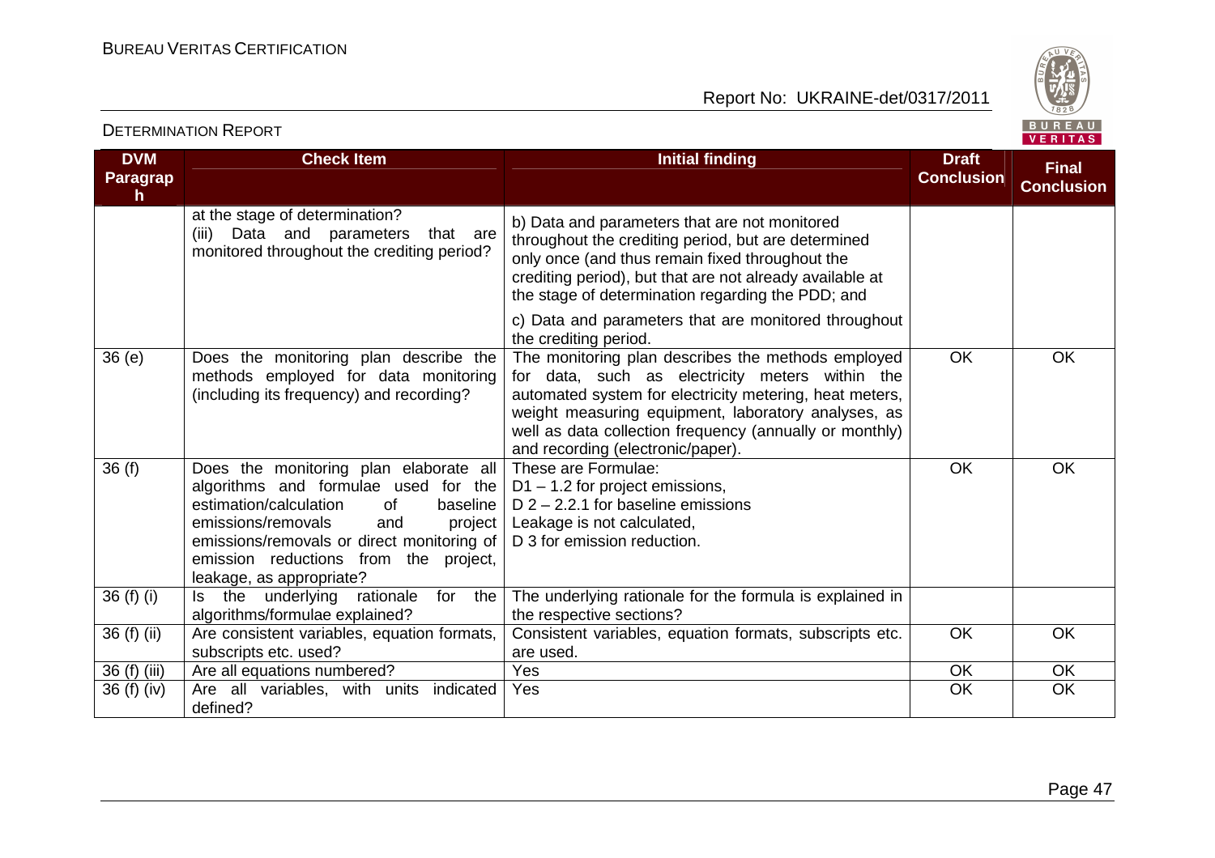| DVM Paragraph | Check Item | Initial finding | Draft Conclusion | Final Conclusion |
|---|---|---|---|---|
| | at the stage of determination?<br>(iii) Data and parameters that are monitored throughout the crediting period? | b) Data and parameters that are not monitored throughout the crediting period, but are determined only once (and thus remain fixed throughout the crediting period), but that are not already available at the stage of determination regarding the PDD; and<br>c) Data and parameters that are monitored throughout the crediting period. | | |
| 36 (e) | Does the monitoring plan describe the methods employed for data monitoring (including its frequency) and recording? | The monitoring plan describes the methods employed for data, such as electricity meters within the automated system for electricity metering, heat meters, weight measuring equipment, laboratory analyses, as well as data collection frequency (annually or monthly) and recording (electronic/paper). | OK | OK |
| 36 (f) | Does the monitoring plan elaborate all algorithms and formulae used for the estimation/calculation of baseline emissions/removals and project emissions/removals or direct monitoring of emission reductions from the project, leakage, as appropriate? | These are Formulae:<br>D1 – 1.2 for project emissions,<br>D 2 – 2.2.1 for baseline emissions<br>Leakage is not calculated,<br>D 3 for emission reduction. | OK | OK |
| 36 (f) (i) | Is the underlying rationale for the algorithms/formulae explained? | The underlying rationale for the formula is explained in the respective sections? | | |
| 36 (f) (ii) | Are consistent variables, equation formats, subscripts etc. used? | Consistent variables, equation formats, subscripts etc. are used. | OK | OK |
| 36 (f) (iii) | Are all equations numbered? | Yes | OK | OK |
| 36 (f) (iv) | Are all variables, with units indicated defined? | Yes | OK | OK |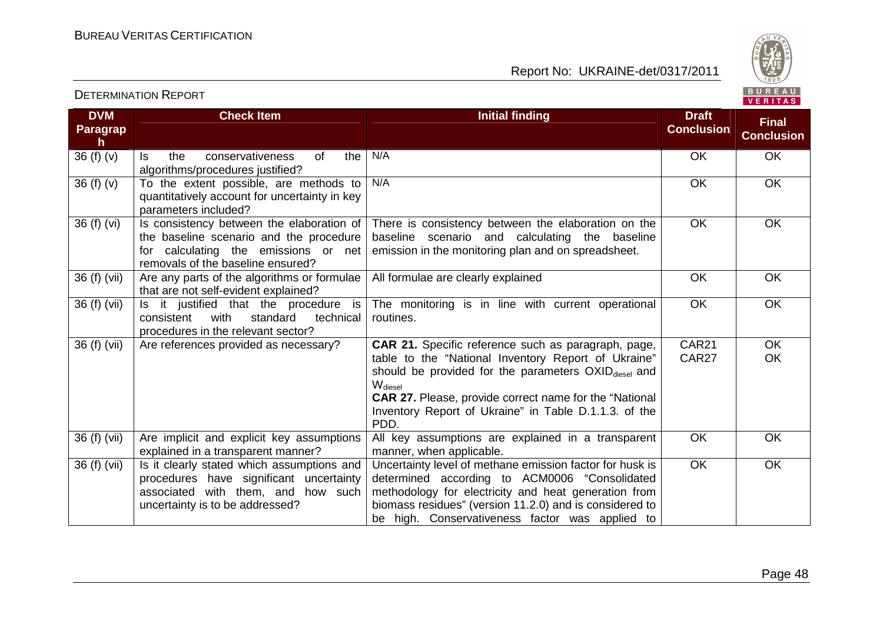| DVM Paragraph | Check Item | Initial finding | Draft Conclusion | Final Conclusion |
|---|---|---|---|---|
| 36 (f) (v) | Is the conservativeness of the algorithms/procedures justified? | N/A | OK | OK |
| 36 (f) (v) | To the extent possible, are methods to quantitatively account for uncertainty in key parameters included? | N/A | OK | OK |
| 36 (f) (vi) | Is consistency between the elaboration of the baseline scenario and the procedure for calculating the emissions or net removals of the baseline ensured? | There is consistency between the elaboration on the baseline scenario and calculating the baseline emission in the monitoring plan and on spreadsheet. | OK | OK |
| 36 (f) (vii) | Are any parts of the algorithms or formulae that are not self-evident explained? | All formulae are clearly explained | OK | OK |
| 36 (f) (vii) | Is it justified that the procedure is consistent with standard technical procedures in the relevant sector? | The monitoring is in line with current operational routines. | OK | OK |
| 36 (f) (vii) | Are references provided as necessary? | **CAR 21.** Specific reference such as paragraph, page, table to the "National Inventory Report of Ukraine" should be provided for the parameters $OXID_{diesel}$ and $W_{diesel}$<br>**CAR 27.** Please, provide correct name for the "National Inventory Report of Ukraine" in Table D.1.1.3. of the PDD. | CAR21<br>CAR27 | OK<br>OK |
| 36 (f) (vii) | Are implicit and explicit key assumptions explained in a transparent manner? | All key assumptions are explained in a transparent manner, when applicable. | OK | OK |
| 36 (f) (vii) | Is it clearly stated which assumptions and procedures have significant uncertainty associated with them, and how such uncertainty is to be addressed? | Uncertainty level of methane emission factor for husk is determined according to ACM0006 "Consolidated methodology for electricity and heat generation from biomass residues" (version 11.2.0) and is considered to be high. Conservativeness factor was applied to | OK | OK |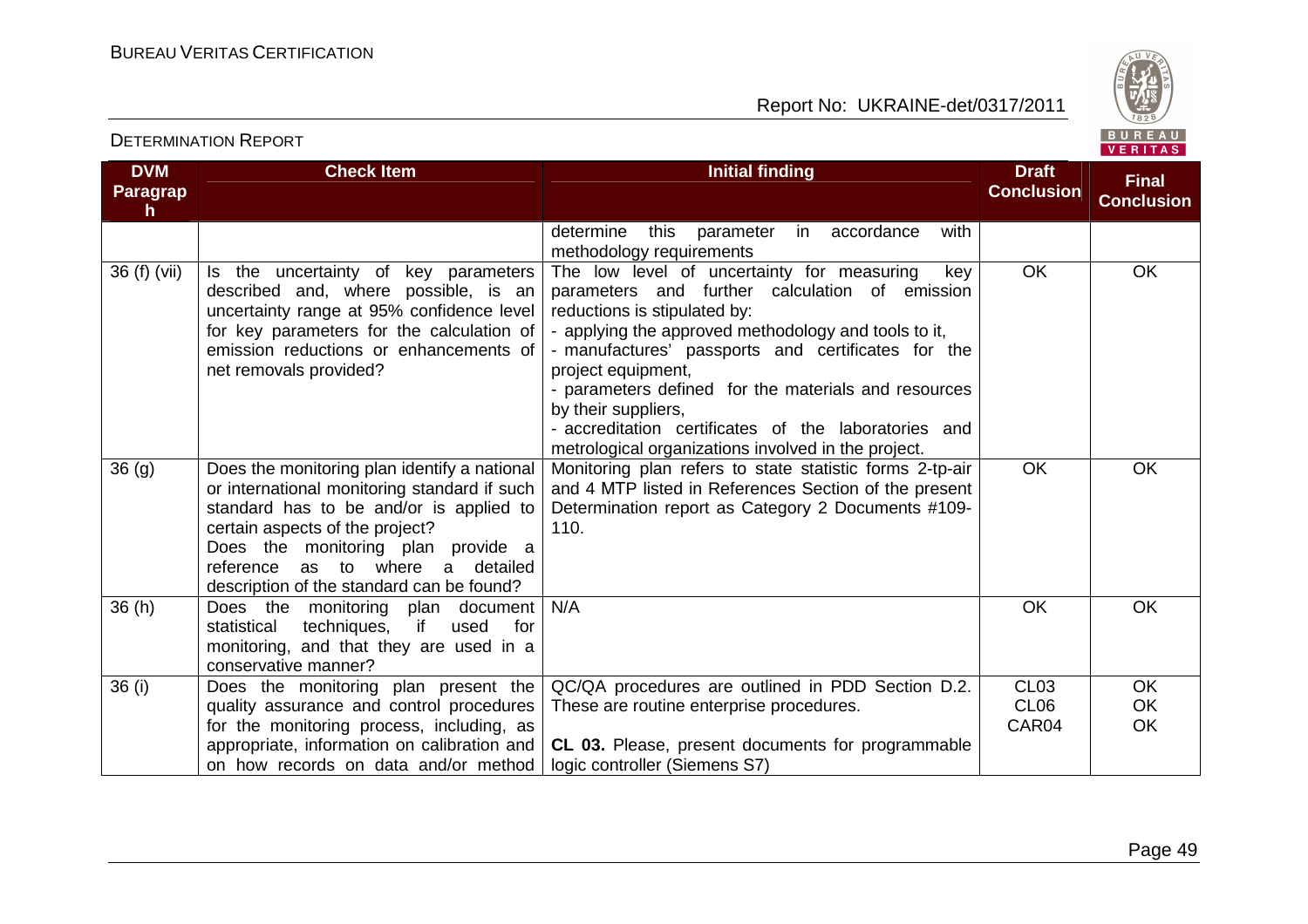DETERMINATION REPORT

| DVM Paragraph | Check Item | Initial finding | Draft Conclusion | Final Conclusion |
|---|---|---|---|---|
| | | determine this parameter in accordance with methodology requirements | | |
| 36 (f) (vii) | Is the uncertainty of key parameters described and, where possible, is an uncertainty range at 95% confidence level for key parameters for the calculation of emission reductions or enhancements of net removals provided? | The low level of uncertainty for measuring key parameters and further calculation of emission reductions is stipulated by:<br>- applying the approved methodology and tools to it,<br>- manufactures' passports and certificates for the project equipment,<br>- parameters defined for the materials and resources by their suppliers,<br>- accreditation certificates of the laboratories and metrological organizations involved in the project. | OK | OK |
| 36 (g) | Does the monitoring plan identify a national or international monitoring standard if such standard has to be and/or is applied to certain aspects of the project?<br>Does the monitoring plan provide a reference as to where a detailed description of the standard can be found? | Monitoring plan refers to state statistic forms 2-tp-air and 4 MTP listed in References Section of the present Determination report as Category 2 Documents #109-110. | OK | OK |
| 36 (h) | Does the monitoring plan document statistical techniques, if used for monitoring, and that they are used in a conservative manner? | N/A | OK | OK |
| 36 (i) | Does the monitoring plan present the quality assurance and control procedures for the monitoring process, including, as appropriate, information on calibration and on how records on data and/or method | QC/QA procedures are outlined in PDD Section D.2. These are routine enterprise procedures.<br><br>**CL 03.** Please, present documents for programmable logic controller (Siemens S7) | CL03<br>CL06<br>CAR04 | OK<br>OK<br>OK |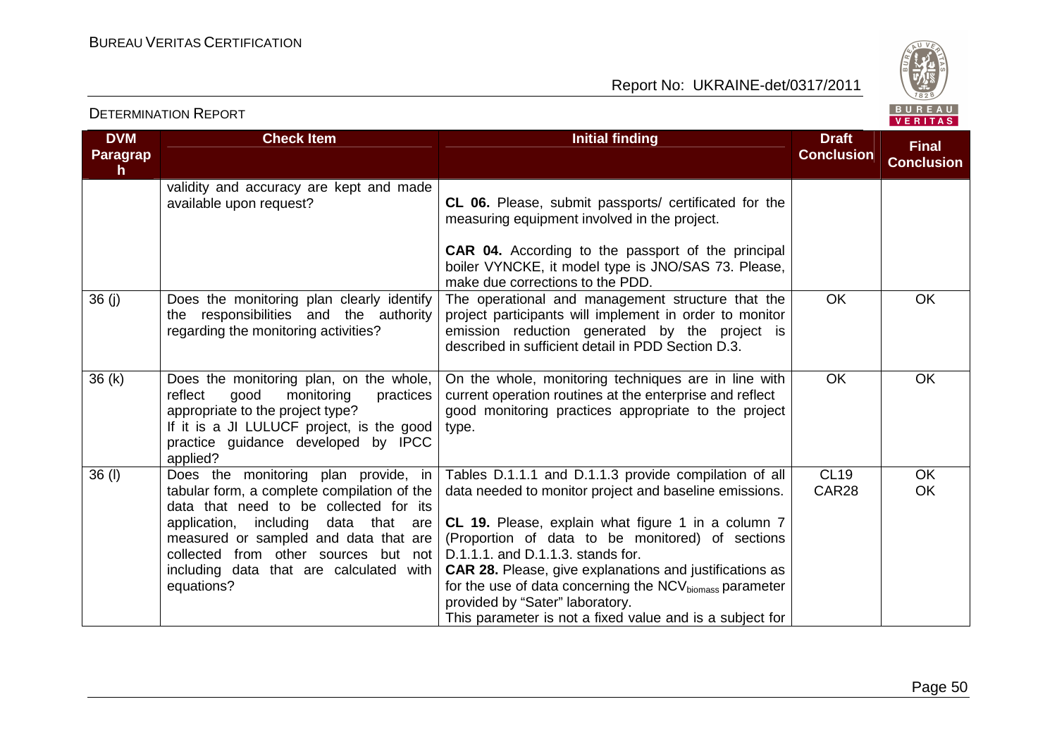| DVM Paragraph | Check Item | Initial finding | Draft Conclusion | Final Conclusion |
|---|---|---|---|---|
| | validity and accuracy are kept and made available upon request? | **CL 06.** Please, submit passports/ certificated for the measuring equipment involved in the project.<br><br>**CAR 04.** According to the passport of the principal boiler VYNCKE, it model type is JNO/SAS 73. Please, make due corrections to the PDD. | | |
| 36 (j) | Does the monitoring plan clearly identify the responsibilities and the authority regarding the monitoring activities? | The operational and management structure that the project participants will implement in order to monitor emission reduction generated by the project is described in sufficient detail in PDD Section D.3. | OK | OK |
| 36 (k) | Does the monitoring plan, on the whole, reflect good monitoring practices appropriate to the project type?<br>If it is a JI LULUCF project, is the good practice guidance developed by IPCC applied? | On the whole, monitoring techniques are in line with current operation routines at the enterprise and reflect good monitoring practices appropriate to the project type. | OK | OK |
| 36 (l) | Does the monitoring plan provide, in tabular form, a complete compilation of the data that need to be collected for its application, including data that are measured or sampled and data that are collected from other sources but not including data that are calculated with equations? | Tables D.1.1.1 and D.1.1.3 provide compilation of all data needed to monitor project and baseline emissions.<br><br>**CL 19.** Please, explain what figure 1 in a column 7 (Proportion of data to be monitored) of sections D.1.1.1. and D.1.1.3. stands for.<br>**CAR 28.** Please, give explanations and justifications as for the use of data concerning the $NCV_{biomass}$ parameter provided by "Sater" laboratory.<br>This parameter is not a fixed value and is a subject for | CL19<br>CAR28 | OK<br>OK |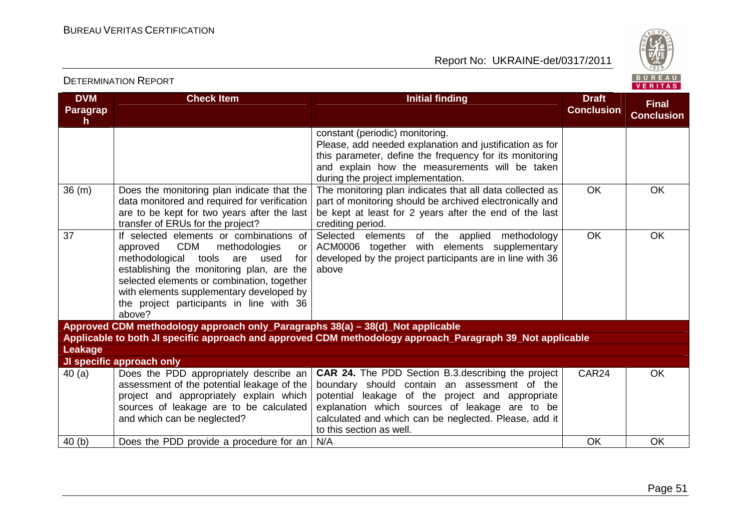| DVM Paragraph | Check Item | Initial finding | Draft Conclusion | Final Conclusion |
|---|---|---|---|---|
| | | constant (periodic) monitoring. Please, add needed explanation and justification as for this parameter, define the frequency for its monitoring and explain how the measurements will be taken during the project implementation. | | |
| 36 (m) | Does the monitoring plan indicate that the data monitored and required for verification are to be kept for two years after the last transfer of ERUs for the project? | The monitoring plan indicates that all data collected as part of monitoring should be archived electronically and be kept at least for 2 years after the end of the last crediting period. | OK | OK |
| 37 | If selected elements or combinations of approved CDM methodologies or methodological tools are used for establishing the monitoring plan, are the selected elements or combination, together with elements supplementary developed by the project participants in line with 36 above? | Selected elements of the applied methodology ACM0006 together with elements supplementary developed by the project participants are in line with 36 above | OK | OK |
| **Approved CDM methodology approach only_Paragraphs 38(a) – 38(d)_Not applicable** | | | | |
| **Applicable to both JI specific approach and approved CDM methodology approach_Paragraph 39_Not applicable** | | | | |
| **Leakage** | | | | |
| **JI specific approach only** | | | | |
| 40 (a) | Does the PDD appropriately describe an assessment of the potential leakage of the project and appropriately explain which sources of leakage are to be calculated and which can be neglected? | **CAR 24.** The PDD Section B.3.describing the project boundary should contain an assessment of the potential leakage of the project and appropriate explanation which sources of leakage are to be calculated and which can be neglected. Please, add it to this section as well. | CAR24 | OK |
| 40 (b) | Does the PDD provide a procedure for an | N/A | OK | OK |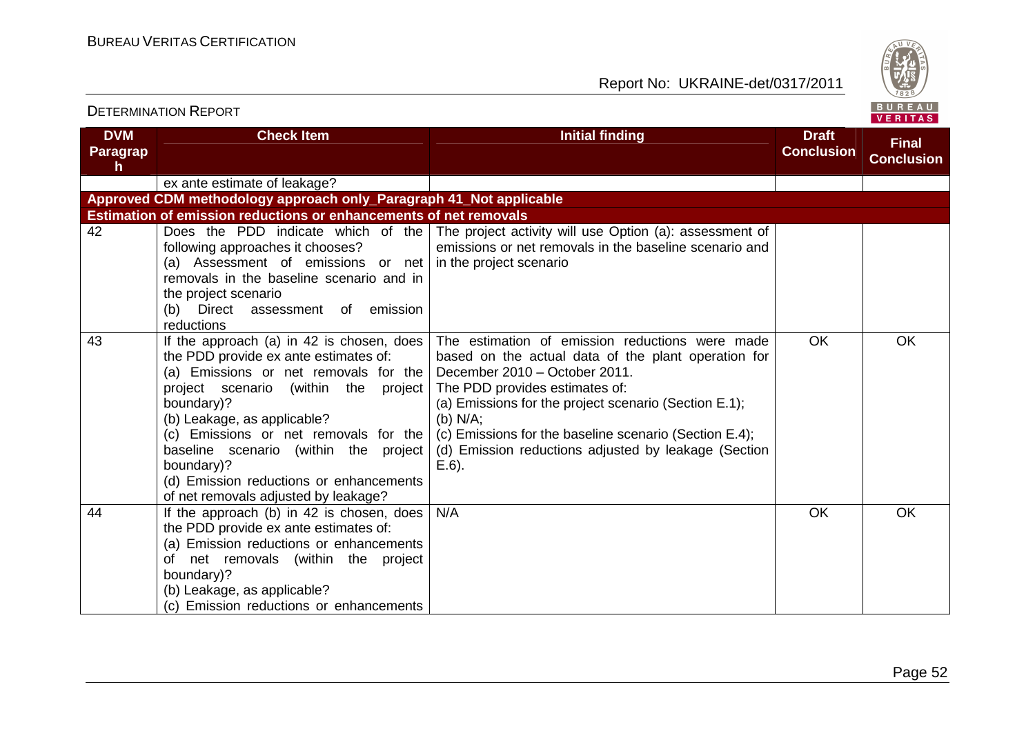| DVM Paragraph | Check Item | Initial finding | Draft Conclusion | Final Conclusion |
|---|---|---|---|---|
| | ex ante estimate of leakage? | | | |
| **Approved CDM methodology approach only_Paragraph 41_Not applicable** | | | | |
| **Estimation of emission reductions or enhancements of net removals** | | | | |
| 42 | Does the PDD indicate which of the following approaches it chooses?<br>(a) Assessment of emissions or net removals in the baseline scenario and in the project scenario<br>(b) Direct assessment of emission reductions | The project activity will use Option (a): assessment of emissions or net removals in the baseline scenario and in the project scenario | | |
| 43 | If the approach (a) in 42 is chosen, does the PDD provide ex ante estimates of:<br>(a) Emissions or net removals for the project scenario (within the project boundary)?<br>(b) Leakage, as applicable?<br>(c) Emissions or net removals for the baseline scenario (within the project boundary)?<br>(d) Emission reductions or enhancements of net removals adjusted by leakage? | The estimation of emission reductions were made based on the actual data of the plant operation for December 2010 – October 2011.<br>The PDD provides estimates of:<br>(a) Emissions for the project scenario (Section E.1);<br>(b) N/A;<br>(c) Emissions for the baseline scenario (Section E.4);<br>(d) Emission reductions adjusted by leakage (Section E.6). | OK | OK |
| 44 | If the approach (b) in 42 is chosen, does the PDD provide ex ante estimates of:<br>(a) Emission reductions or enhancements of net removals (within the project boundary)?<br>(b) Leakage, as applicable?<br>(c) Emission reductions or enhancements | N/A | OK | OK |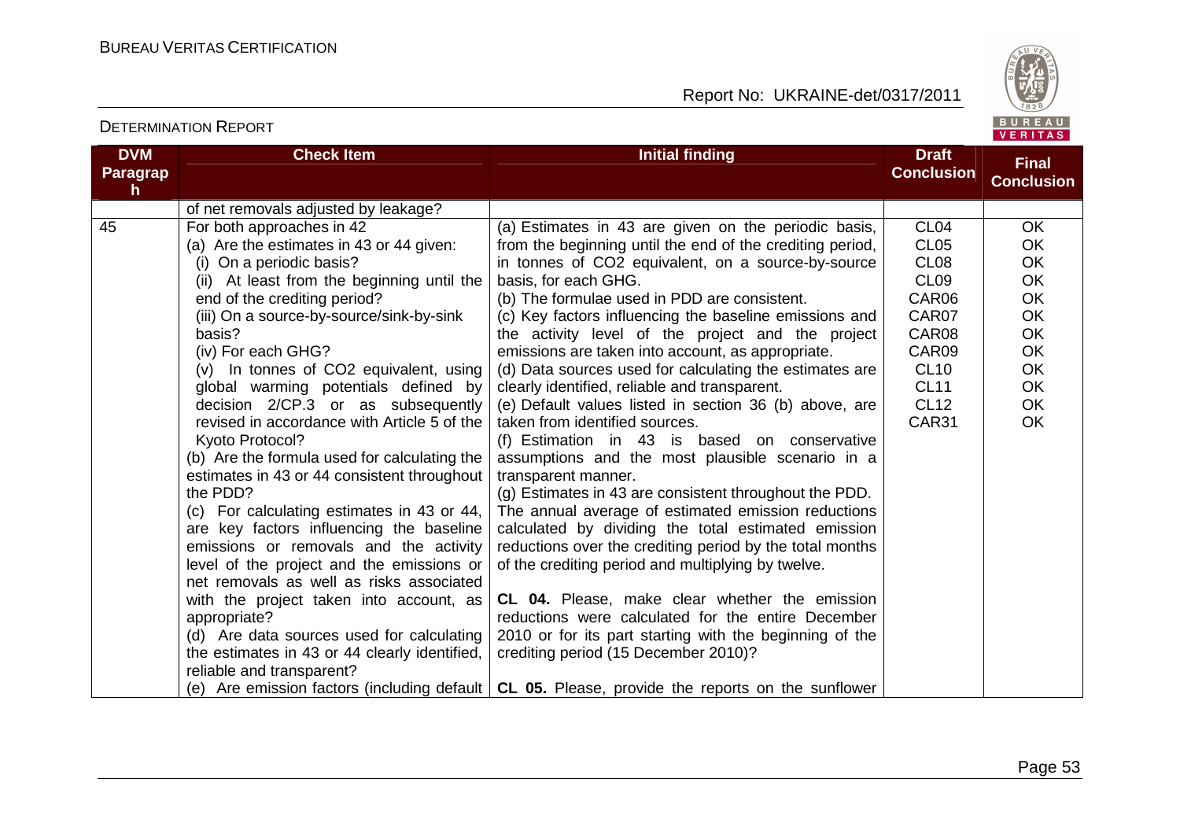| DVM Paragraph | Check Item | Initial finding | Draft Conclusion | Final Conclusion |
|---|---|---|---|---|
| | of net removals adjusted by leakage? | | | |
| 45 | For both approaches in 42<br>(a) Are the estimates in 43 or 44 given:<br>(i) On a periodic basis?<br>(ii) At least from the beginning until the end of the crediting period?<br>(iii) On a source-by-source/sink-by-sink basis?<br>(iv) For each GHG?<br>(v) In tonnes of CO2 equivalent, using global warming potentials defined by decision 2/CP.3 or as subsequently revised in accordance with Article 5 of the Kyoto Protocol?<br>(b) Are the formula used for calculating the estimates in 43 or 44 consistent throughout the PDD?<br>(c) For calculating estimates in 43 or 44, are key factors influencing the baseline emissions or removals and the activity level of the project and the emissions or net removals as well as risks associated with the project taken into account, as appropriate?<br>(d) Are data sources used for calculating the estimates in 43 or 44 clearly identified, reliable and transparent?<br>(e) Are emission factors (including default | (a) Estimates in 43 are given on the periodic basis, from the beginning until the end of the crediting period, in tonnes of CO2 equivalent, on a source-by-source basis, for each GHG.<br>(b) The formulae used in PDD are consistent.<br>(c) Key factors influencing the baseline emissions and the activity level of the project and the project emissions are taken into account, as appropriate.<br>(d) Data sources used for calculating the estimates are clearly identified, reliable and transparent.<br>(e) Default values listed in section 36 (b) above, are taken from identified sources.<br>(f) Estimation in 43 is based on conservative assumptions and the most plausible scenario in a transparent manner.<br>(g) Estimates in 43 are consistent throughout the PDD. The annual average of estimated emission reductions calculated by dividing the total estimated emission reductions over the crediting period by the total months of the crediting period and multiplying by twelve.<br><br>**CL 04.** Please, make clear whether the emission reductions were calculated for the entire December 2010 or for its part starting with the beginning of the crediting period (15 December 2010)?<br><br>**CL 05.** Please, provide the reports on the sunflower | CL04<br>CL05<br>CL08<br>CL09<br>CAR06<br>CAR07<br>CAR08<br>CAR09<br>CL10<br>CL11<br>CL12<br>CAR31 | OK<br>OK<br>OK<br>OK<br>OK<br>OK<br>OK<br>OK<br>OK<br>OK<br>OK<br>OK |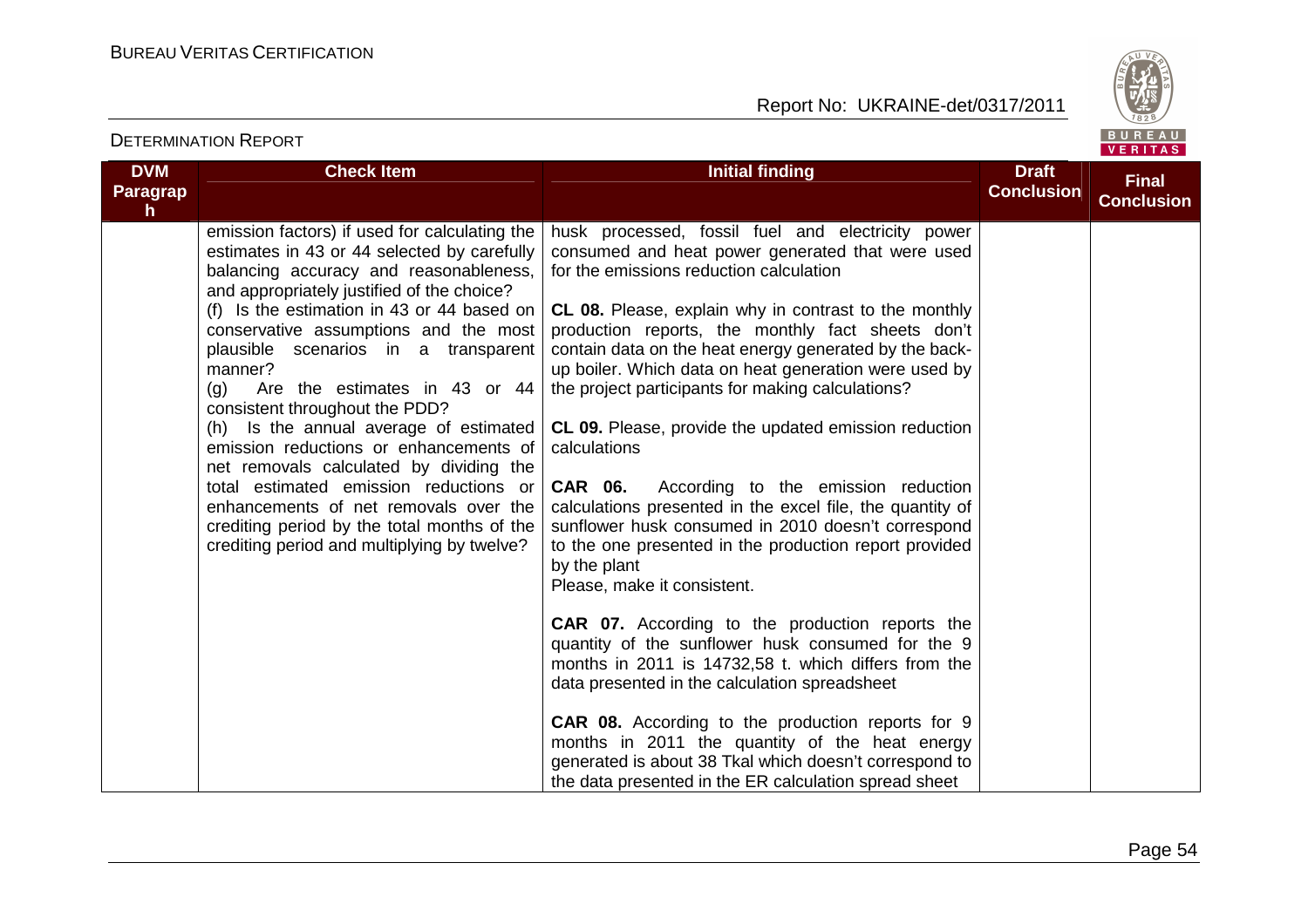| DVM Paragraph | Check Item | Initial finding | Draft Conclusion | Final Conclusion |
|---|---|---|---|---|
| | emission factors) if used for calculating the estimates in 43 or 44 selected by carefully balancing accuracy and reasonableness, and appropriately justified of the choice?<br>(f) Is the estimation in 43 or 44 based on conservative assumptions and the most plausible scenarios in a transparent manner?<br>(g) Are the estimates in 43 or 44 consistent throughout the PDD?<br>(h) Is the annual average of estimated emission reductions or enhancements of net removals calculated by dividing the total estimated emission reductions or enhancements of net removals over the crediting period by the total months of the crediting period and multiplying by twelve? | husk processed, fossil fuel and electricity power consumed and heat power generated that were used for the emissions reduction calculation<br><br>**CL 08.** Please, explain why in contrast to the monthly production reports, the monthly fact sheets don't contain data on the heat energy generated by the back-up boiler. Which data on heat generation were used by the project participants for making calculations?<br><br>**CL 09.** Please, provide the updated emission reduction calculations<br><br>**CAR 06.** According to the emission reduction calculations presented in the excel file, the quantity of sunflower husk consumed in 2010 doesn't correspond to the one presented in the production report provided by the plant<br>Please, make it consistent.<br><br>**CAR 07.** According to the production reports the quantity of the sunflower husk consumed for the 9 months in 2011 is 14732,58 t. which differs from the data presented in the calculation spreadsheet<br><br>**CAR 08.** According to the production reports for 9 months in 2011 the quantity of the heat energy generated is about 38 Tkal which doesn't correspond to the data presented in the ER calculation spread sheet | | |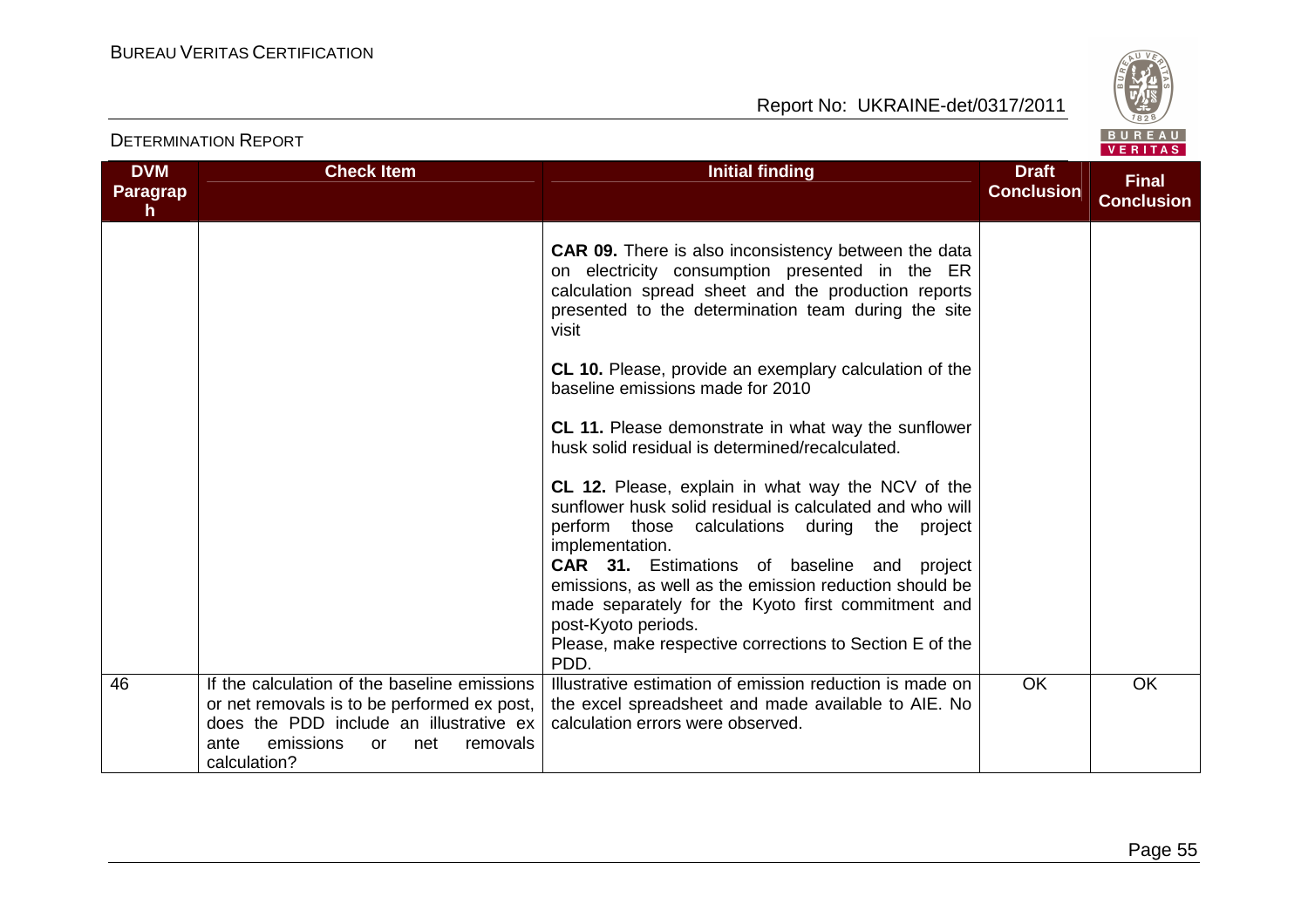| DVM Paragraph | Check Item | Initial finding | Draft Conclusion | Final Conclusion |
|---|---|---|---|---|
| | | **CAR 09.** There is also inconsistency between the data on electricity consumption presented in the ER calculation spread sheet and the production reports presented to the determination team during the site visit<br><br>**CL 10.** Please, provide an exemplary calculation of the baseline emissions made for 2010<br><br>**CL 11.** Please demonstrate in what way the sunflower husk solid residual is determined/recalculated.<br><br>**CL 12.** Please, explain in what way the NCV of the sunflower husk solid residual is calculated and who will perform those calculations during the project implementation.<br>**CAR 31.** Estimations of baseline and project emissions, as well as the emission reduction should be made separately for the Kyoto first commitment and post-Kyoto periods.<br>Please, make respective corrections to Section E of the PDD. | | |
| 46 | If the calculation of the baseline emissions or net removals is to be performed ex post, does the PDD include an illustrative ex ante emissions or net removals calculation? | Illustrative estimation of emission reduction is made on the excel spreadsheet and made available to AIE. No calculation errors were observed. | OK | OK |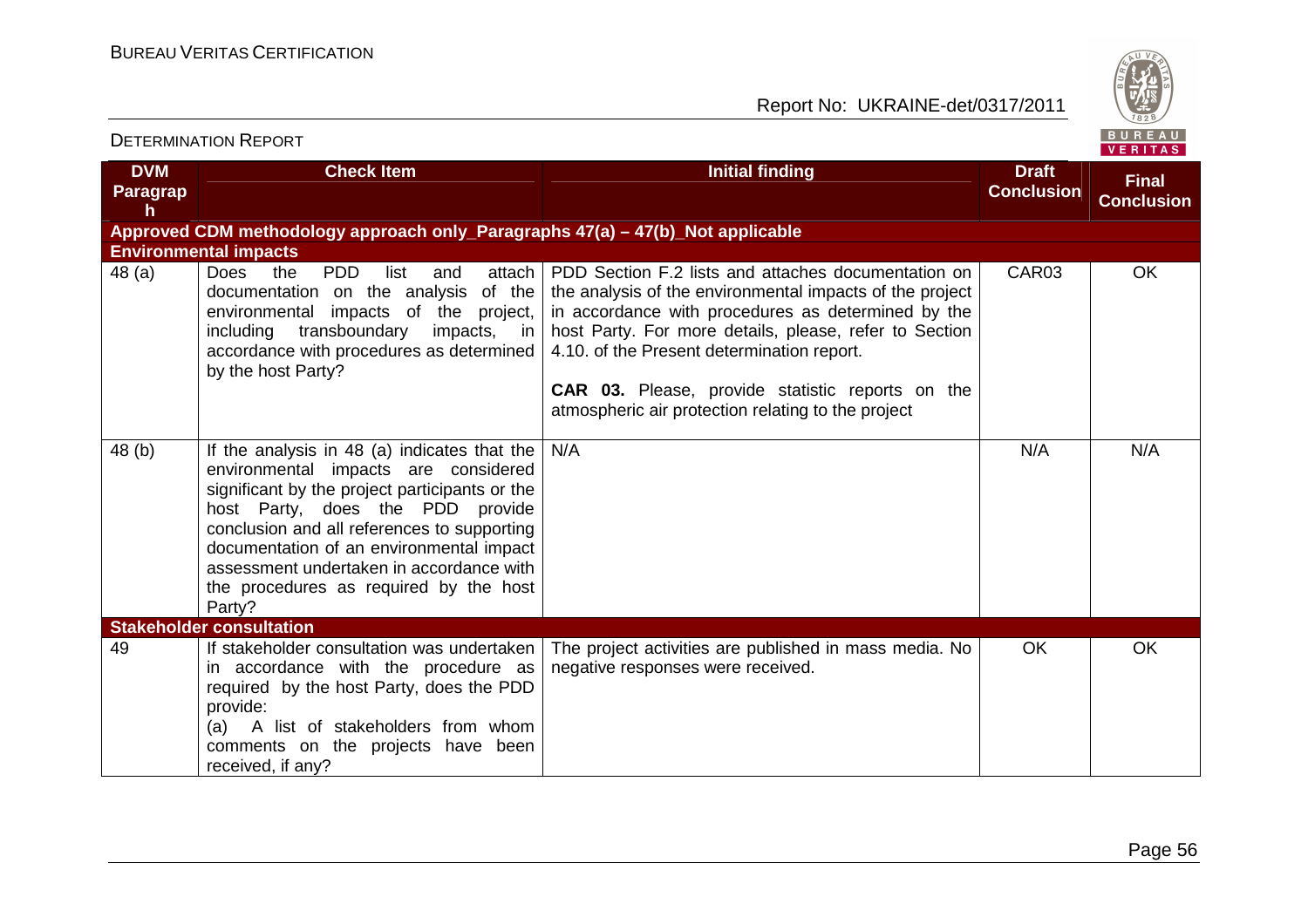DETERMINATION REPORT

| DVM Paragraph | Check Item | Initial finding | Draft Conclusion | Final Conclusion |
|---|---|---|---|---|
| **Approved CDM methodology approach only_Paragraphs 47(a) – 47(b)_Not applicable** | | | | |
| **Environmental impacts** | | | | |
| 48 (a) | Does the PDD list and attach documentation on the analysis of the environmental impacts of the project, including transboundary impacts, in accordance with procedures as determined by the host Party? | PDD Section F.2 lists and attaches documentation on the analysis of the environmental impacts of the project in accordance with procedures as determined by the host Party. For more details, please, refer to Section 4.10. of the Present determination report.<br><br>**CAR 03.** Please, provide statistic reports on the atmospheric air protection relating to the project | CAR03 | OK |
| 48 (b) | If the analysis in 48 (a) indicates that the environmental impacts are considered significant by the project participants or the host Party, does the PDD provide conclusion and all references to supporting documentation of an environmental impact assessment undertaken in accordance with the procedures as required by the host Party? | N/A | N/A | N/A |
| **Stakeholder consultation** | | | | |
| 49 | If stakeholder consultation was undertaken in accordance with the procedure as required by the host Party, does the PDD provide:<br>(a) A list of stakeholders from whom comments on the projects have been received, if any? | The project activities are published in mass media. No negative responses were received. | OK | OK |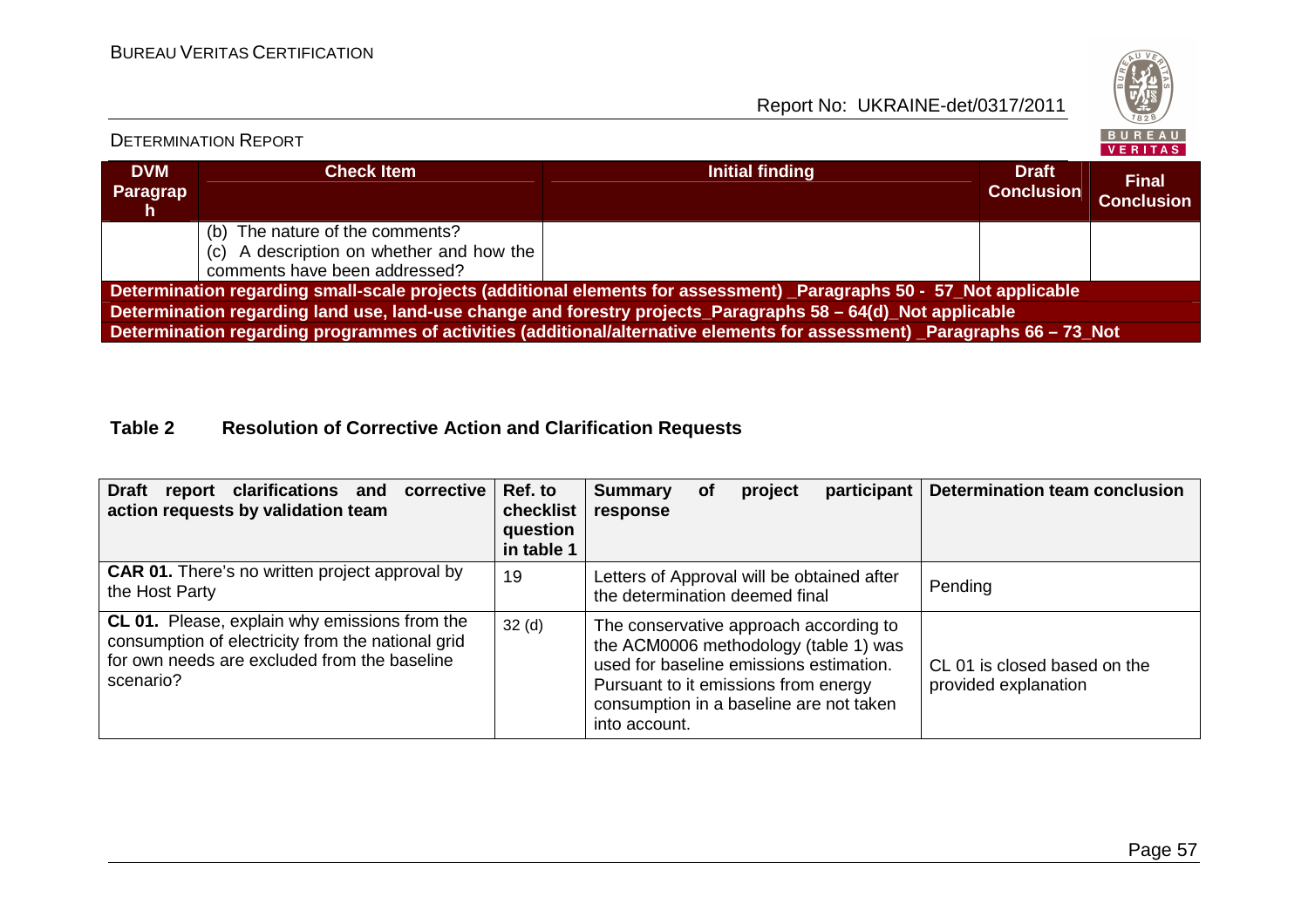| DVM Paragraph | Check Item | Initial finding | Draft Conclusion | Final Conclusion |
|---|---|---|---|---|
| | (b) The nature of the comments?<br>(c) A description on whether and how the comments have been addressed? | | | |
| **Determination regarding small-scale projects (additional elements for assessment) _Paragraphs 50 - 57_Not applicable** | | | | |
| **Determination regarding land use, land-use change and forestry projects_Paragraphs 58 – 64(d)_Not applicable** | | | | |
| **Determination regarding programmes of activities (additional/alternative elements for assessment) _Paragraphs 66 – 73_Not** | | | | |

### Table 2 Resolution of Corrective Action and Clarification Requests

| Draft report clarifications and corrective action requests by validation team | Ref. to checklist question in table 1 | Summary of project participant response | Determination team conclusion |
|---|---|---|---|
| **CAR 01.** There's no written project approval by the Host Party | 19 | Letters of Approval will be obtained after the determination deemed final | Pending |
| **CL 01.** Please, explain why emissions from the consumption of electricity from the national grid for own needs are excluded from the baseline scenario? | 32 (d) | The conservative approach according to the ACM0006 methodology (table 1) was used for baseline emissions estimation. Pursuant to it emissions from energy consumption in a baseline are not taken into account. | CL 01 is closed based on the provided explanation |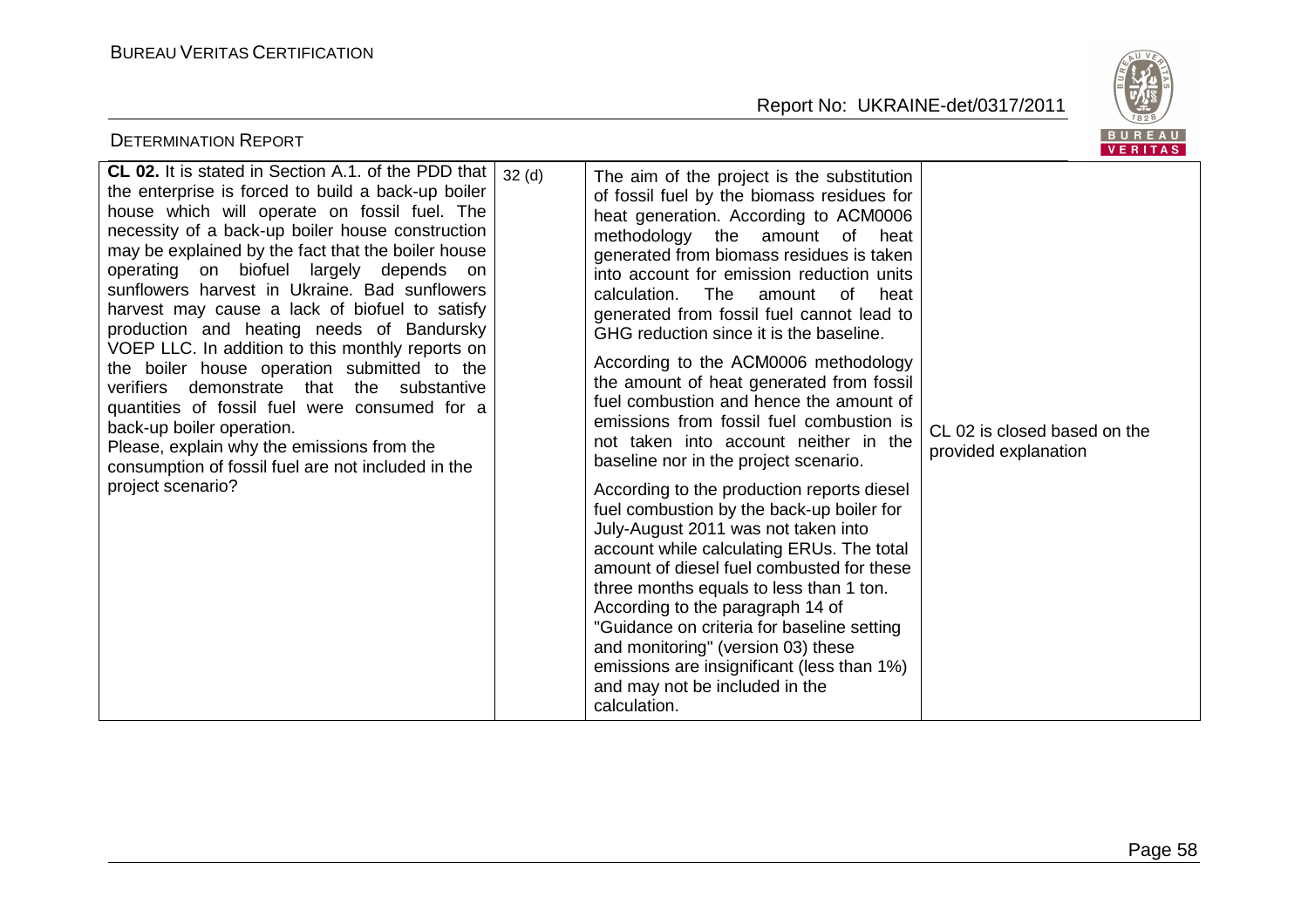| **CL 02.** It is stated in Section A.1. of the PDD that the enterprise is forced to build a back-up boiler house which will operate on fossil fuel. The necessity of a back-up boiler house construction may be explained by the fact that the boiler house operating on biofuel largely depends on sunflowers harvest in Ukraine. Bad sunflowers harvest may cause a lack of biofuel to satisfy production and heating needs of Bandursky VOEP LLC. In addition to this monthly reports on the boiler house operation submitted to the verifiers demonstrate that the substantive quantities of fossil fuel were consumed for a back-up boiler operation.<br>Please, explain why the emissions from the consumption of fossil fuel are not included in the project scenario? | 32 (d) | The aim of the project is the substitution of fossil fuel by the biomass residues for heat generation. According to ACM0006 methodology the amount of heat generated from biomass residues is taken into account for emission reduction units calculation. The amount of heat generated from fossil fuel cannot lead to GHG reduction since it is the baseline.<br>According to the ACM0006 methodology the amount of heat generated from fossil fuel combustion and hence the amount of emissions from fossil fuel combustion is not taken into account neither in the baseline nor in the project scenario.<br>According to the production reports diesel fuel combustion by the back-up boiler for July-August 2011 was not taken into account while calculating ERUs. The total amount of diesel fuel combusted for these three months equals to less than 1 ton. According to the paragraph 14 of "Guidance on criteria for baseline setting and monitoring" (version 03) these emissions are insignificant (less than 1%) and may not be included in the calculation. | CL 02 is closed based on the provided explanation |
|---|---|---|---|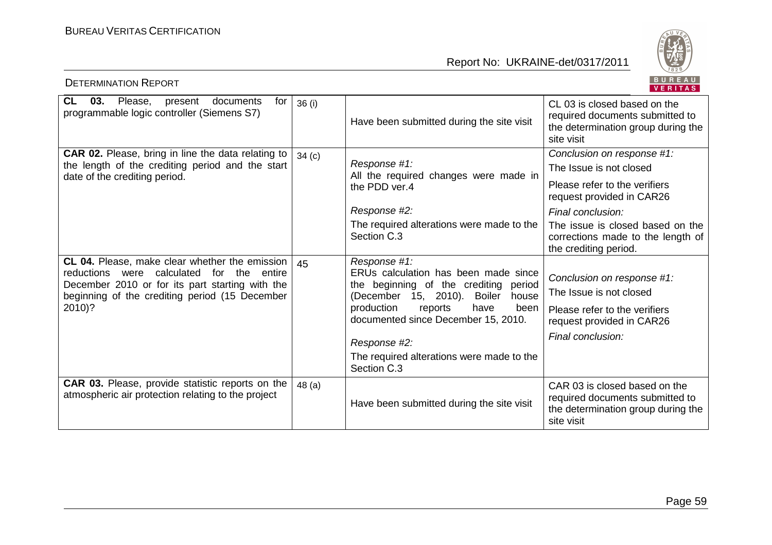| **CL 03.** Please, present documents for programmable logic controller (Siemens S7) | 36 (i) | Have been submitted during the site visit | CL 03 is closed based on the required documents submitted to the determination group during the site visit |
|---|---|---|---|
| **CAR 02.** Please, bring in line the data relating to the length of the crediting period and the start date of the crediting period. | 34 (c) | *Response #1:*<br>All the required changes were made in the PDD ver.4<br><br>*Response #2:*<br>The required alterations were made to the Section C.3 | *Conclusion on response #1:*<br>The Issue is not closed<br>Please refer to the verifiers request provided in CAR26<br><br>*Final conclusion:*<br>The issue is closed based on the corrections made to the length of the crediting period. |
| **CL 04.** Please, make clear whether the emission reductions were calculated for the entire December 2010 or for its part starting with the beginning of the crediting period (15 December 2010)? | 45 | *Response #1:*<br>ERUs calculation has been made since the beginning of the crediting period (December 15, 2010). Boiler house production reports have been documented since December 15, 2010.<br><br>*Response #2:*<br>The required alterations were made to the Section C.3 | *Conclusion on response #1:*<br>The Issue is not closed<br>Please refer to the verifiers request provided in CAR26<br><br>*Final conclusion:* |
| **CAR 03.** Please, provide statistic reports on the atmospheric air protection relating to the project | 48 (a) | Have been submitted during the site visit | CAR 03 is closed based on the required documents submitted to the determination group during the site visit |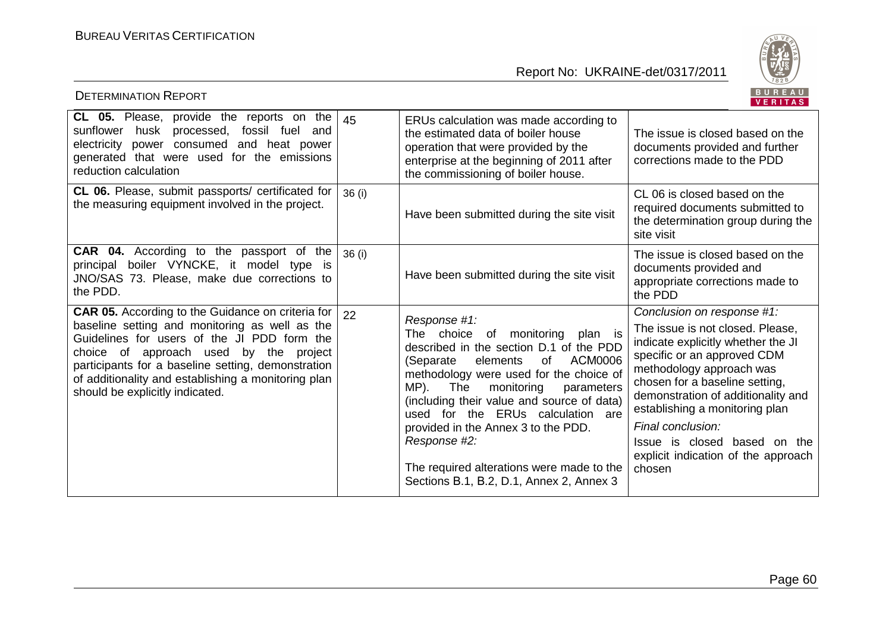| | | | |
|---|---|---|---|
| **CL 05.** Please, provide the reports on the sunflower husk processed, fossil fuel and electricity power consumed and heat power generated that were used for the emissions reduction calculation | 45 | ERUs calculation was made according to the estimated data of boiler house operation that were provided by the enterprise at the beginning of 2011 after the commissioning of boiler house. | The issue is closed based on the documents provided and further corrections made to the PDD |
| **CL 06.** Please, submit passports/ certificated for the measuring equipment involved in the project. | 36 (i) | Have been submitted during the site visit | CL 06 is closed based on the required documents submitted to the determination group during the site visit |
| **CAR 04.** According to the passport of the principal boiler VYNCKE, it model type is JNO/SAS 73. Please, make due corrections to the PDD. | 36 (i) | Have been submitted during the site visit | The issue is closed based on the documents provided and appropriate corrections made to the PDD |
| **CAR 05.** According to the Guidance on criteria for baseline setting and monitoring as well as the Guidelines for users of the JI PDD form the choice of approach used by the project participants for a baseline setting, demonstration of additionality and establishing a monitoring plan should be explicitly indicated. | 22 | *Response #1:*<br>The choice of monitoring plan is described in the section D.1 of the PDD (Separate elements of ACM0006 methodology were used for the choice of MP). The monitoring parameters (including their value and source of data) used for the ERUs calculation are provided in the Annex 3 to the PDD.<br>*Response #2:*<br>The required alterations were made to the Sections B.1, B.2, D.1, Annex 2, Annex 3 | *Conclusion on response #1:*<br>The issue is not closed. Please, indicate explicitly whether the JI specific or an approved CDM methodology approach was chosen for a baseline setting, demonstration of additionality and establishing a monitoring plan<br>*Final conclusion:*<br>Issue is closed based on the explicit indication of the approach chosen |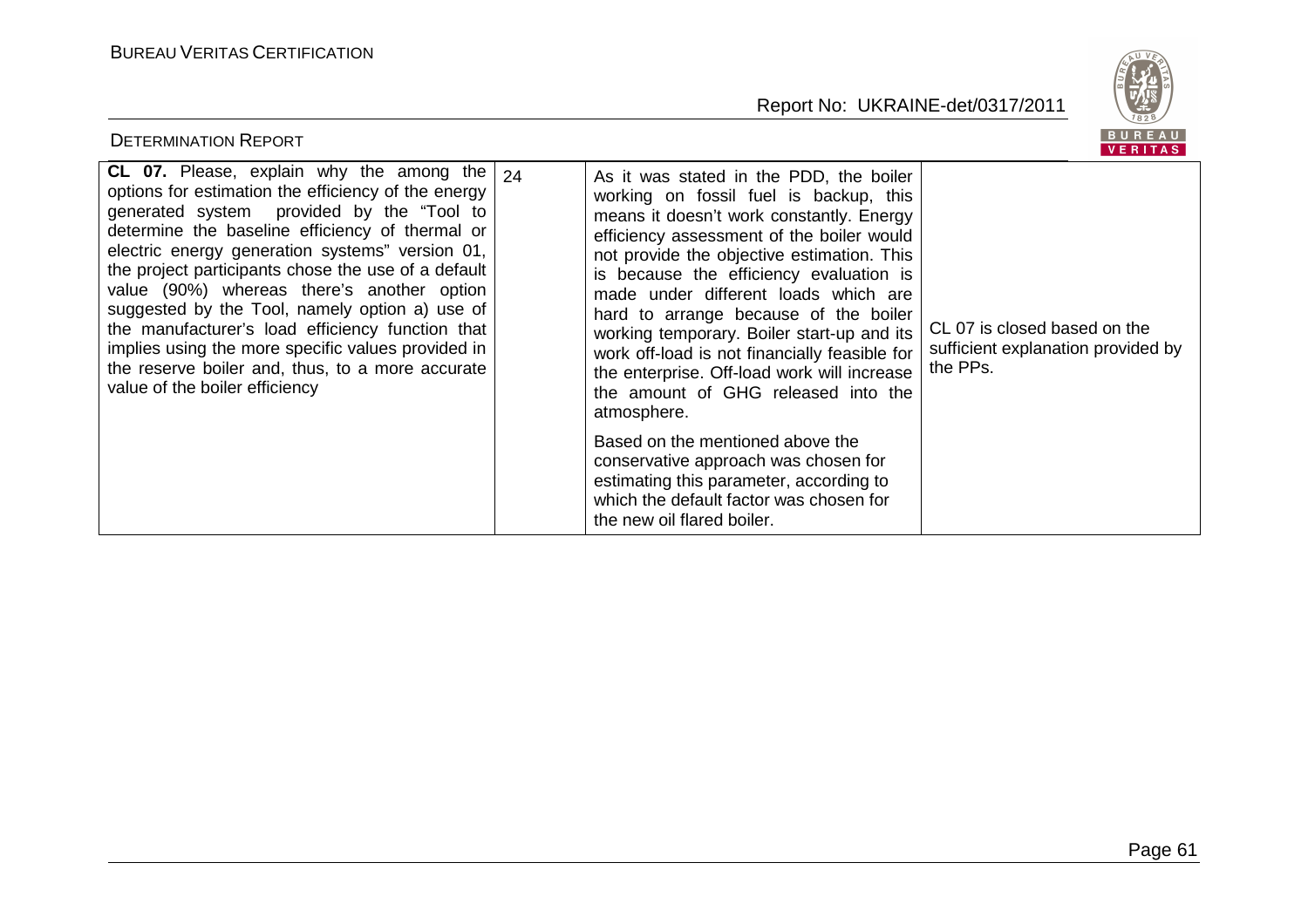| | | | |
|---|---|---|---|
| **CL 07.** Please, explain why the among the options for estimation the efficiency of the energy generated system provided by the "Tool to determine the baseline efficiency of thermal or electric energy generation systems" version 01, the project participants chose the use of a default value (90%) whereas there's another option suggested by the Tool, namely option a) use of the manufacturer's load efficiency function that implies using the more specific values provided in the reserve boiler and, thus, to a more accurate value of the boiler efficiency | 24 | As it was stated in the PDD, the boiler working on fossil fuel is backup, this means it doesn't work constantly. Energy efficiency assessment of the boiler would not provide the objective estimation. This is because the efficiency evaluation is made under different loads which are hard to arrange because of the boiler working temporary. Boiler start-up and its work off-load is not financially feasible for the enterprise. Off-load work will increase the amount of GHG released into the atmosphere.<br><br>Based on the mentioned above the conservative approach was chosen for estimating this parameter, according to which the default factor was chosen for the new oil flared boiler. | CL 07 is closed based on the sufficient explanation provided by the PPs. |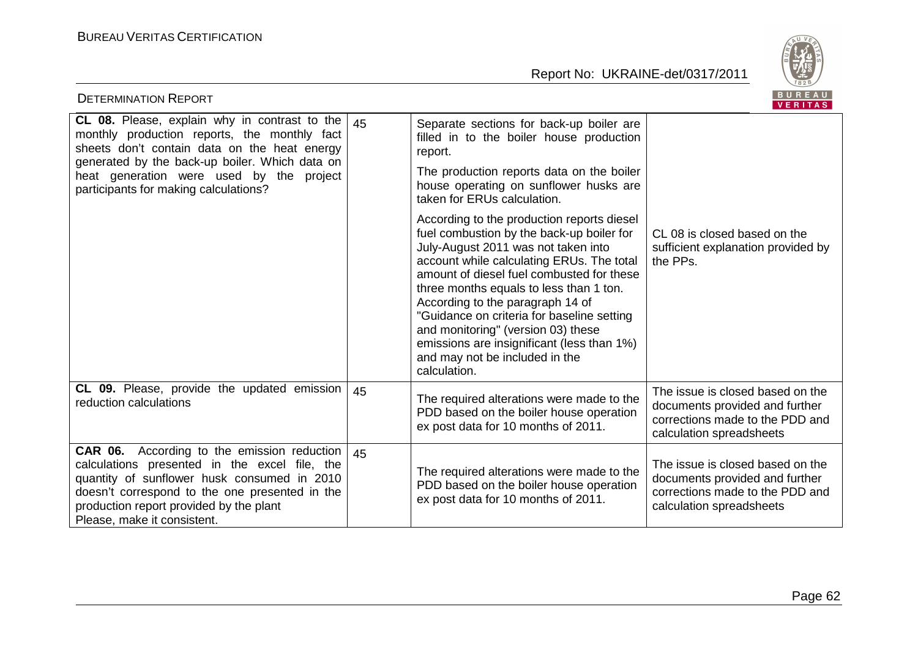| | | | |
|---|---|---|---|
| **CL 08.** Please, explain why in contrast to the monthly production reports, the monthly fact sheets don't contain data on the heat energy generated by the back-up boiler. Which data on heat generation were used by the project participants for making calculations? | 45 | Separate sections for back-up boiler are filled in to the boiler house production report.<br><br>The production reports data on the boiler house operating on sunflower husks are taken for ERUs calculation.<br><br>According to the production reports diesel fuel combustion by the back-up boiler for July-August 2011 was not taken into account while calculating ERUs. The total amount of diesel fuel combusted for these three months equals to less than 1 ton. According to the paragraph 14 of "Guidance on criteria for baseline setting and monitoring" (version 03) these emissions are insignificant (less than 1%) and may not be included in the calculation. | CL 08 is closed based on the sufficient explanation provided by the PPs. |
| **CL 09.** Please, provide the updated emission reduction calculations | 45 | The required alterations were made to the PDD based on the boiler house operation ex post data for 10 months of 2011. | The issue is closed based on the documents provided and further corrections made to the PDD and calculation spreadsheets |
| **CAR 06.** According to the emission reduction calculations presented in the excel file, the quantity of sunflower husk consumed in 2010 doesn't correspond to the one presented in the production report provided by the plant<br>Please, make it consistent. | 45 | The required alterations were made to the PDD based on the boiler house operation ex post data for 10 months of 2011. | The issue is closed based on the documents provided and further corrections made to the PDD and calculation spreadsheets |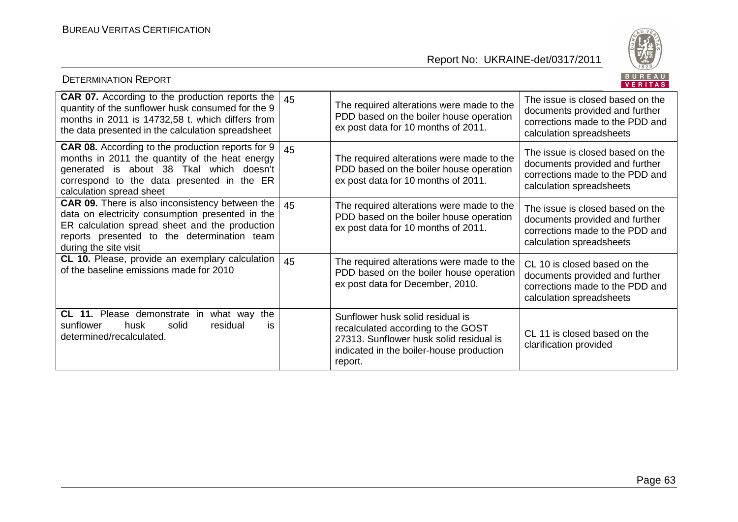| | | | |
|---|---|---|---|
| **CAR 07.** According to the production reports the quantity of the sunflower husk consumed for the 9 months in 2011 is 14732,58 t. which differs from the data presented in the calculation spreadsheet | 45 | The required alterations were made to the PDD based on the boiler house operation ex post data for 10 months of 2011. | The issue is closed based on the documents provided and further corrections made to the PDD and calculation spreadsheets |
| **CAR 08.** According to the production reports for 9 months in 2011 the quantity of the heat energy generated is about 38 Tkal which doesn't correspond to the data presented in the ER calculation spread sheet | 45 | The required alterations were made to the PDD based on the boiler house operation ex post data for 10 months of 2011. | The issue is closed based on the documents provided and further corrections made to the PDD and calculation spreadsheets |
| **CAR 09.** There is also inconsistency between the data on electricity consumption presented in the ER calculation spread sheet and the production reports presented to the determination team during the site visit | 45 | The required alterations were made to the PDD based on the boiler house operation ex post data for 10 months of 2011. | The issue is closed based on the documents provided and further corrections made to the PDD and calculation spreadsheets |
| **CL 10.** Please, provide an exemplary calculation of the baseline emissions made for 2010 | 45 | The required alterations were made to the PDD based on the boiler house operation ex post data for December, 2010. | CL 10 is closed based on the documents provided and further corrections made to the PDD and calculation spreadsheets |
| **CL 11.** Please demonstrate in what way the sunflower husk solid residual is determined/recalculated. | | Sunflower husk solid residual is recalculated according to the GOST 27313. Sunflower husk solid residual is indicated in the boiler-house production report. | CL 11 is closed based on the clarification provided |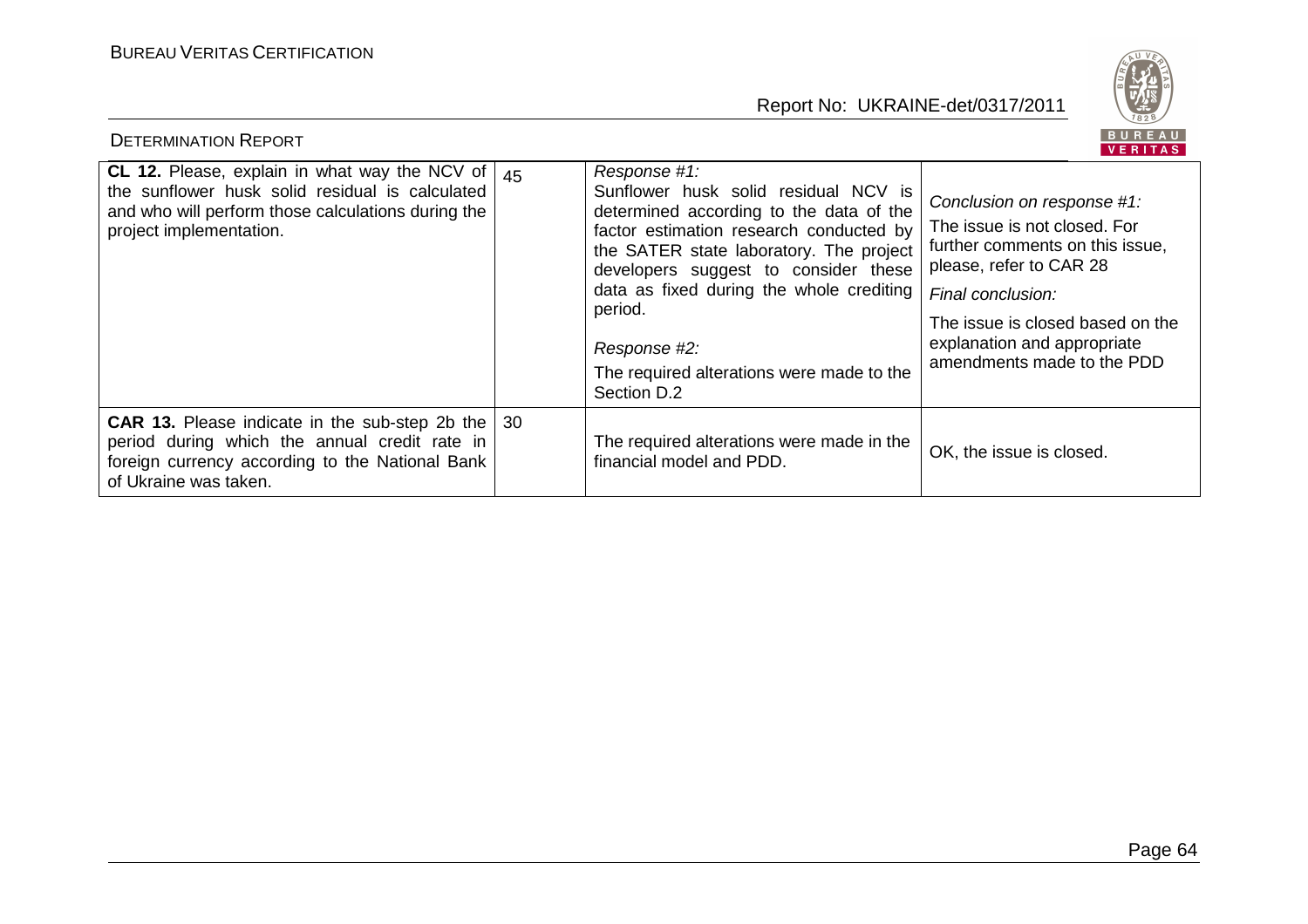| | | | |
|---|---|---|---|
| **CL 12.** Please, explain in what way the NCV of the sunflower husk solid residual is calculated and who will perform those calculations during the project implementation. | 45 | *Response #1:*<br>Sunflower husk solid residual NCV is determined according to the data of the factor estimation research conducted by the SATER state laboratory. The project developers suggest to consider these data as fixed during the whole crediting period.<br><br>*Response #2:*<br>The required alterations were made to the Section D.2 | *Conclusion on response #1:*<br>The issue is not closed. For further comments on this issue, please, refer to CAR 28<br><br>*Final conclusion:*<br>The issue is closed based on the explanation and appropriate amendments made to the PDD |
| **CAR 13.** Please indicate in the sub-step 2b the period during which the annual credit rate in foreign currency according to the National Bank of Ukraine was taken. | 30 | The required alterations were made in the financial model and PDD. | OK, the issue is closed. |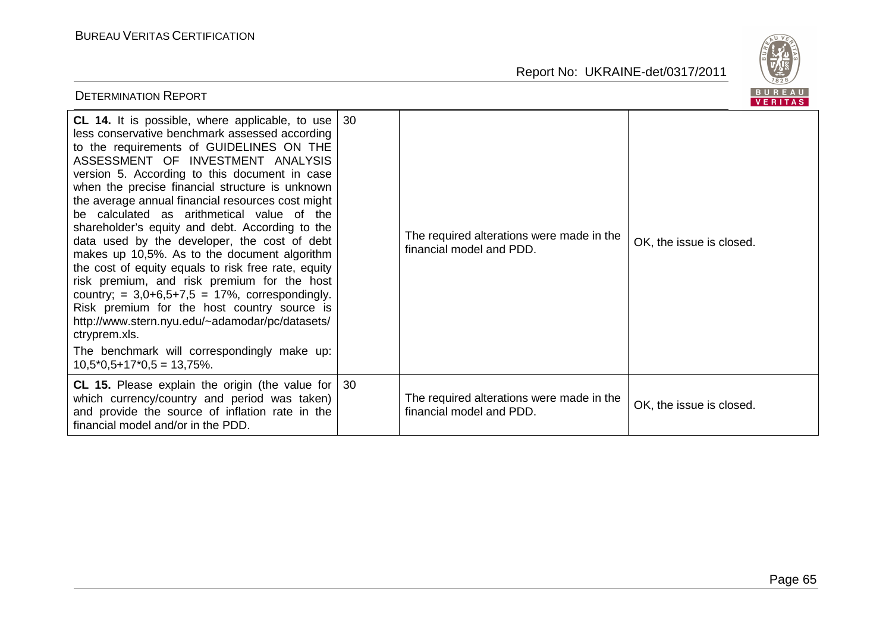| | | | |
|---|---|---|---|
| **CL 14.** It is possible, where applicable, to use less conservative benchmark assessed according to the requirements of GUIDELINES ON THE ASSESSMENT OF INVESTMENT ANALYSIS version 5. According to this document in case when the precise financial structure is unknown the average annual financial resources cost might be calculated as arithmetical value of the shareholder's equity and debt. According to the data used by the developer, the cost of debt makes up 10,5%. As to the document algorithm the cost of equity equals to risk free rate, equity risk premium, and risk premium for the host country; = 3,0+6,5+7,5 = 17%, correspondingly. Risk premium for the host country source is http://www.stern.nyu.edu/~adamodar/pc/datasets/ctryprem.xls.<br><br>The benchmark will correspondingly make up: 10,5*0,5+17*0,5 = 13,75%. | 30 | The required alterations were made in the financial model and PDD. | OK, the issue is closed. |
| **CL 15.** Please explain the origin (the value for which currency/country and period was taken) and provide the source of inflation rate in the financial model and/or in the PDD. | 30 | The required alterations were made in the financial model and PDD. | OK, the issue is closed. |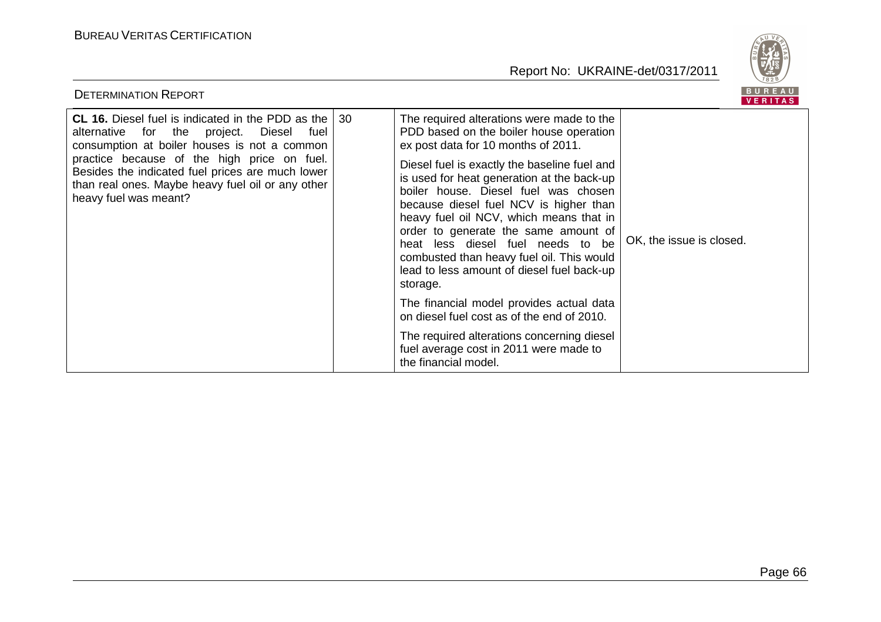| **CL 16.** Diesel fuel is indicated in the PDD as the alternative for the project. Diesel fuel consumption at boiler houses is not a common practice because of the high price on fuel. Besides the indicated fuel prices are much lower than real ones. Maybe heavy fuel oil or any other heavy fuel was meant? | 30 | The required alterations were made to the PDD based on the boiler house operation ex post data for 10 months of 2011.<br><br>Diesel fuel is exactly the baseline fuel and is used for heat generation at the back-up boiler house. Diesel fuel was chosen because diesel fuel NCV is higher than heavy fuel oil NCV, which means that in order to generate the same amount of heat less diesel fuel needs to be combusted than heavy fuel oil. This would lead to less amount of diesel fuel back-up storage.<br><br>The financial model provides actual data on diesel fuel cost as of the end of 2010.<br><br>The required alterations concerning diesel fuel average cost in 2011 were made to the financial model. | OK, the issue is closed. |
|---|---|---|---|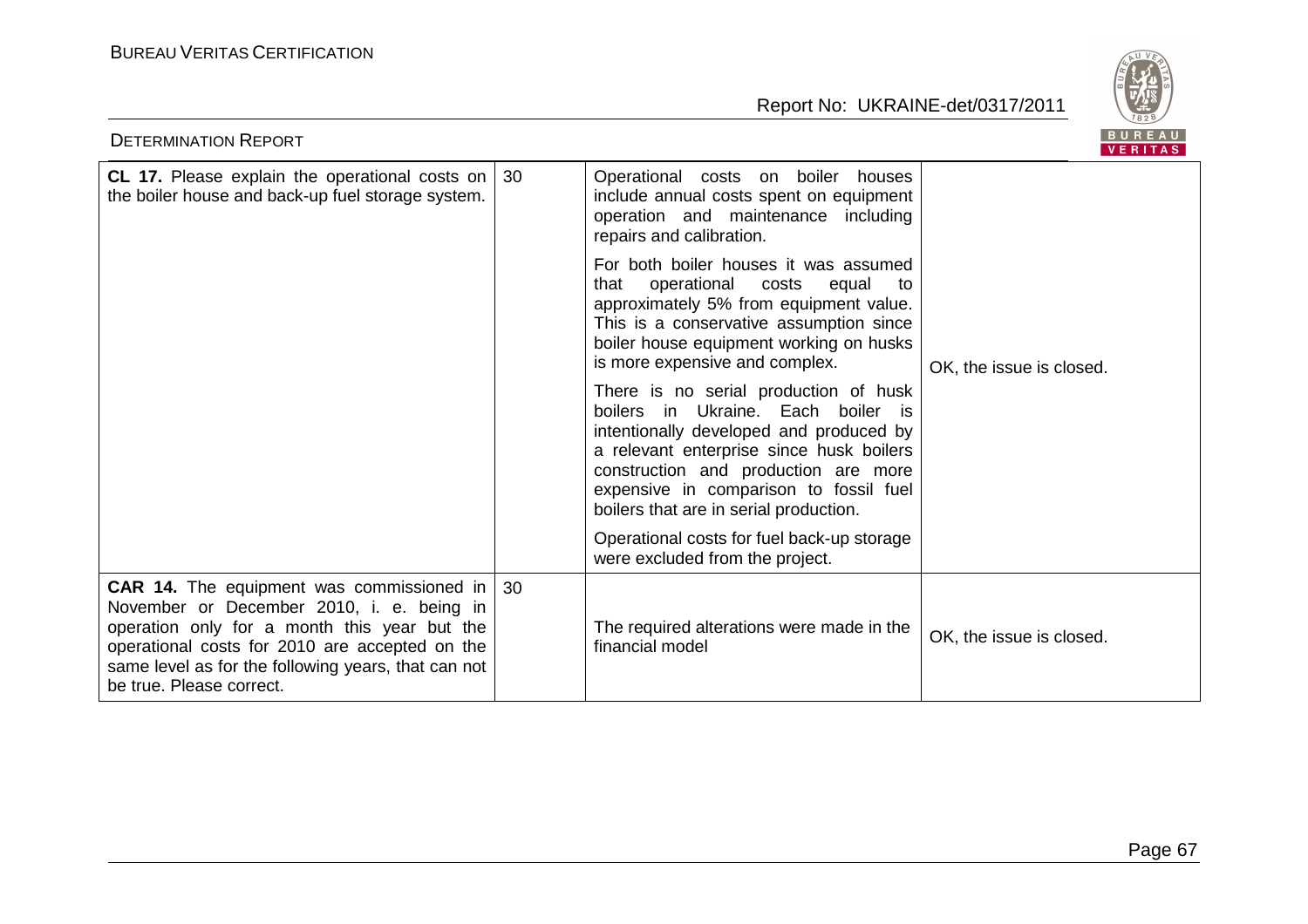| | | | |
|---|---|---|---|
| **CL 17.** Please explain the operational costs on the boiler house and back-up fuel storage system. | 30 | Operational costs on boiler houses include annual costs spent on equipment operation and maintenance including repairs and calibration.<br><br>For both boiler houses it was assumed that operational costs equal to approximately 5% from equipment value. This is a conservative assumption since boiler house equipment working on husks is more expensive and complex.<br><br>There is no serial production of husk boilers in Ukraine. Each boiler is intentionally developed and produced by a relevant enterprise since husk boilers construction and production are more expensive in comparison to fossil fuel boilers that are in serial production.<br><br>Operational costs for fuel back-up storage were excluded from the project. | OK, the issue is closed. |
| **CAR 14.** The equipment was commissioned in November or December 2010, i. e. being in operation only for a month this year but the operational costs for 2010 are accepted on the same level as for the following years, that can not be true. Please correct. | 30 | The required alterations were made in the financial model | OK, the issue is closed. |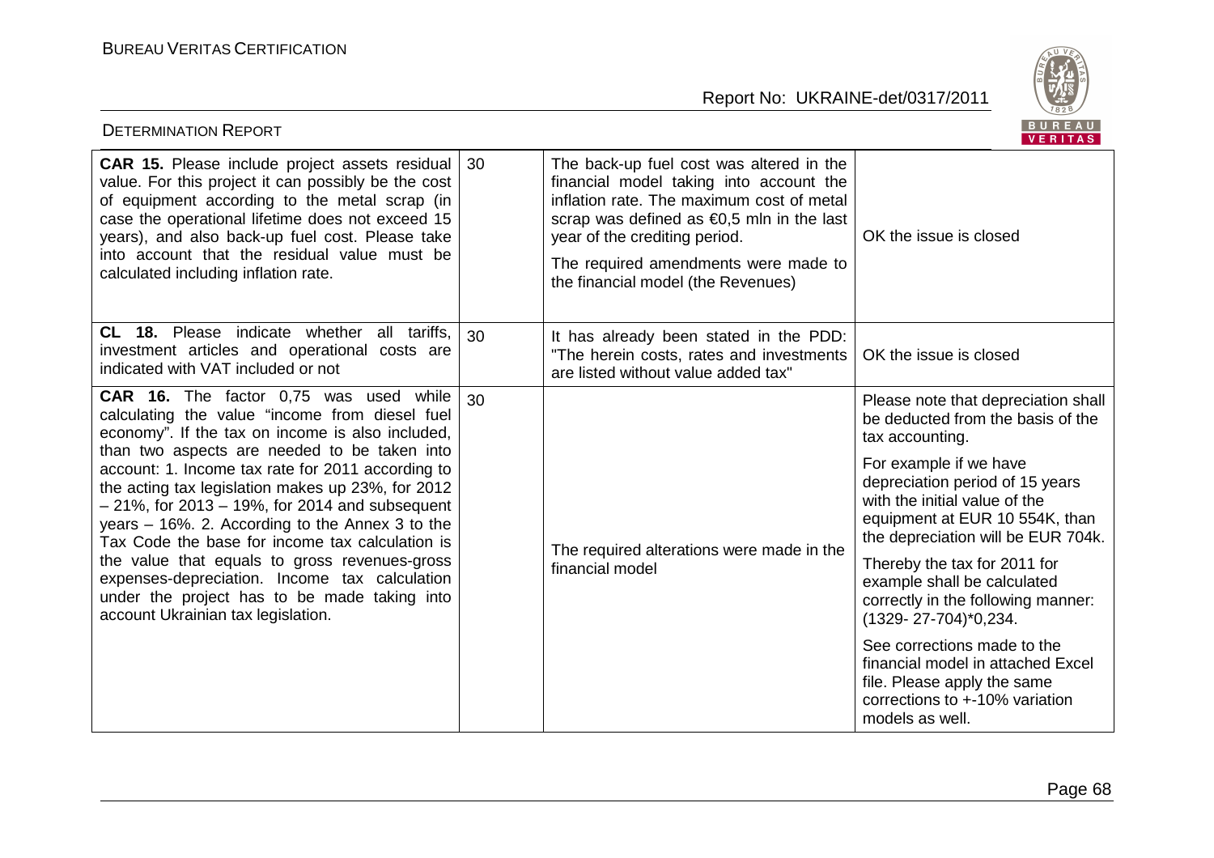| | | | |
|---|---|---|---|
| **CAR 15.** Please include project assets residual value. For this project it can possibly be the cost of equipment according to the metal scrap (in case the operational lifetime does not exceed 15 years), and also back-up fuel cost. Please take into account that the residual value must be calculated including inflation rate. | 30 | The back-up fuel cost was altered in the financial model taking into account the inflation rate. The maximum cost of metal scrap was defined as €0,5 mln in the last year of the crediting period.<br><br>The required amendments were made to the financial model (the Revenues) | OK the issue is closed |
| **CL 18.** Please indicate whether all tariffs, investment articles and operational costs are indicated with VAT included or not | 30 | It has already been stated in the PDD: "The herein costs, rates and investments are listed without value added tax" | OK the issue is closed |
| **CAR 16.** The factor 0,75 was used while calculating the value "income from diesel fuel economy". If the tax on income is also included, than two aspects are needed to be taken into account: 1. Income tax rate for 2011 according to the acting tax legislation makes up 23%, for 2012 – 21%, for 2013 – 19%, for 2014 and subsequent years – 16%. 2. According to the Annex 3 to the Tax Code the base for income tax calculation is the value that equals to gross revenues-gross expenses-depreciation. Income tax calculation under the project has to be made taking into account Ukrainian tax legislation. | 30 | The required alterations were made in the financial model | Please note that depreciation shall be deducted from the basis of the tax accounting.<br><br>For example if we have depreciation period of 15 years with the initial value of the equipment at EUR 10 554K, than the depreciation will be EUR 704k.<br><br>Thereby the tax for 2011 for example shall be calculated correctly in the following manner: (1329- 27-704)*0,234.<br><br>See corrections made to the financial model in attached Excel file. Please apply the same corrections to +-10% variation models as well. |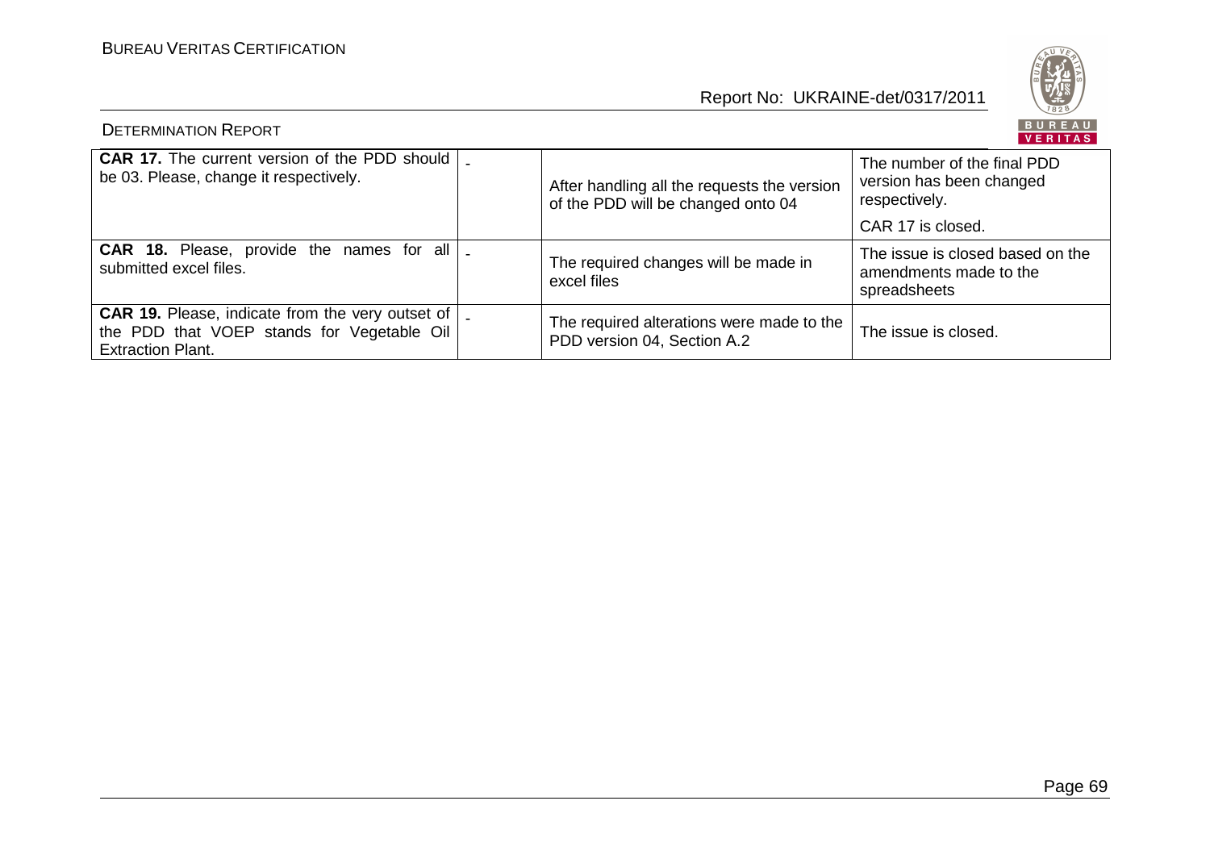| | | | |
|---|---|---|---|
| **CAR 17.** The current version of the PDD should be 03. Please, change it respectively. | - | After handling all the requests the version of the PDD will be changed onto 04 | The number of the final PDD version has been changed respectively.<br><br>CAR 17 is closed. |
| **CAR 18.** Please, provide the names for all submitted excel files. | - | The required changes will be made in excel files | The issue is closed based on the amendments made to the spreadsheets |
| **CAR 19.** Please, indicate from the very outset of the PDD that VOEP stands for Vegetable Oil Extraction Plant. | - | The required alterations were made to the PDD version 04, Section A.2 | The issue is closed. |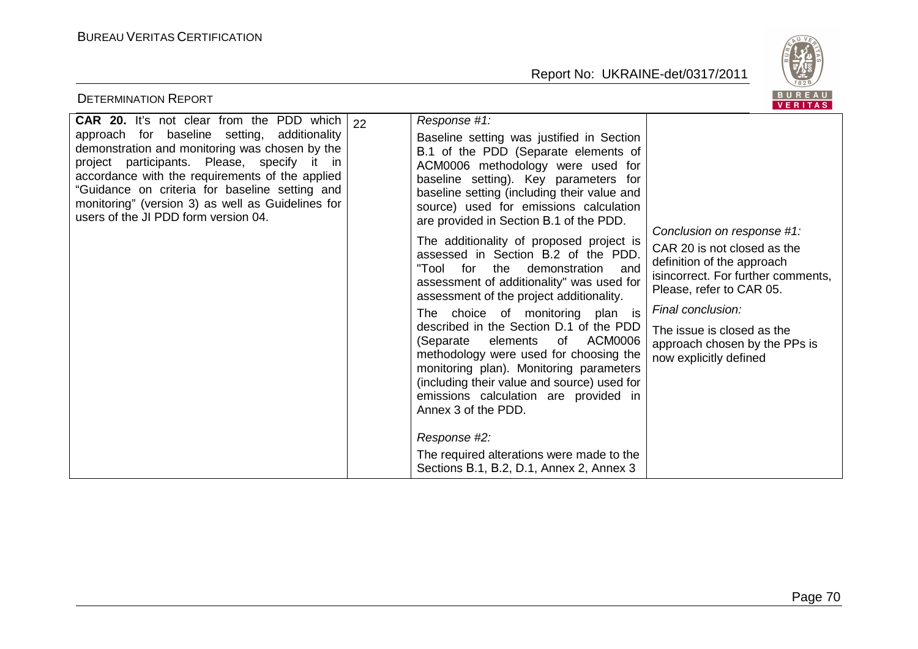| | | | |
|---|---|---|---|
| **CAR 20.** It's not clear from the PDD which approach for baseline setting, additionality demonstration and monitoring was chosen by the project participants. Please, specify it in accordance with the requirements of the applied "Guidance on criteria for baseline setting and monitoring" (version 3) as well as Guidelines for users of the JI PDD form version 04. | 22 | *Response #1:*<br><br>Baseline setting was justified in Section B.1 of the PDD (Separate elements of ACM0006 methodology were used for baseline setting). Key parameters for baseline setting (including their value and source) used for emissions calculation are provided in Section B.1 of the PDD.<br><br>The additionality of proposed project is assessed in Section B.2 of the PDD. "Tool for the demonstration and assessment of additionality" was used for assessment of the project additionality.<br><br>The choice of monitoring plan is described in the Section D.1 of the PDD (Separate elements of ACM0006 methodology were used for choosing the monitoring plan). Monitoring parameters (including their value and source) used for emissions calculation are provided in Annex 3 of the PDD.<br><br>*Response #2:*<br><br>The required alterations were made to the Sections B.1, B.2, D.1, Annex 2, Annex 3 | *Conclusion on response #1:*<br><br>CAR 20 is not closed as the definition of the approach isincorrect. For further comments, Please, refer to CAR 05.<br><br>*Final conclusion:*<br><br>The issue is closed as the approach chosen by the PPs is now explicitly defined |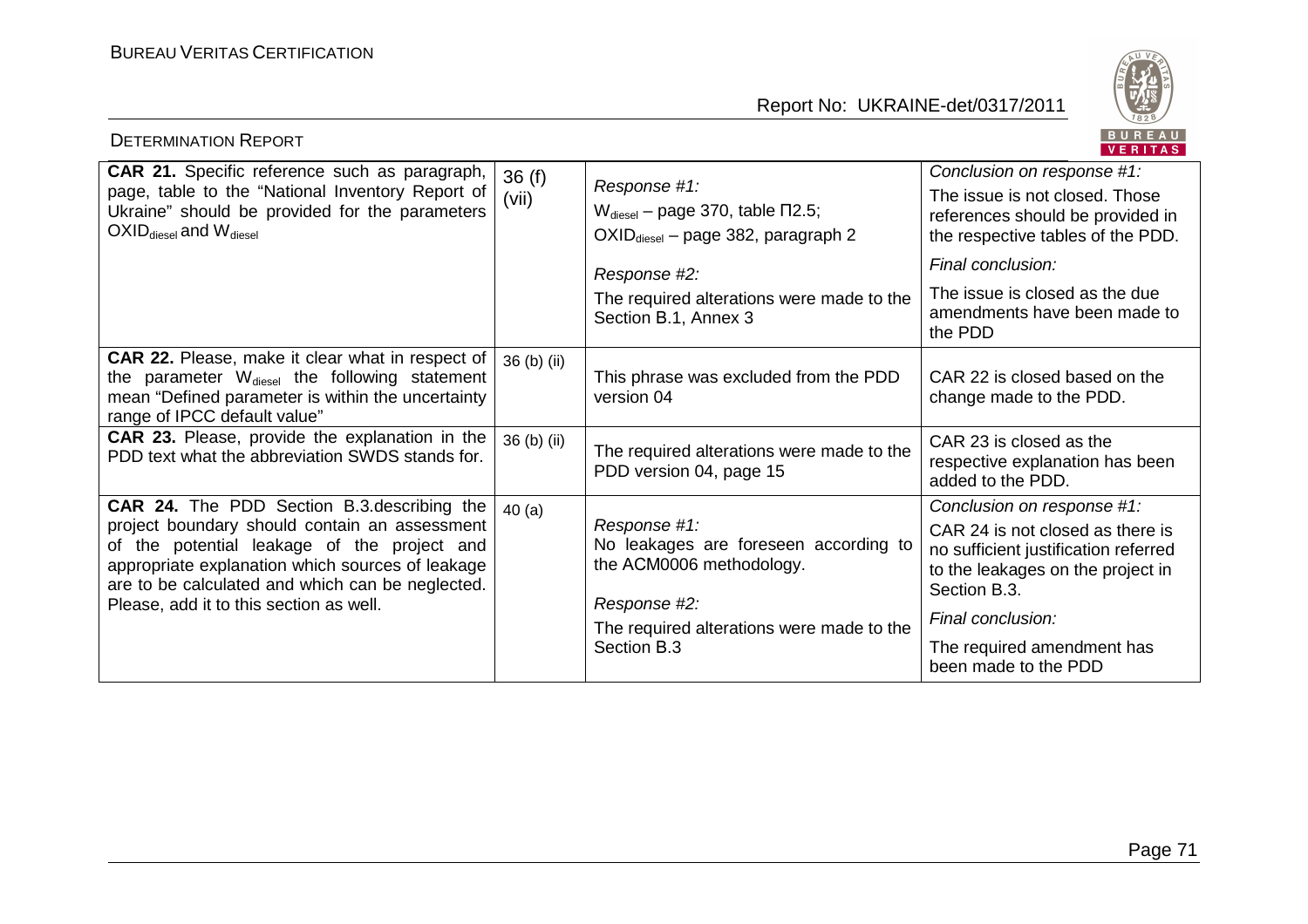| **CAR 21.** Specific reference such as paragraph, page, table to the "National Inventory Report of Ukraine" should be provided for the parameters $OXID_{diesel}$ and $W_{diesel}$ | 36 (f) (vii) | *Response #1:*<br>$W_{diesel}$ – page 370, table П2.5;<br>$OXID_{diesel}$ – page 382, paragraph 2<br><br>*Response #2:*<br>The required alterations were made to the Section B.1, Annex 3 | *Conclusion on response #1:*<br>The issue is not closed. Those references should be provided in the respective tables of the PDD.<br><br>*Final conclusion:*<br>The issue is closed as the due amendments have been made to the PDD |
|---|---|---|---|
| **CAR 22.** Please, make it clear what in respect of the parameter $W_{diesel}$ the following statement mean "Defined parameter is within the uncertainty range of IPCC default value" | 36 (b) (ii) | This phrase was excluded from the PDD version 04 | CAR 22 is closed based on the change made to the PDD. |
| **CAR 23.** Please, provide the explanation in the PDD text what the abbreviation SWDS stands for. | 36 (b) (ii) | The required alterations were made to the PDD version 04, page 15 | CAR 23 is closed as the respective explanation has been added to the PDD. |
| **CAR 24.** The PDD Section B.3.describing the project boundary should contain an assessment of the potential leakage of the project and appropriate explanation which sources of leakage are to be calculated and which can be neglected. Please, add it to this section as well. | 40 (a) | *Response #1:*<br>No leakages are foreseen according to the ACM0006 methodology.<br><br>*Response #2:*<br>The required alterations were made to the Section B.3 | *Conclusion on response #1:*<br>CAR 24 is not closed as there is no sufficient justification referred to the leakages on the project in Section B.3.<br><br>*Final conclusion:*<br>The required amendment has been made to the PDD |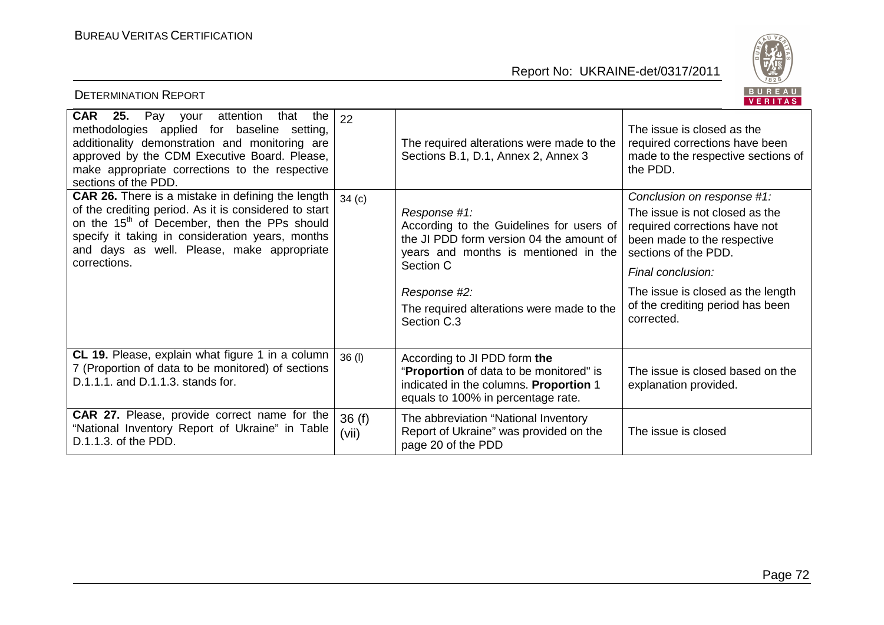| **CAR 25.** Pay your attention that the methodologies applied for baseline setting, additionality demonstration and monitoring are approved by the CDM Executive Board. Please, make appropriate corrections to the respective sections of the PDD. | 22 | The required alterations were made to the Sections B.1, D.1, Annex 2, Annex 3 | The issue is closed as the required corrections have been made to the respective sections of the PDD. |
|---|---|---|---|
| **CAR 26.** There is a mistake in defining the length of the crediting period. As it is considered to start on the 15th of December, then the PPs should specify it taking in consideration years, months and days as well. Please, make appropriate corrections. | 34 (c) | *Response #1:* According to the Guidelines for users of the JI PDD form version 04 the amount of years and months is mentioned in the Section C<br><br>*Response #2:* The required alterations were made to the Section C.3 | *Conclusion on response #1:* The issue is not closed as the required corrections have not been made to the respective sections of the PDD.<br><br>*Final conclusion:* The issue is closed as the length of the crediting period has been corrected. |
| **CL 19.** Please, explain what figure 1 in a column 7 (Proportion of data to be monitored) of sections D.1.1.1. and D.1.1.3. stands for. | 36 (l) | According to JI PDD form **the** "**Proportion** of data to be monitored" is indicated in the columns. **Proportion** 1 equals to 100% in percentage rate. | The issue is closed based on the explanation provided. |
| **CAR 27.** Please, provide correct name for the "National Inventory Report of Ukraine" in Table D.1.1.3. of the PDD. | 36 (f) (vii) | The abbreviation "National Inventory Report of Ukraine" was provided on the page 20 of the PDD | The issue is closed |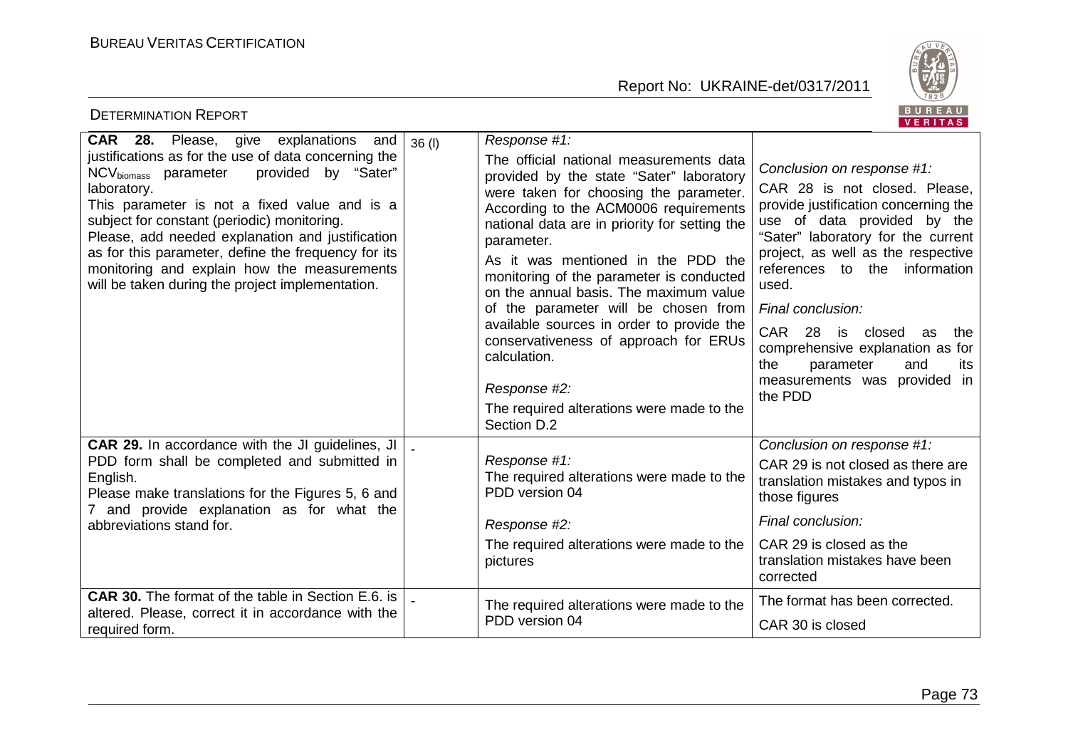| **CAR 28.** Please, give explanations and justifications as for the use of data concerning the $NCV_{biomass}$ parameter provided by "Sater" laboratory.<br>This parameter is not a fixed value and is a subject for constant (periodic) monitoring.<br>Please, add needed explanation and justification as for this parameter, define the frequency for its monitoring and explain how the measurements will be taken during the project implementation. | 36 (I) | *Response #1:*<br>The official national measurements data provided by the state "Sater" laboratory were taken for choosing the parameter. According to the ACM0006 requirements national data are in priority for setting the parameter.<br>As it was mentioned in the PDD the monitoring of the parameter is conducted on the annual basis. The maximum value of the parameter will be chosen from available sources in order to provide the conservativeness of approach for ERUs calculation.<br>*Response #2:*<br>The required alterations were made to the Section D.2 | *Conclusion on response #1:*<br>CAR 28 is not closed. Please, provide justification concerning the use of data provided by the "Sater" laboratory for the current project, as well as the respective references to the information used.<br>*Final conclusion:*<br>CAR 28 is closed as the comprehensive explanation as for the parameter and its measurements was provided in the PDD |
|---|---|---|---|
| **CAR 29.** In accordance with the JI guidelines, JI PDD form shall be completed and submitted in English.<br>Please make translations for the Figures 5, 6 and 7 and provide explanation as for what the abbreviations stand for. | - | *Response #1:*<br>The required alterations were made to the PDD version 04<br>*Response #2:*<br>The required alterations were made to the pictures | *Conclusion on response #1:*<br>CAR 29 is not closed as there are translation mistakes and typos in those figures<br>*Final conclusion:*<br>CAR 29 is closed as the translation mistakes have been corrected |
| **CAR 30.** The format of the table in Section E.6. is altered. Please, correct it in accordance with the required form. | - | The required alterations were made to the PDD version 04 | The format has been corrected.<br>CAR 30 is closed |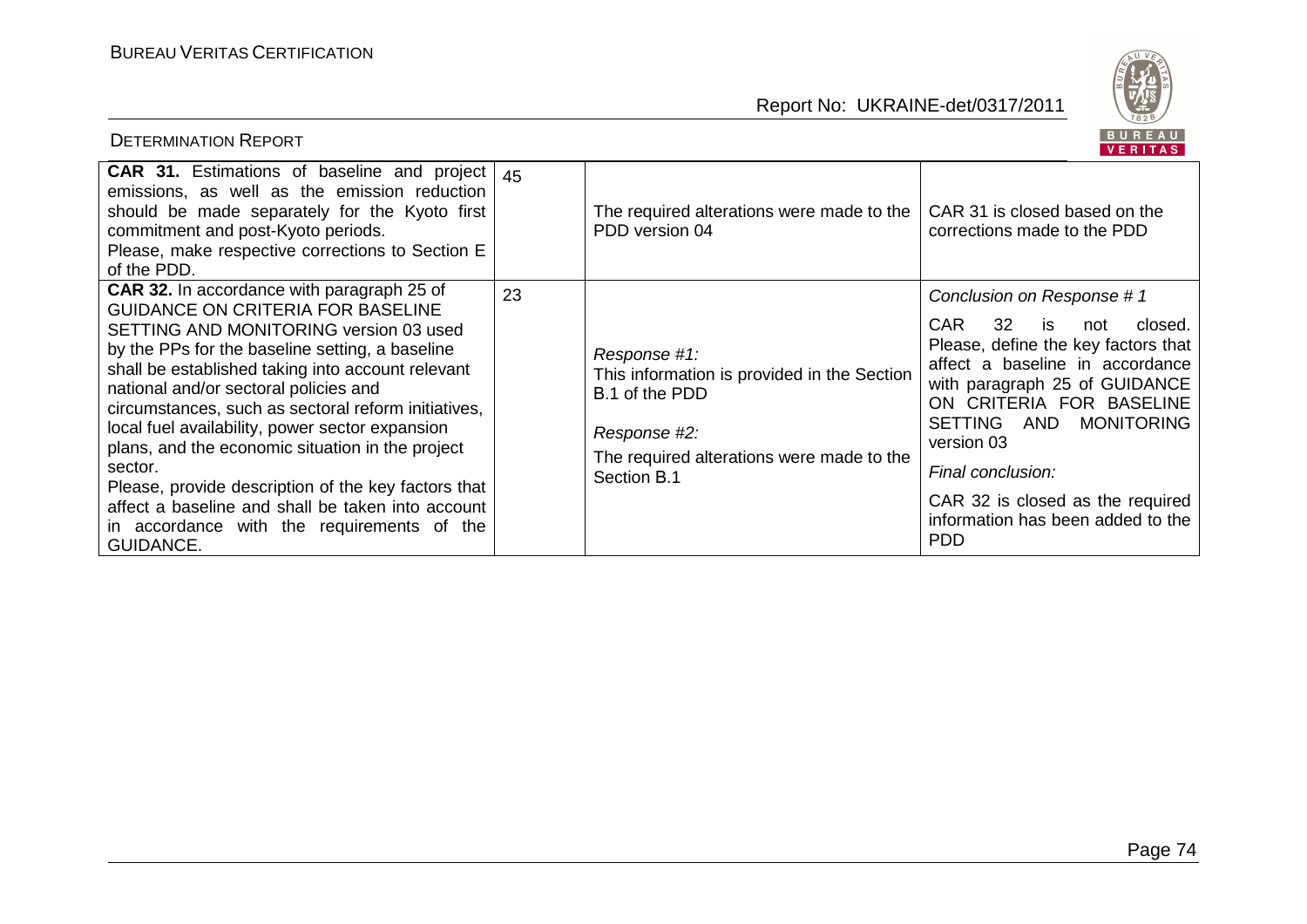| | | | |
|---|---|---|---|
| **CAR 31.** Estimations of baseline and project emissions, as well as the emission reduction should be made separately for the Kyoto first commitment and post-Kyoto periods.<br>Please, make respective corrections to Section E of the PDD. | 45 | The required alterations were made to the PDD version 04 | CAR 31 is closed based on the corrections made to the PDD |
| **CAR 32.** In accordance with paragraph 25 of GUIDANCE ON CRITERIA FOR BASELINE SETTING AND MONITORING version 03 used by the PPs for the baseline setting, a baseline shall be established taking into account relevant national and/or sectoral policies and circumstances, such as sectoral reform initiatives, local fuel availability, power sector expansion plans, and the economic situation in the project sector.<br>Please, provide description of the key factors that affect a baseline and shall be taken into account in accordance with the requirements of the GUIDANCE. | 23 | *Response #1:*<br>This information is provided in the Section B.1 of the PDD<br>*Response #2:*<br>The required alterations were made to the Section B.1 | *Conclusion on Response # 1*<br>CAR 32 is not closed. Please, define the key factors that affect a baseline in accordance with paragraph 25 of GUIDANCE ON CRITERIA FOR BASELINE SETTING AND MONITORING version 03<br>*Final conclusion:*<br>CAR 32 is closed as the required information has been added to the PDD |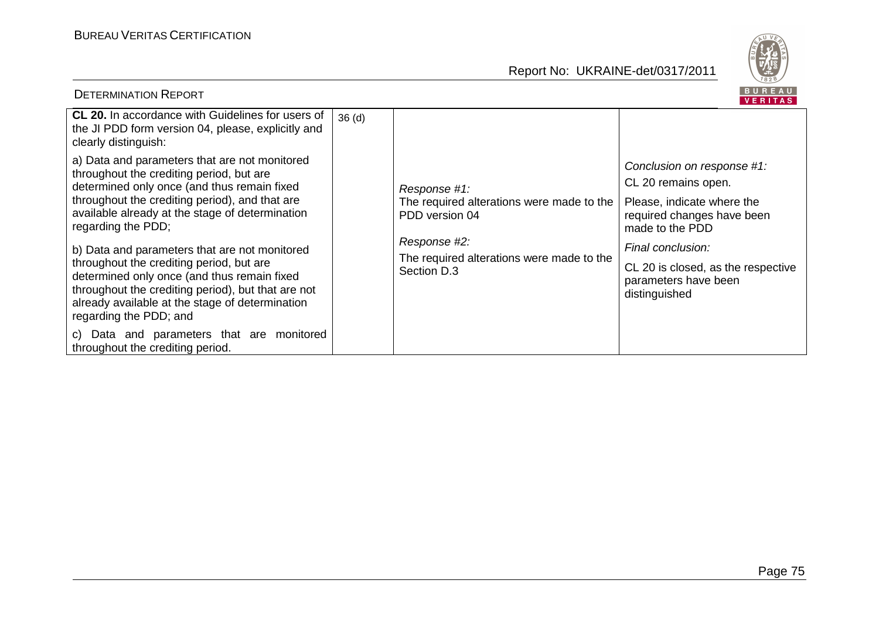| | | | |
|---|---|---|---|
| **CL 20.** In accordance with Guidelines for users of the JI PDD form version 04, please, explicitly and clearly distinguish:<br><br>a) Data and parameters that are not monitored throughout the crediting period, but are determined only once (and thus remain fixed throughout the crediting period), and that are available already at the stage of determination regarding the PDD;<br><br>b) Data and parameters that are not monitored throughout the crediting period, but are determined only once (and thus remain fixed throughout the crediting period), but that are not already available at the stage of determination regarding the PDD; and<br><br>c) Data and parameters that are monitored throughout the crediting period. | 36 (d) | *Response #1:*<br>The required alterations were made to the PDD version 04<br><br>*Response #2:*<br>The required alterations were made to the Section D.3 | *Conclusion on response #1:*<br>CL 20 remains open.<br><br>Please, indicate where the required changes have been made to the PDD<br><br>*Final conclusion:*<br><br>CL 20 is closed, as the respective parameters have been distinguished |